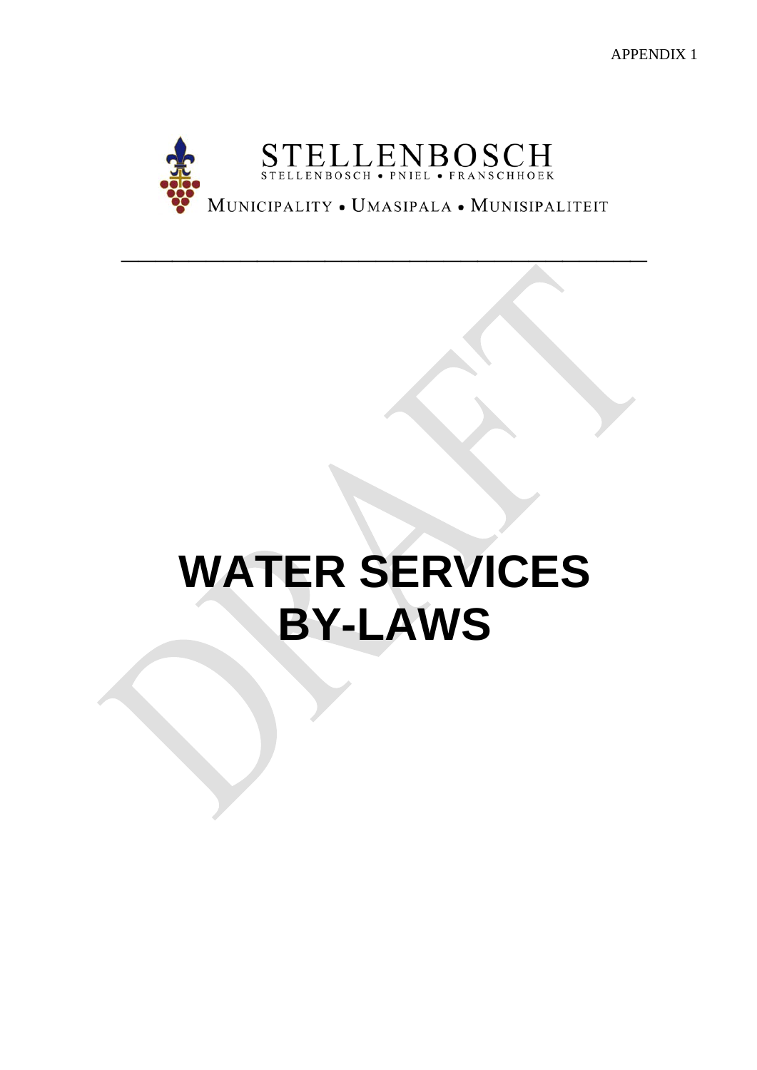APPENDIX 1

STELLENBOSCH

STELLENBOSCH • PNIEL • FRANSCHHOEK

MUNICIPALITY • UMASIPALA • MUNISIPALITEIT

---

# WATER SERVICES BY-LAWS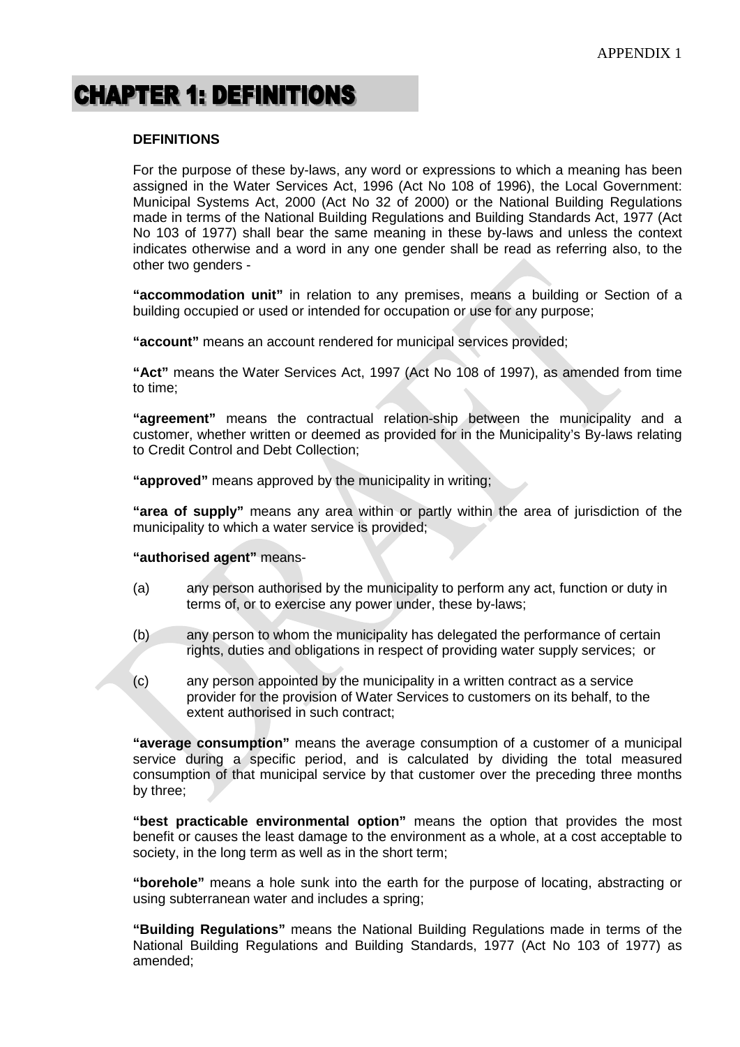# CHAPTER 1: DEFINITIONS

**DEFINITIONS**

For the purpose of these by-laws, any word or expressions to which a meaning has been assigned in the Water Services Act, 1996 (Act No 108 of 1996), the Local Government: Municipal Systems Act, 2000 (Act No 32 of 2000) or the National Building Regulations made in terms of the National Building Regulations and Building Standards Act, 1977 (Act No 103 of 1977) shall bear the same meaning in these by-laws and unless the context indicates otherwise and a word in any one gender shall be read as referring also, to the other two genders -

**"accommodation unit"** in relation to any premises, means a building or Section of a building occupied or used or intended for occupation or use for any purpose;

**"account"** means an account rendered for municipal services provided;

**"Act"** means the Water Services Act, 1997 (Act No 108 of 1997), as amended from time to time;

**"agreement"** means the contractual relation-ship between the municipality and a customer, whether written or deemed as provided for in the Municipality's By-laws relating to Credit Control and Debt Collection;

**"approved"** means approved by the municipality in writing;

**"area of supply"** means any area within or partly within the area of jurisdiction of the municipality to which a water service is provided;

**"authorised agent"** means-

(a) any person authorised by the municipality to perform any act, function or duty in terms of, or to exercise any power under, these by-laws;

(b) any person to whom the municipality has delegated the performance of certain rights, duties and obligations in respect of providing water supply services; or

(c) any person appointed by the municipality in a written contract as a service provider for the provision of Water Services to customers on its behalf, to the extent authorised in such contract;

**"average consumption"** means the average consumption of a customer of a municipal service during a specific period, and is calculated by dividing the total measured consumption of that municipal service by that customer over the preceding three months by three;

**"best practicable environmental option"** means the option that provides the most benefit or causes the least damage to the environment as a whole, at a cost acceptable to society, in the long term as well as in the short term;

**"borehole"** means a hole sunk into the earth for the purpose of locating, abstracting or using subterranean water and includes a spring;

**"Building Regulations"** means the National Building Regulations made in terms of the National Building Regulations and Building Standards, 1977 (Act No 103 of 1977) as amended;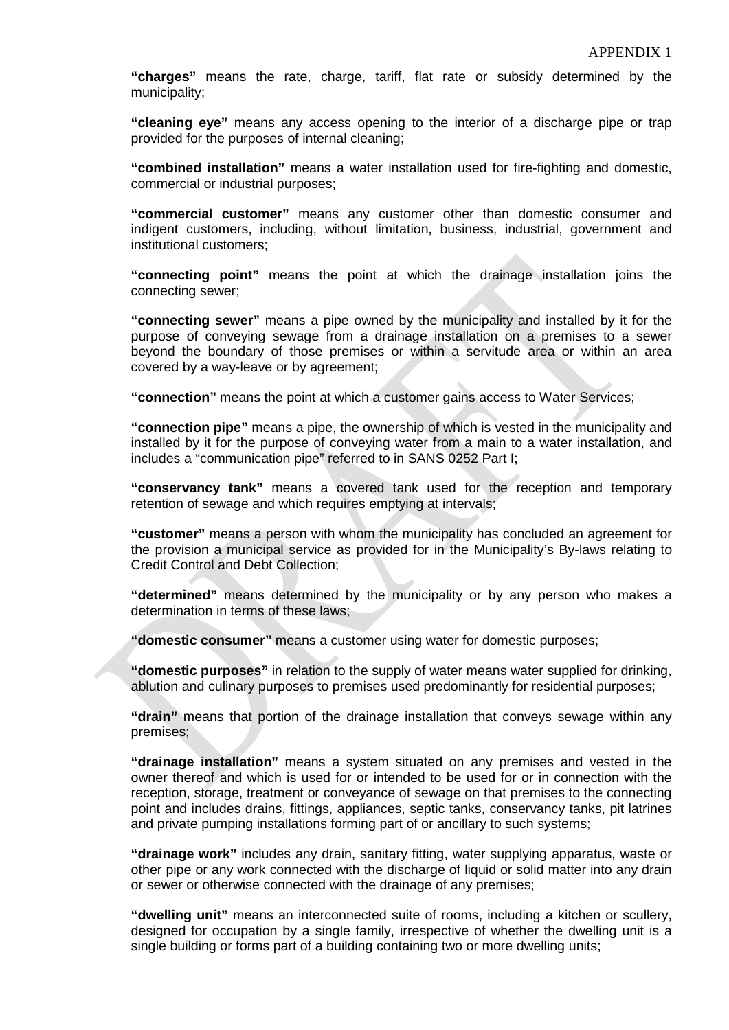**“charges”** means the rate, charge, tariff, flat rate or subsidy determined by the municipality;

**“cleaning eye”** means any access opening to the interior of a discharge pipe or trap provided for the purposes of internal cleaning;

**“combined installation”** means a water installation used for fire-fighting and domestic, commercial or industrial purposes;

**“commercial customer”** means any customer other than domestic consumer and indigent customers, including, without limitation, business, industrial, government and institutional customers;

**“connecting point”** means the point at which the drainage installation joins the connecting sewer;

**“connecting sewer”** means a pipe owned by the municipality and installed by it for the purpose of conveying sewage from a drainage installation on a premises to a sewer beyond the boundary of those premises or within a servitude area or within an area covered by a way-leave or by agreement;

**“connection”** means the point at which a customer gains access to Water Services;

**“connection pipe”** means a pipe, the ownership of which is vested in the municipality and installed by it for the purpose of conveying water from a main to a water installation, and includes a “communication pipe” referred to in SANS 0252 Part I;

**“conservancy tank”** means a covered tank used for the reception and temporary retention of sewage and which requires emptying at intervals;

**“customer”** means a person with whom the municipality has concluded an agreement for the provision a municipal service as provided for in the Municipality’s By-laws relating to Credit Control and Debt Collection;

**“determined”** means determined by the municipality or by any person who makes a determination in terms of these laws;

**“domestic consumer”** means a customer using water for domestic purposes;

**“domestic purposes”** in relation to the supply of water means water supplied for drinking, ablution and culinary purposes to premises used predominantly for residential purposes;

**“drain”** means that portion of the drainage installation that conveys sewage within any premises;

**“drainage installation”** means a system situated on any premises and vested in the owner thereof and which is used for or intended to be used for or in connection with the reception, storage, treatment or conveyance of sewage on that premises to the connecting point and includes drains, fittings, appliances, septic tanks, conservancy tanks, pit latrines and private pumping installations forming part of or ancillary to such systems;

**“drainage work”** includes any drain, sanitary fitting, water supplying apparatus, waste or other pipe or any work connected with the discharge of liquid or solid matter into any drain or sewer or otherwise connected with the drainage of any premises;

**“dwelling unit”** means an interconnected suite of rooms, including a kitchen or scullery, designed for occupation by a single family, irrespective of whether the dwelling unit is a single building or forms part of a building containing two or more dwelling units;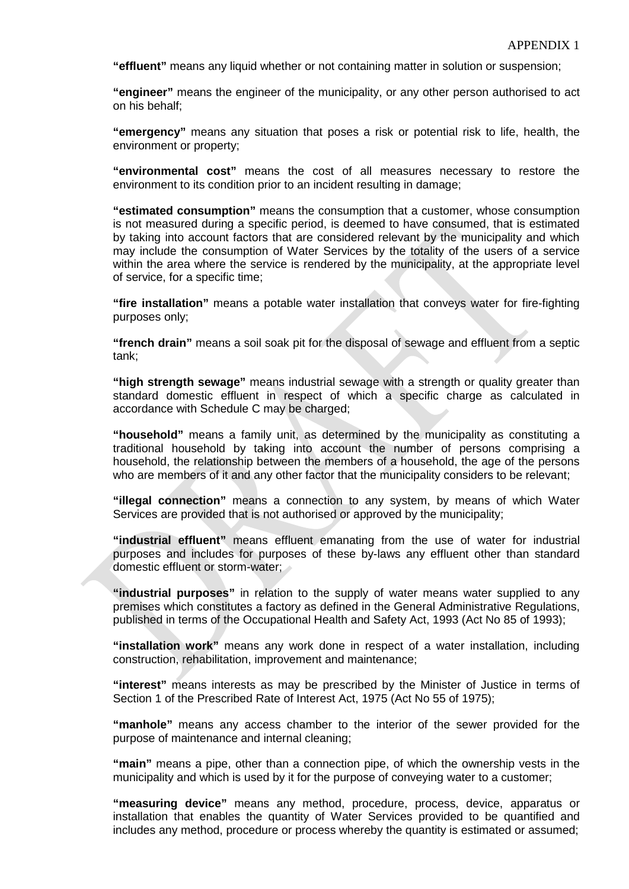**"effluent"** means any liquid whether or not containing matter in solution or suspension;

**"engineer"** means the engineer of the municipality, or any other person authorised to act on his behalf;

**"emergency"** means any situation that poses a risk or potential risk to life, health, the environment or property;

**"environmental cost"** means the cost of all measures necessary to restore the environment to its condition prior to an incident resulting in damage;

**"estimated consumption"** means the consumption that a customer, whose consumption is not measured during a specific period, is deemed to have consumed, that is estimated by taking into account factors that are considered relevant by the municipality and which may include the consumption of Water Services by the totality of the users of a service within the area where the service is rendered by the municipality, at the appropriate level of service, for a specific time;

**"fire installation"** means a potable water installation that conveys water for fire-fighting purposes only;

**"french drain"** means a soil soak pit for the disposal of sewage and effluent from a septic tank;

**"high strength sewage"** means industrial sewage with a strength or quality greater than standard domestic effluent in respect of which a specific charge as calculated in accordance with Schedule C may be charged;

**"household"** means a family unit, as determined by the municipality as constituting a traditional household by taking into account the number of persons comprising a household, the relationship between the members of a household, the age of the persons who are members of it and any other factor that the municipality considers to be relevant;

**"illegal connection"** means a connection to any system, by means of which Water Services are provided that is not authorised or approved by the municipality;

**"industrial effluent"** means effluent emanating from the use of water for industrial purposes and includes for purposes of these by-laws any effluent other than standard domestic effluent or storm-water;

**"industrial purposes"** in relation to the supply of water means water supplied to any premises which constitutes a factory as defined in the General Administrative Regulations, published in terms of the Occupational Health and Safety Act, 1993 (Act No 85 of 1993);

**"installation work"** means any work done in respect of a water installation, including construction, rehabilitation, improvement and maintenance;

**"interest"** means interests as may be prescribed by the Minister of Justice in terms of Section 1 of the Prescribed Rate of Interest Act, 1975 (Act No 55 of 1975);

**"manhole"** means any access chamber to the interior of the sewer provided for the purpose of maintenance and internal cleaning;

**"main"** means a pipe, other than a connection pipe, of which the ownership vests in the municipality and which is used by it for the purpose of conveying water to a customer;

**"measuring device"** means any method, procedure, process, device, apparatus or installation that enables the quantity of Water Services provided to be quantified and includes any method, procedure or process whereby the quantity is estimated or assumed;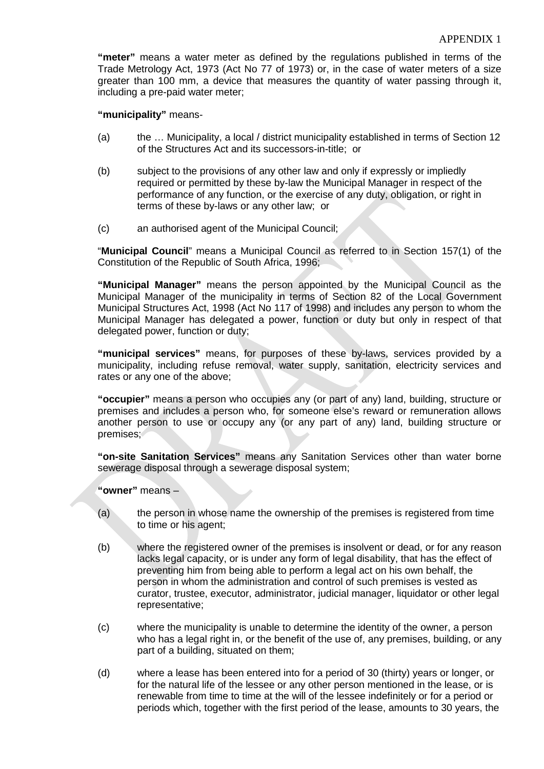**“meter”** means a water meter as defined by the regulations published in terms of the Trade Metrology Act, 1973 (Act No 77 of 1973) or, in the case of water meters of a size greater than 100 mm, a device that measures the quantity of water passing through it, including a pre-paid water meter;

**“municipality”** means-

(a) the … Municipality, a local / district municipality established in terms of Section 12 of the Structures Act and its successors-in-title; or

(b) subject to the provisions of any other law and only if expressly or impliedly required or permitted by these by-law the Municipal Manager in respect of the performance of any function, or the exercise of any duty, obligation, or right in terms of these by-laws or any other law; or

(c) an authorised agent of the Municipal Council;

“**Municipal Council**” means a Municipal Council as referred to in Section 157(1) of the Constitution of the Republic of South Africa, 1996;

**“Municipal Manager”** means the person appointed by the Municipal Council as the Municipal Manager of the municipality in terms of Section 82 of the Local Government Municipal Structures Act, 1998 (Act No 117 of 1998) and includes any person to whom the Municipal Manager has delegated a power, function or duty but only in respect of that delegated power, function or duty;

**“municipal services”** means, for purposes of these by-laws, services provided by a municipality, including refuse removal, water supply, sanitation, electricity services and rates or any one of the above;

**“occupier”** means a person who occupies any (or part of any) land, building, structure or premises and includes a person who, for someone else’s reward or remuneration allows another person to use or occupy any (or any part of any) land, building structure or premises;

**“on-site Sanitation Services”** means any Sanitation Services other than water borne sewerage disposal through a sewerage disposal system;

**“owner”** means –

(a) the person in whose name the ownership of the premises is registered from time to time or his agent;

(b) where the registered owner of the premises is insolvent or dead, or for any reason lacks legal capacity, or is under any form of legal disability, that has the effect of preventing him from being able to perform a legal act on his own behalf, the person in whom the administration and control of such premises is vested as curator, trustee, executor, administrator, judicial manager, liquidator or other legal representative;

(c) where the municipality is unable to determine the identity of the owner, a person who has a legal right in, or the benefit of the use of, any premises, building, or any part of a building, situated on them;

(d) where a lease has been entered into for a period of 30 (thirty) years or longer, or for the natural life of the lessee or any other person mentioned in the lease, or is renewable from time to time at the will of the lessee indefinitely or for a period or periods which, together with the first period of the lease, amounts to 30 years, the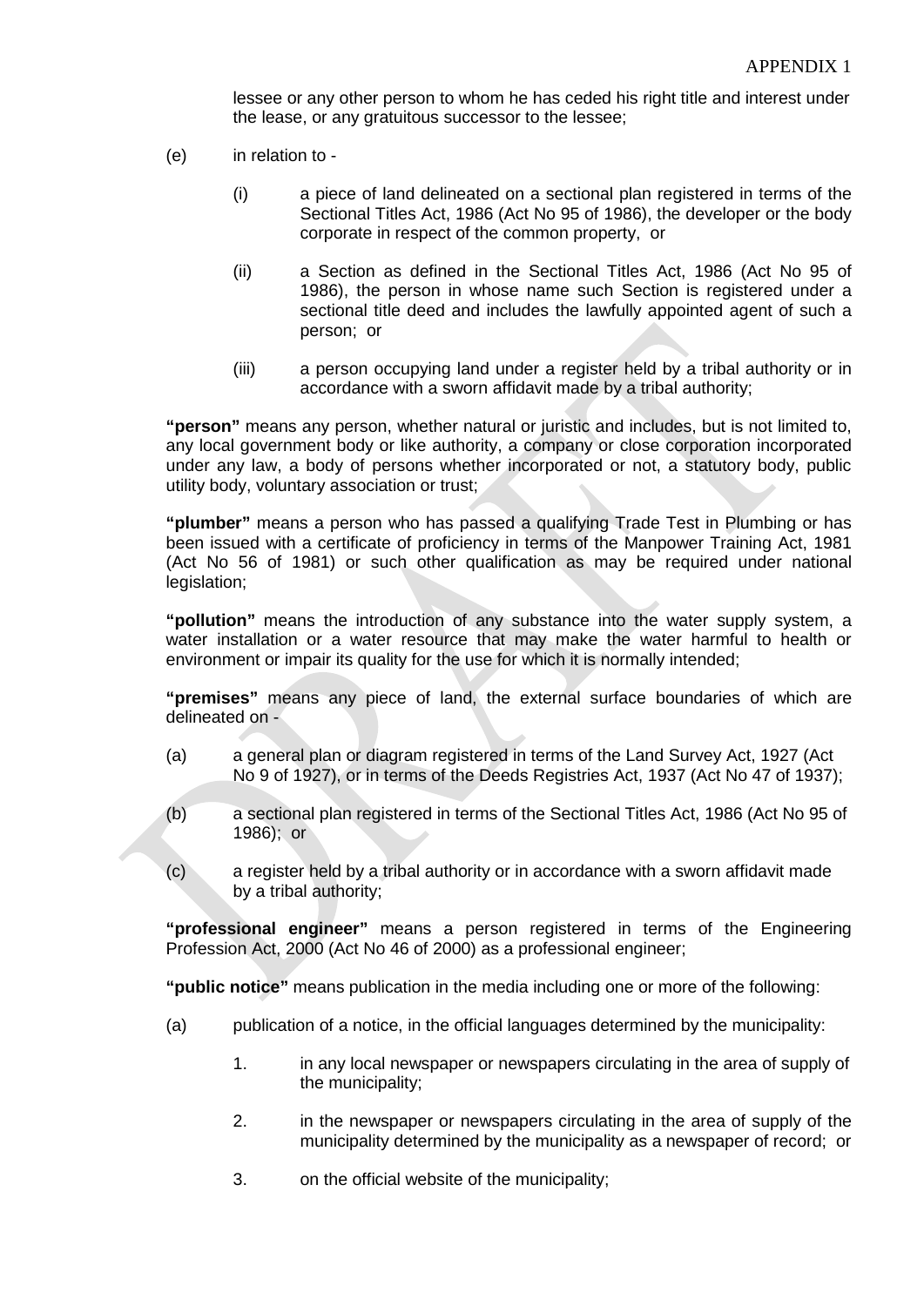lessee or any other person to whom he has ceded his right title and interest under the lease, or any gratuitous successor to the lessee;

(e) in relation to -

(i) a piece of land delineated on a sectional plan registered in terms of the Sectional Titles Act, 1986 (Act No 95 of 1986), the developer or the body corporate in respect of the common property, or

(ii) a Section as defined in the Sectional Titles Act, 1986 (Act No 95 of 1986), the person in whose name such Section is registered under a sectional title deed and includes the lawfully appointed agent of such a person; or

(iii) a person occupying land under a register held by a tribal authority or in accordance with a sworn affidavit made by a tribal authority;

**"person"** means any person, whether natural or juristic and includes, but is not limited to, any local government body or like authority, a company or close corporation incorporated under any law, a body of persons whether incorporated or not, a statutory body, public utility body, voluntary association or trust;

**"plumber"** means a person who has passed a qualifying Trade Test in Plumbing or has been issued with a certificate of proficiency in terms of the Manpower Training Act, 1981 (Act No 56 of 1981) or such other qualification as may be required under national legislation;

**"pollution"** means the introduction of any substance into the water supply system, a water installation or a water resource that may make the water harmful to health or environment or impair its quality for the use for which it is normally intended;

**"premises"** means any piece of land, the external surface boundaries of which are delineated on -

(a) a general plan or diagram registered in terms of the Land Survey Act, 1927 (Act No 9 of 1927), or in terms of the Deeds Registries Act, 1937 (Act No 47 of 1937);

(b) a sectional plan registered in terms of the Sectional Titles Act, 1986 (Act No 95 of 1986); or

(c) a register held by a tribal authority or in accordance with a sworn affidavit made by a tribal authority;

**"professional engineer"** means a person registered in terms of the Engineering Profession Act, 2000 (Act No 46 of 2000) as a professional engineer;

**"public notice"** means publication in the media including one or more of the following:

(a) publication of a notice, in the official languages determined by the municipality:

1. in any local newspaper or newspapers circulating in the area of supply of the municipality;

2. in the newspaper or newspapers circulating in the area of supply of the municipality determined by the municipality as a newspaper of record; or

3. on the official website of the municipality;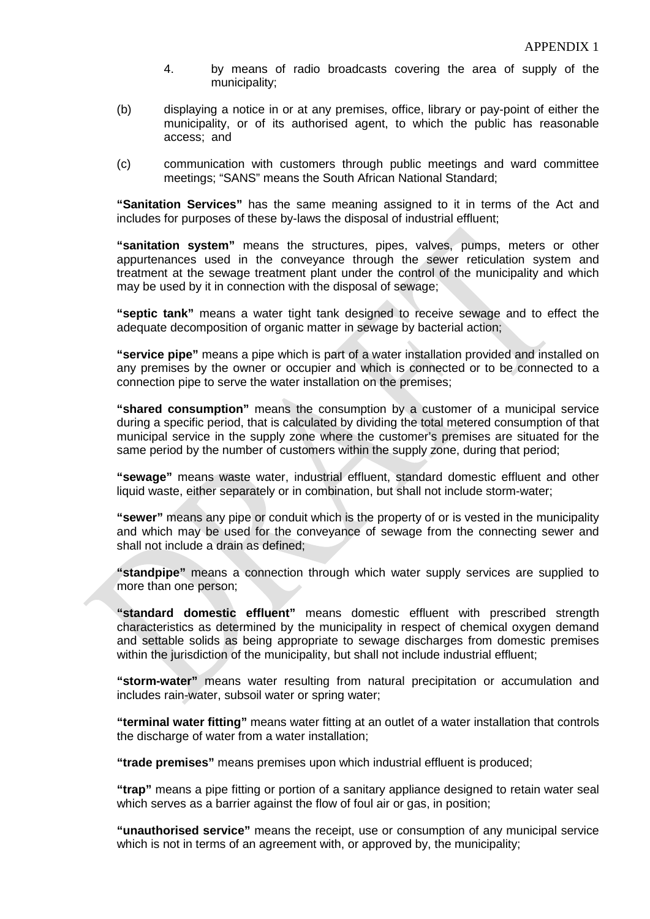4. by means of radio broadcasts covering the area of supply of the municipality;

(b) displaying a notice in or at any premises, office, library or pay-point of either the municipality, or of its authorised agent, to which the public has reasonable access; and

(c) communication with customers through public meetings and ward committee meetings; "SANS" means the South African National Standard;

**"Sanitation Services"** has the same meaning assigned to it in terms of the Act and includes for purposes of these by-laws the disposal of industrial effluent;

**"sanitation system"** means the structures, pipes, valves, pumps, meters or other appurtenances used in the conveyance through the sewer reticulation system and treatment at the sewage treatment plant under the control of the municipality and which may be used by it in connection with the disposal of sewage;

**"septic tank"** means a water tight tank designed to receive sewage and to effect the adequate decomposition of organic matter in sewage by bacterial action;

**"service pipe"** means a pipe which is part of a water installation provided and installed on any premises by the owner or occupier and which is connected or to be connected to a connection pipe to serve the water installation on the premises;

**"shared consumption"** means the consumption by a customer of a municipal service during a specific period, that is calculated by dividing the total metered consumption of that municipal service in the supply zone where the customer's premises are situated for the same period by the number of customers within the supply zone, during that period;

**"sewage"** means waste water, industrial effluent, standard domestic effluent and other liquid waste, either separately or in combination, but shall not include storm-water;

**"sewer"** means any pipe or conduit which is the property of or is vested in the municipality and which may be used for the conveyance of sewage from the connecting sewer and shall not include a drain as defined;

**"standpipe"** means a connection through which water supply services are supplied to more than one person;

**"standard domestic effluent"** means domestic effluent with prescribed strength characteristics as determined by the municipality in respect of chemical oxygen demand and settable solids as being appropriate to sewage discharges from domestic premises within the jurisdiction of the municipality, but shall not include industrial effluent;

**"storm-water"** means water resulting from natural precipitation or accumulation and includes rain-water, subsoil water or spring water;

**"terminal water fitting"** means water fitting at an outlet of a water installation that controls the discharge of water from a water installation;

**"trade premises"** means premises upon which industrial effluent is produced;

**"trap"** means a pipe fitting or portion of a sanitary appliance designed to retain water seal which serves as a barrier against the flow of foul air or gas, in position;

**"unauthorised service"** means the receipt, use or consumption of any municipal service which is not in terms of an agreement with, or approved by, the municipality;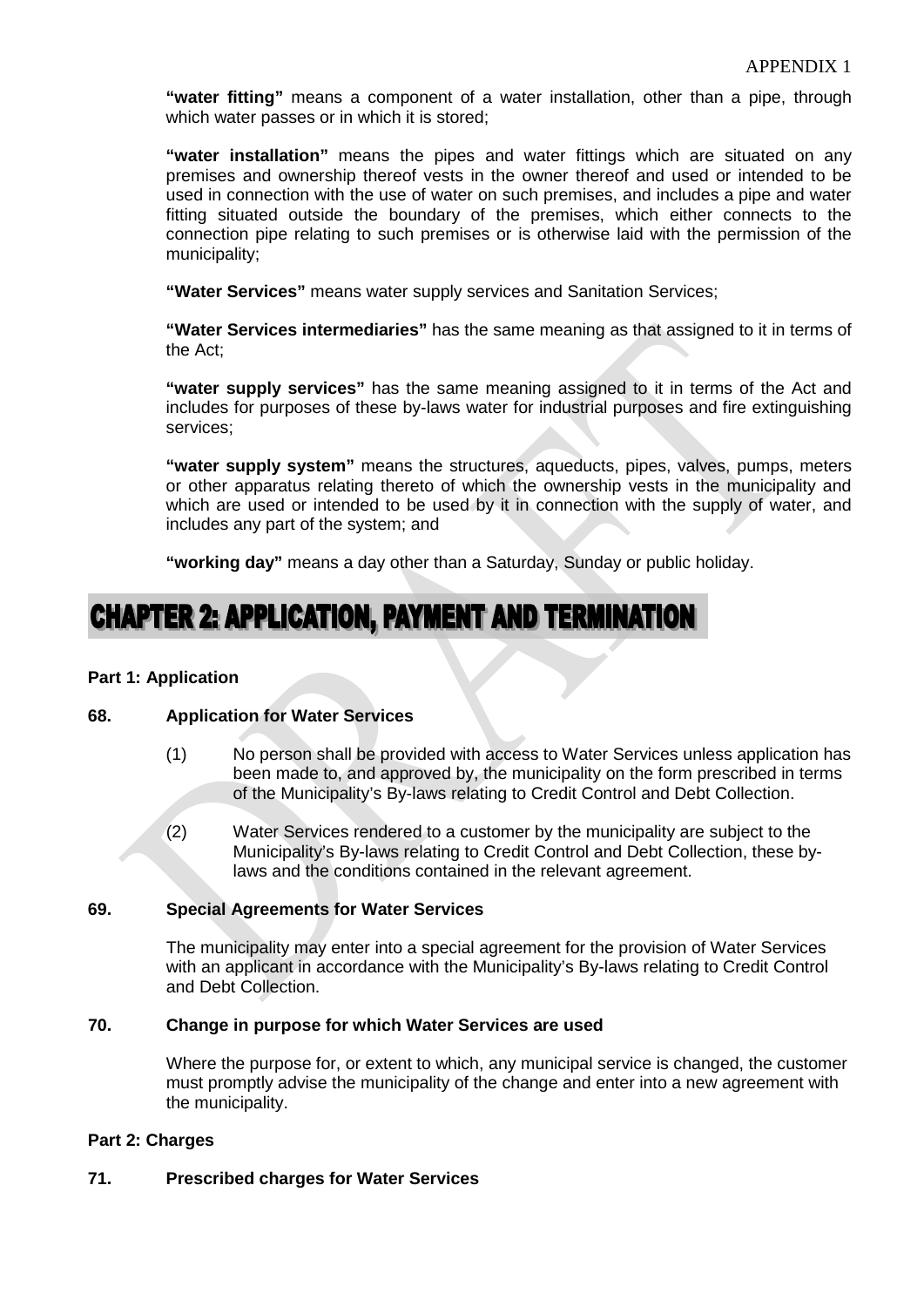**"water fitting"** means a component of a water installation, other than a pipe, through which water passes or in which it is stored;

**"water installation"** means the pipes and water fittings which are situated on any premises and ownership thereof vests in the owner thereof and used or intended to be used in connection with the use of water on such premises, and includes a pipe and water fitting situated outside the boundary of the premises, which either connects to the connection pipe relating to such premises or is otherwise laid with the permission of the municipality;

**"Water Services"** means water supply services and Sanitation Services;

**"Water Services intermediaries"** has the same meaning as that assigned to it in terms of the Act;

**"water supply services"** has the same meaning assigned to it in terms of the Act and includes for purposes of these by-laws water for industrial purposes and fire extinguishing services;

**"water supply system"** means the structures, aqueducts, pipes, valves, pumps, meters or other apparatus relating thereto of which the ownership vests in the municipality and which are used or intended to be used by it in connection with the supply of water, and includes any part of the system; and

**"working day"** means a day other than a Saturday, Sunday or public holiday.

# CHAPTER 2: APPLICATION, PAYMENT AND TERMINATION

### Part 1: Application

### 68. Application for Water Services

(1) No person shall be provided with access to Water Services unless application has been made to, and approved by, the municipality on the form prescribed in terms of the Municipality's By-laws relating to Credit Control and Debt Collection.

(2) Water Services rendered to a customer by the municipality are subject to the Municipality's By-laws relating to Credit Control and Debt Collection, these by-laws and the conditions contained in the relevant agreement.

### 69. Special Agreements for Water Services

The municipality may enter into a special agreement for the provision of Water Services with an applicant in accordance with the Municipality's By-laws relating to Credit Control and Debt Collection.

### 70. Change in purpose for which Water Services are used

Where the purpose for, or extent to which, any municipal service is changed, the customer must promptly advise the municipality of the change and enter into a new agreement with the municipality.

### Part 2: Charges

### 71. Prescribed charges for Water Services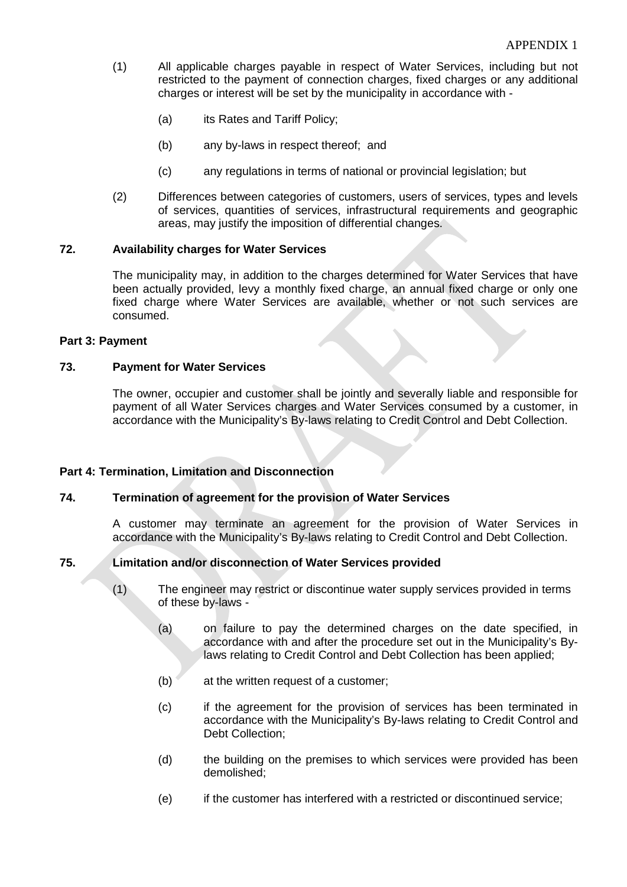(1) All applicable charges payable in respect of Water Services, including but not restricted to the payment of connection charges, fixed charges or any additional charges or interest will be set by the municipality in accordance with -

(a) its Rates and Tariff Policy;

(b) any by-laws in respect thereof; and

(c) any regulations in terms of national or provincial legislation; but

(2) Differences between categories of customers, users of services, types and levels of services, quantities of services, infrastructural requirements and geographic areas, may justify the imposition of differential changes.

**72. Availability charges for Water Services**

The municipality may, in addition to the charges determined for Water Services that have been actually provided, levy a monthly fixed charge, an annual fixed charge or only one fixed charge where Water Services are available, whether or not such services are consumed.

**Part 3: Payment**

**73. Payment for Water Services**

The owner, occupier and customer shall be jointly and severally liable and responsible for payment of all Water Services charges and Water Services consumed by a customer, in accordance with the Municipality's By-laws relating to Credit Control and Debt Collection.

**Part 4: Termination, Limitation and Disconnection**

**74. Termination of agreement for the provision of Water Services**

A customer may terminate an agreement for the provision of Water Services in accordance with the Municipality's By-laws relating to Credit Control and Debt Collection.

**75. Limitation and/or disconnection of Water Services provided**

(1) The engineer may restrict or discontinue water supply services provided in terms of these by-laws -

(a) on failure to pay the determined charges on the date specified, in accordance with and after the procedure set out in the Municipality's By-laws relating to Credit Control and Debt Collection has been applied;

(b) at the written request of a customer;

(c) if the agreement for the provision of services has been terminated in accordance with the Municipality's By-laws relating to Credit Control and Debt Collection;

(d) the building on the premises to which services were provided has been demolished;

(e) if the customer has interfered with a restricted or discontinued service;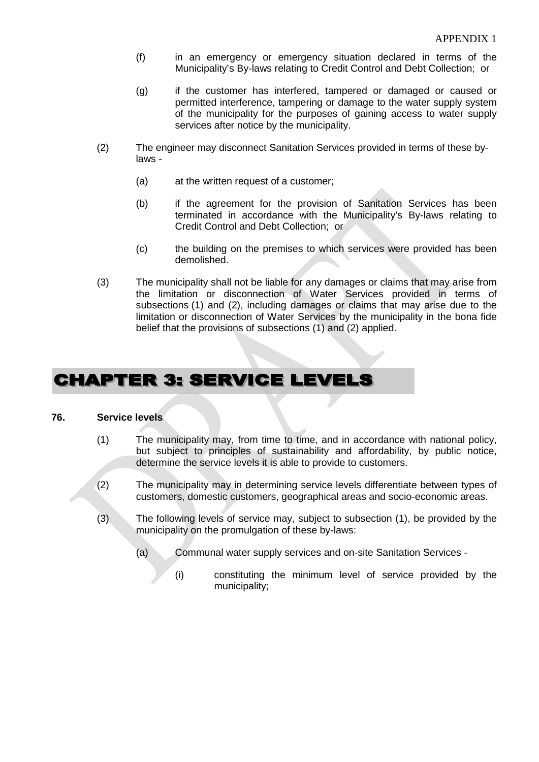(f) in an emergency or emergency situation declared in terms of the Municipality's By-laws relating to Credit Control and Debt Collection; or

(g) if the customer has interfered, tampered or damaged or caused or permitted interference, tampering or damage to the water supply system of the municipality for the purposes of gaining access to water supply services after notice by the municipality.

(2) The engineer may disconnect Sanitation Services provided in terms of these by-laws -

(a) at the written request of a customer;

(b) if the agreement for the provision of Sanitation Services has been terminated in accordance with the Municipality's By-laws relating to Credit Control and Debt Collection; or

(c) the building on the premises to which services were provided has been demolished.

(3) The municipality shall not be liable for any damages or claims that may arise from the limitation or disconnection of Water Services provided in terms of subsections (1) and (2), including damages or claims that may arise due to the limitation or disconnection of Water Services by the municipality in the bona fide belief that the provisions of subsections (1) and (2) applied.

# CHAPTER 3: SERVICE LEVELS

**76. Service levels**

(1) The municipality may, from time to time, and in accordance with national policy, but subject to principles of sustainability and affordability, by public notice, determine the service levels it is able to provide to customers.

(2) The municipality may in determining service levels differentiate between types of customers, domestic customers, geographical areas and socio-economic areas.

(3) The following levels of service may, subject to subsection (1), be provided by the municipality on the promulgation of these by-laws:

(a) Communal water supply services and on-site Sanitation Services -

(i) constituting the minimum level of service provided by the municipality;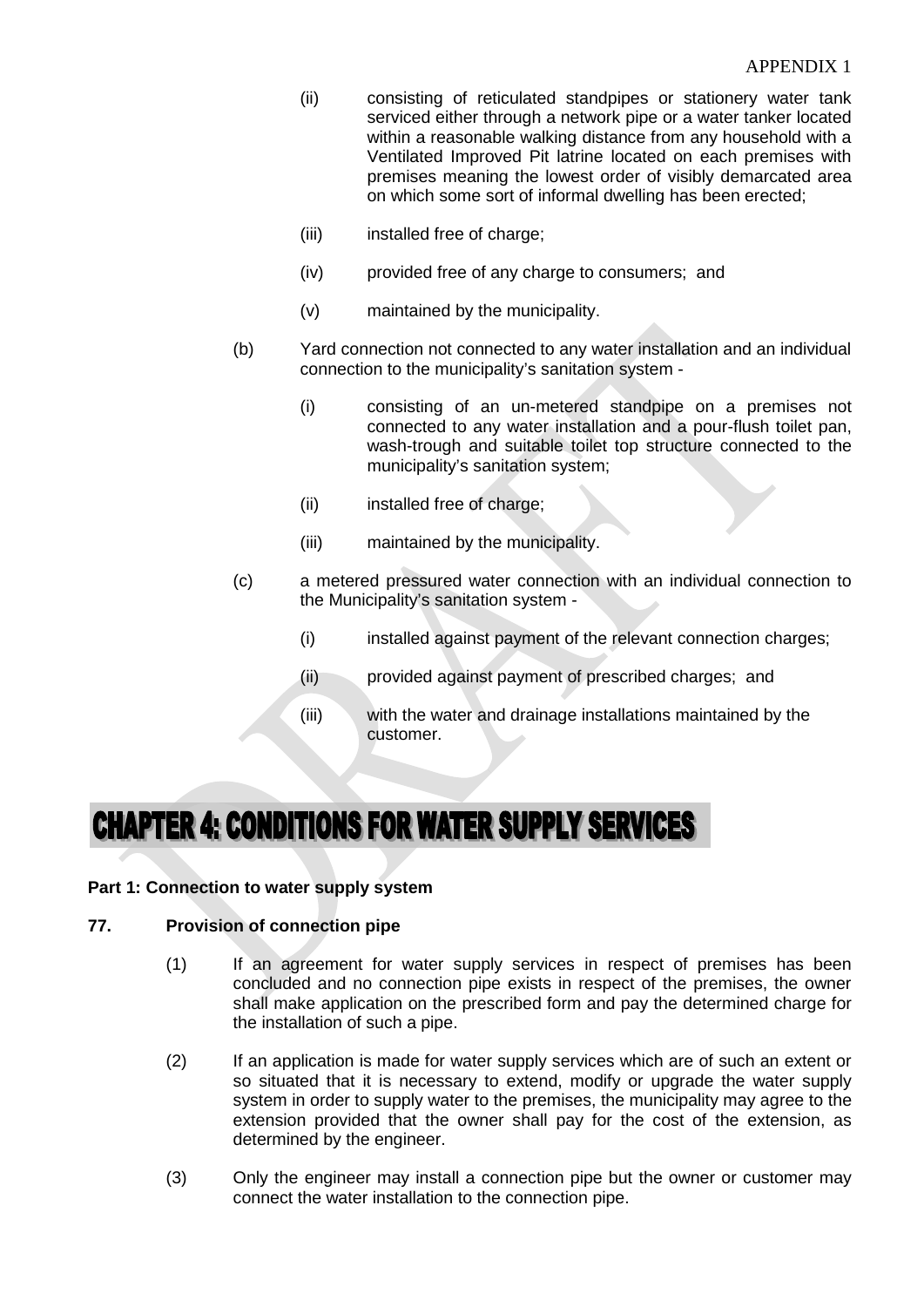(ii) consisting of reticulated standpipes or stationery water tank serviced either through a network pipe or a water tanker located within a reasonable walking distance from any household with a Ventilated Improved Pit latrine located on each premises with premises meaning the lowest order of visibly demarcated area on which some sort of informal dwelling has been erected;

(iii) installed free of charge;

(iv) provided free of any charge to consumers; and

(v) maintained by the municipality.

(b) Yard connection not connected to any water installation and an individual connection to the municipality's sanitation system -

(i) consisting of an un-metered standpipe on a premises not connected to any water installation and a pour-flush toilet pan, wash-trough and suitable toilet top structure connected to the municipality's sanitation system;

(ii) installed free of charge;

(iii) maintained by the municipality.

(c) a metered pressured water connection with an individual connection to the Municipality's sanitation system -

(i) installed against payment of the relevant connection charges;

(ii) provided against payment of prescribed charges; and

(iii) with the water and drainage installations maintained by the customer.

# CHAPTER 4: CONDITIONS FOR WATER SUPPLY SERVICES

**Part 1: Connection to water supply system**

**77. Provision of connection pipe**

(1) If an agreement for water supply services in respect of premises has been concluded and no connection pipe exists in respect of the premises, the owner shall make application on the prescribed form and pay the determined charge for the installation of such a pipe.

(2) If an application is made for water supply services which are of such an extent or so situated that it is necessary to extend, modify or upgrade the water supply system in order to supply water to the premises, the municipality may agree to the extension provided that the owner shall pay for the cost of the extension, as determined by the engineer.

(3) Only the engineer may install a connection pipe but the owner or customer may connect the water installation to the connection pipe.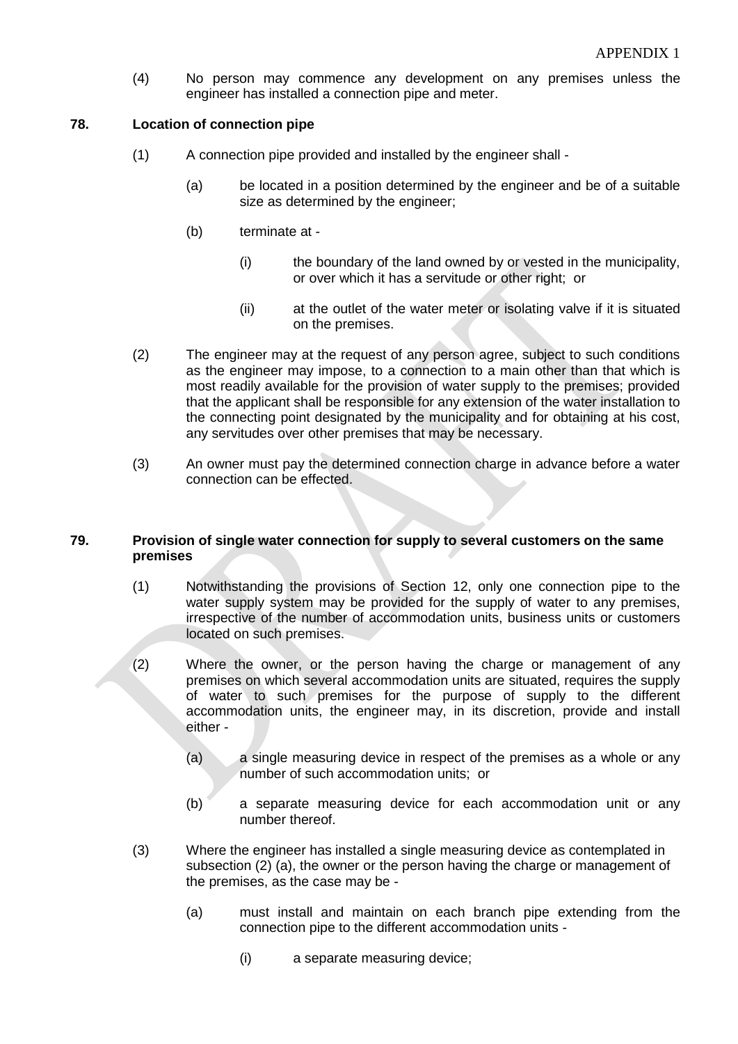(4) No person may commence any development on any premises unless the engineer has installed a connection pipe and meter.

**78. Location of connection pipe**

(1) A connection pipe provided and installed by the engineer shall -

(a) be located in a position determined by the engineer and be of a suitable size as determined by the engineer;

(b) terminate at -

(i) the boundary of the land owned by or vested in the municipality, or over which it has a servitude or other right; or

(ii) at the outlet of the water meter or isolating valve if it is situated on the premises.

(2) The engineer may at the request of any person agree, subject to such conditions as the engineer may impose, to a connection to a main other than that which is most readily available for the provision of water supply to the premises; provided that the applicant shall be responsible for any extension of the water installation to the connecting point designated by the municipality and for obtaining at his cost, any servitudes over other premises that may be necessary.

(3) An owner must pay the determined connection charge in advance before a water connection can be effected.

**79. Provision of single water connection for supply to several customers on the same premises**

(1) Notwithstanding the provisions of Section 12, only one connection pipe to the water supply system may be provided for the supply of water to any premises, irrespective of the number of accommodation units, business units or customers located on such premises.

(2) Where the owner, or the person having the charge or management of any premises on which several accommodation units are situated, requires the supply of water to such premises for the purpose of supply to the different accommodation units, the engineer may, in its discretion, provide and install either -

(a) a single measuring device in respect of the premises as a whole or any number of such accommodation units; or

(b) a separate measuring device for each accommodation unit or any number thereof.

(3) Where the engineer has installed a single measuring device as contemplated in subsection (2) (a), the owner or the person having the charge or management of the premises, as the case may be -

(a) must install and maintain on each branch pipe extending from the connection pipe to the different accommodation units -

(i) a separate measuring device;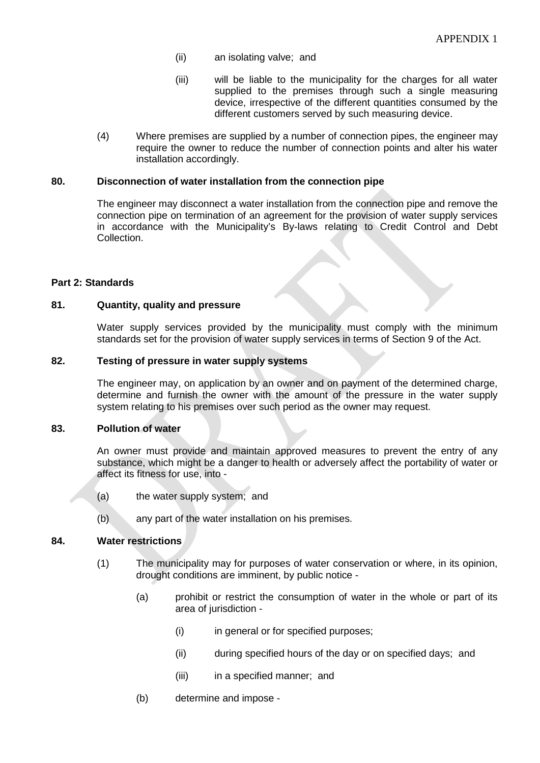(ii) an isolating valve; and

(iii) will be liable to the municipality for the charges for all water supplied to the premises through such a single measuring device, irrespective of the different quantities consumed by the different customers served by such measuring device.

(4) Where premises are supplied by a number of connection pipes, the engineer may require the owner to reduce the number of connection points and alter his water installation accordingly.

**80. Disconnection of water installation from the connection pipe**

The engineer may disconnect a water installation from the connection pipe and remove the connection pipe on termination of an agreement for the provision of water supply services in accordance with the Municipality's By-laws relating to Credit Control and Debt Collection.

**Part 2: Standards**

**81. Quantity, quality and pressure**

Water supply services provided by the municipality must comply with the minimum standards set for the provision of water supply services in terms of Section 9 of the Act.

**82. Testing of pressure in water supply systems**

The engineer may, on application by an owner and on payment of the determined charge, determine and furnish the owner with the amount of the pressure in the water supply system relating to his premises over such period as the owner may request.

**83. Pollution of water**

An owner must provide and maintain approved measures to prevent the entry of any substance, which might be a danger to health or adversely affect the portability of water or affect its fitness for use, into -

(a) the water supply system; and

(b) any part of the water installation on his premises.

**84. Water restrictions**

(1) The municipality may for purposes of water conservation or where, in its opinion, drought conditions are imminent, by public notice -

(a) prohibit or restrict the consumption of water in the whole or part of its area of jurisdiction -

(i) in general or for specified purposes;

(ii) during specified hours of the day or on specified days; and

(iii) in a specified manner; and

(b) determine and impose -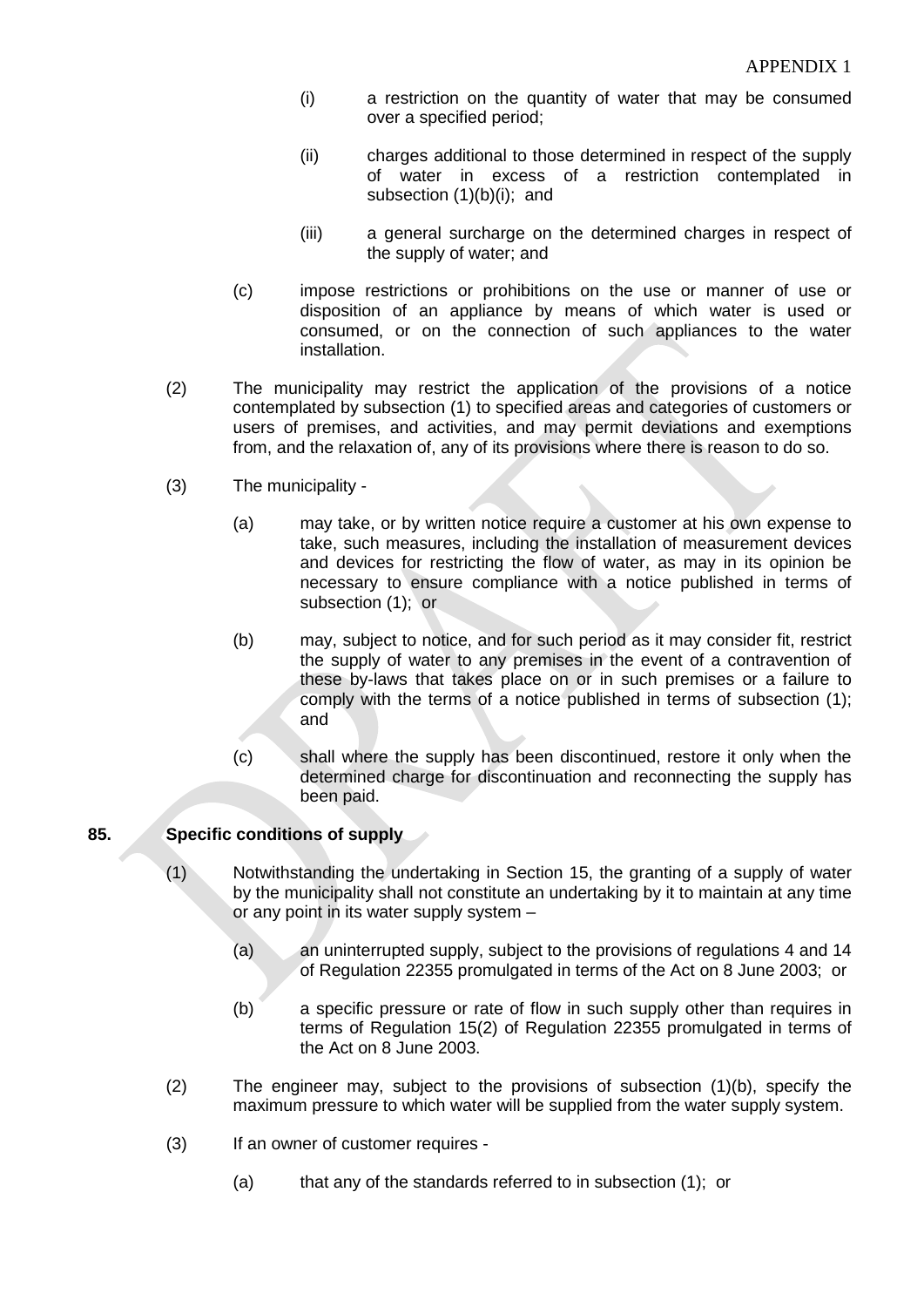(i) a restriction on the quantity of water that may be consumed over a specified period;

(ii) charges additional to those determined in respect of the supply of water in excess of a restriction contemplated in subsection (1)(b)(i); and

(iii) a general surcharge on the determined charges in respect of the supply of water; and

(c) impose restrictions or prohibitions on the use or manner of use or disposition of an appliance by means of which water is used or consumed, or on the connection of such appliances to the water installation.

(2) The municipality may restrict the application of the provisions of a notice contemplated by subsection (1) to specified areas and categories of customers or users of premises, and activities, and may permit deviations and exemptions from, and the relaxation of, any of its provisions where there is reason to do so.

(3) The municipality -

(a) may take, or by written notice require a customer at his own expense to take, such measures, including the installation of measurement devices and devices for restricting the flow of water, as may in its opinion be necessary to ensure compliance with a notice published in terms of subsection (1); or

(b) may, subject to notice, and for such period as it may consider fit, restrict the supply of water to any premises in the event of a contravention of these by-laws that takes place on or in such premises or a failure to comply with the terms of a notice published in terms of subsection (1); and

(c) shall where the supply has been discontinued, restore it only when the determined charge for discontinuation and reconnecting the supply has been paid.

**85. Specific conditions of supply**

(1) Notwithstanding the undertaking in Section 15, the granting of a supply of water by the municipality shall not constitute an undertaking by it to maintain at any time or any point in its water supply system –

(a) an uninterrupted supply, subject to the provisions of regulations 4 and 14 of Regulation 22355 promulgated in terms of the Act on 8 June 2003; or

(b) a specific pressure or rate of flow in such supply other than requires in terms of Regulation 15(2) of Regulation 22355 promulgated in terms of the Act on 8 June 2003.

(2) The engineer may, subject to the provisions of subsection (1)(b), specify the maximum pressure to which water will be supplied from the water supply system.

(3) If an owner of customer requires -

(a) that any of the standards referred to in subsection (1); or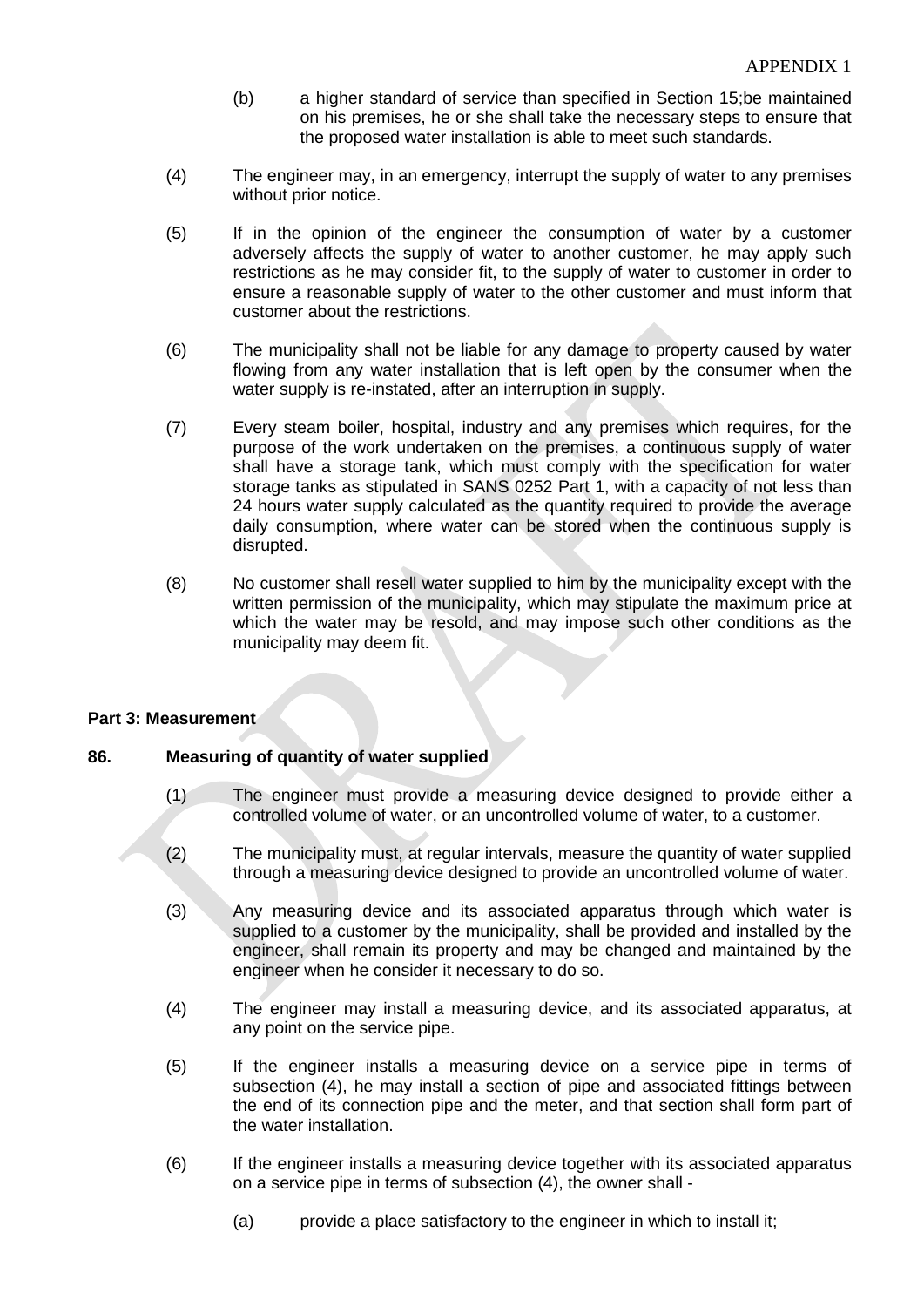(b) a higher standard of service than specified in Section 15;be maintained on his premises, he or she shall take the necessary steps to ensure that the proposed water installation is able to meet such standards.

(4) The engineer may, in an emergency, interrupt the supply of water to any premises without prior notice.

(5) If in the opinion of the engineer the consumption of water by a customer adversely affects the supply of water to another customer, he may apply such restrictions as he may consider fit, to the supply of water to customer in order to ensure a reasonable supply of water to the other customer and must inform that customer about the restrictions.

(6) The municipality shall not be liable for any damage to property caused by water flowing from any water installation that is left open by the consumer when the water supply is re-instated, after an interruption in supply.

(7) Every steam boiler, hospital, industry and any premises which requires, for the purpose of the work undertaken on the premises, a continuous supply of water shall have a storage tank, which must comply with the specification for water storage tanks as stipulated in SANS 0252 Part 1, with a capacity of not less than 24 hours water supply calculated as the quantity required to provide the average daily consumption, where water can be stored when the continuous supply is disrupted.

(8) No customer shall resell water supplied to him by the municipality except with the written permission of the municipality, which may stipulate the maximum price at which the water may be resold, and may impose such other conditions as the municipality may deem fit.

**Part 3: Measurement**

**86. Measuring of quantity of water supplied**

(1) The engineer must provide a measuring device designed to provide either a controlled volume of water, or an uncontrolled volume of water, to a customer.

(2) The municipality must, at regular intervals, measure the quantity of water supplied through a measuring device designed to provide an uncontrolled volume of water.

(3) Any measuring device and its associated apparatus through which water is supplied to a customer by the municipality, shall be provided and installed by the engineer, shall remain its property and may be changed and maintained by the engineer when he consider it necessary to do so.

(4) The engineer may install a measuring device, and its associated apparatus, at any point on the service pipe.

(5) If the engineer installs a measuring device on a service pipe in terms of subsection (4), he may install a section of pipe and associated fittings between the end of its connection pipe and the meter, and that section shall form part of the water installation.

(6) If the engineer installs a measuring device together with its associated apparatus on a service pipe in terms of subsection (4), the owner shall -

(a) provide a place satisfactory to the engineer in which to install it;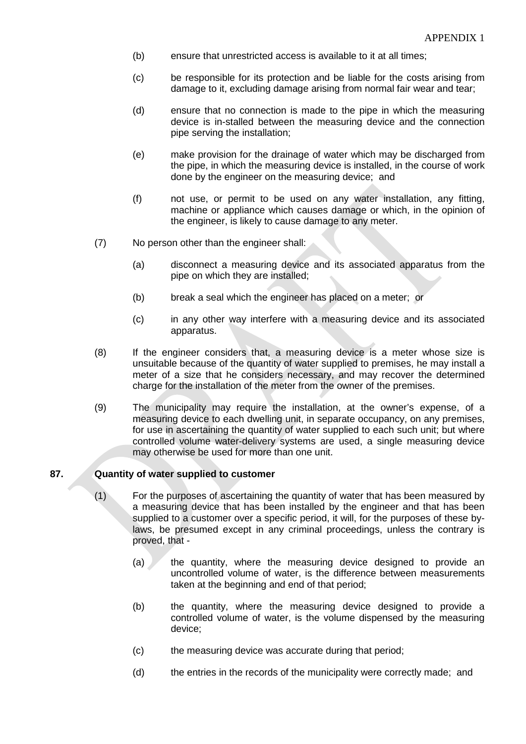(b) ensure that unrestricted access is available to it at all times;

(c) be responsible for its protection and be liable for the costs arising from damage to it, excluding damage arising from normal fair wear and tear;

(d) ensure that no connection is made to the pipe in which the measuring device is in-stalled between the measuring device and the connection pipe serving the installation;

(e) make provision for the drainage of water which may be discharged from the pipe, in which the measuring device is installed, in the course of work done by the engineer on the measuring device; and

(f) not use, or permit to be used on any water installation, any fitting, machine or appliance which causes damage or which, in the opinion of the engineer, is likely to cause damage to any meter.

(7) No person other than the engineer shall:

(a) disconnect a measuring device and its associated apparatus from the pipe on which they are installed;

(b) break a seal which the engineer has placed on a meter; or

(c) in any other way interfere with a measuring device and its associated apparatus.

(8) If the engineer considers that, a measuring device is a meter whose size is unsuitable because of the quantity of water supplied to premises, he may install a meter of a size that he considers necessary, and may recover the determined charge for the installation of the meter from the owner of the premises.

(9) The municipality may require the installation, at the owner's expense, of a measuring device to each dwelling unit, in separate occupancy, on any premises, for use in ascertaining the quantity of water supplied to each such unit; but where controlled volume water-delivery systems are used, a single measuring device may otherwise be used for more than one unit.

**87. Quantity of water supplied to customer**

(1) For the purposes of ascertaining the quantity of water that has been measured by a measuring device that has been installed by the engineer and that has been supplied to a customer over a specific period, it will, for the purposes of these by-laws, be presumed except in any criminal proceedings, unless the contrary is proved, that -

(a) the quantity, where the measuring device designed to provide an uncontrolled volume of water, is the difference between measurements taken at the beginning and end of that period;

(b) the quantity, where the measuring device designed to provide a controlled volume of water, is the volume dispensed by the measuring device;

(c) the measuring device was accurate during that period;

(d) the entries in the records of the municipality were correctly made; and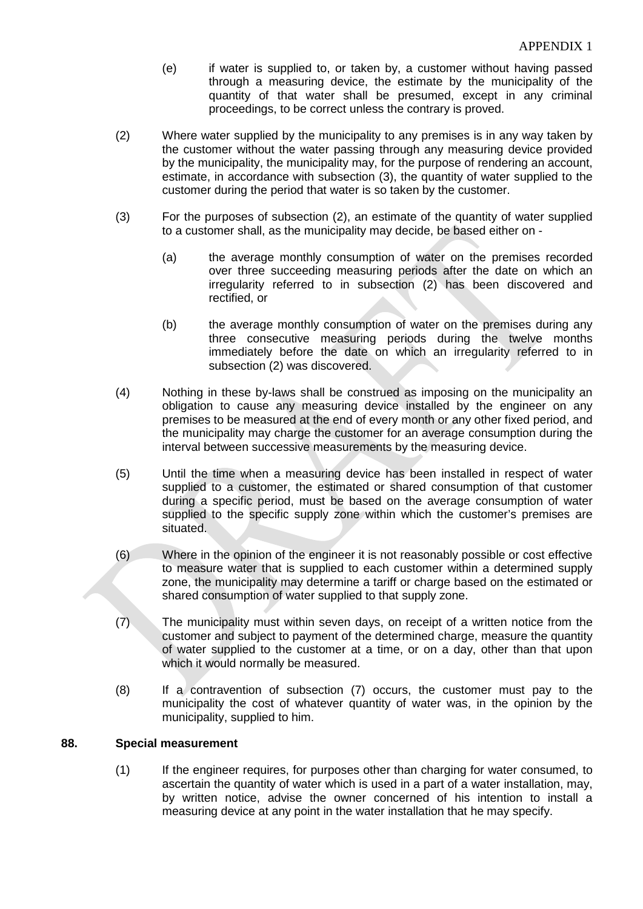(e) if water is supplied to, or taken by, a customer without having passed through a measuring device, the estimate by the municipality of the quantity of that water shall be presumed, except in any criminal proceedings, to be correct unless the contrary is proved.

(2) Where water supplied by the municipality to any premises is in any way taken by the customer without the water passing through any measuring device provided by the municipality, the municipality may, for the purpose of rendering an account, estimate, in accordance with subsection (3), the quantity of water supplied to the customer during the period that water is so taken by the customer.

(3) For the purposes of subsection (2), an estimate of the quantity of water supplied to a customer shall, as the municipality may decide, be based either on -

(a) the average monthly consumption of water on the premises recorded over three succeeding measuring periods after the date on which an irregularity referred to in subsection (2) has been discovered and rectified, or

(b) the average monthly consumption of water on the premises during any three consecutive measuring periods during the twelve months immediately before the date on which an irregularity referred to in subsection (2) was discovered.

(4) Nothing in these by-laws shall be construed as imposing on the municipality an obligation to cause any measuring device installed by the engineer on any premises to be measured at the end of every month or any other fixed period, and the municipality may charge the customer for an average consumption during the interval between successive measurements by the measuring device.

(5) Until the time when a measuring device has been installed in respect of water supplied to a customer, the estimated or shared consumption of that customer during a specific period, must be based on the average consumption of water supplied to the specific supply zone within which the customer's premises are situated.

(6) Where in the opinion of the engineer it is not reasonably possible or cost effective to measure water that is supplied to each customer within a determined supply zone, the municipality may determine a tariff or charge based on the estimated or shared consumption of water supplied to that supply zone.

(7) The municipality must within seven days, on receipt of a written notice from the customer and subject to payment of the determined charge, measure the quantity of water supplied to the customer at a time, or on a day, other than that upon which it would normally be measured.

(8) If a contravention of subsection (7) occurs, the customer must pay to the municipality the cost of whatever quantity of water was, in the opinion by the municipality, supplied to him.

**88. Special measurement**

(1) If the engineer requires, for purposes other than charging for water consumed, to ascertain the quantity of water which is used in a part of a water installation, may, by written notice, advise the owner concerned of his intention to install a measuring device at any point in the water installation that he may specify.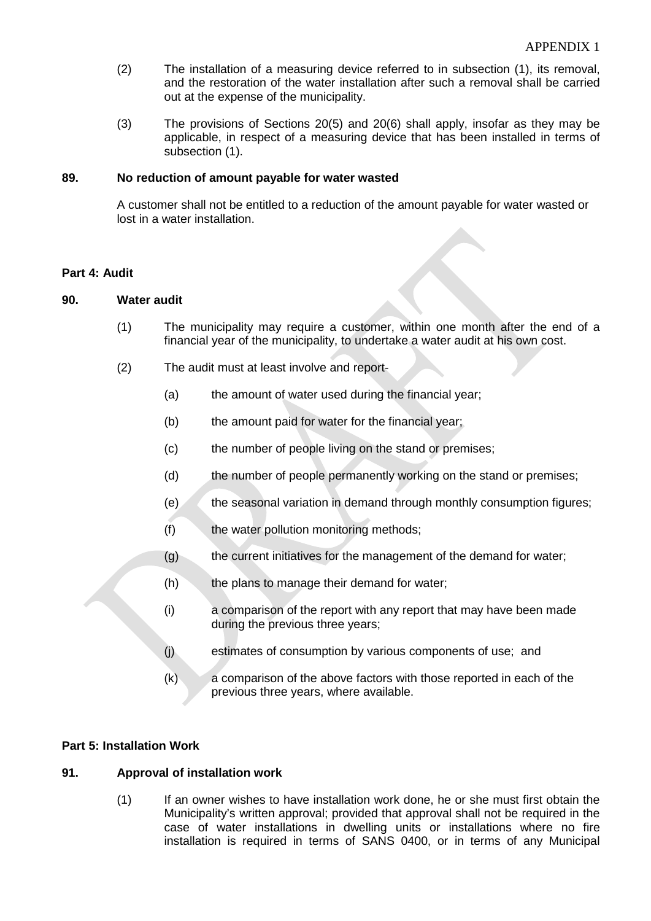(2) The installation of a measuring device referred to in subsection (1), its removal, and the restoration of the water installation after such a removal shall be carried out at the expense of the municipality.

(3) The provisions of Sections 20(5) and 20(6) shall apply, insofar as they may be applicable, in respect of a measuring device that has been installed in terms of subsection (1).

**89. No reduction of amount payable for water wasted**

A customer shall not be entitled to a reduction of the amount payable for water wasted or lost in a water installation.

**Part 4: Audit**

**90. Water audit**

(1) The municipality may require a customer, within one month after the end of a financial year of the municipality, to undertake a water audit at his own cost.

(2) The audit must at least involve and report-

(a) the amount of water used during the financial year;

(b) the amount paid for water for the financial year;

(c) the number of people living on the stand or premises;

(d) the number of people permanently working on the stand or premises;

(e) the seasonal variation in demand through monthly consumption figures;

(f) the water pollution monitoring methods;

(g) the current initiatives for the management of the demand for water;

(h) the plans to manage their demand for water;

(i) a comparison of the report with any report that may have been made during the previous three years;

(j) estimates of consumption by various components of use; and

(k) a comparison of the above factors with those reported in each of the previous three years, where available.

**Part 5: Installation Work**

**91. Approval of installation work**

(1) If an owner wishes to have installation work done, he or she must first obtain the Municipality's written approval; provided that approval shall not be required in the case of water installations in dwelling units or installations where no fire installation is required in terms of SANS 0400, or in terms of any Municipal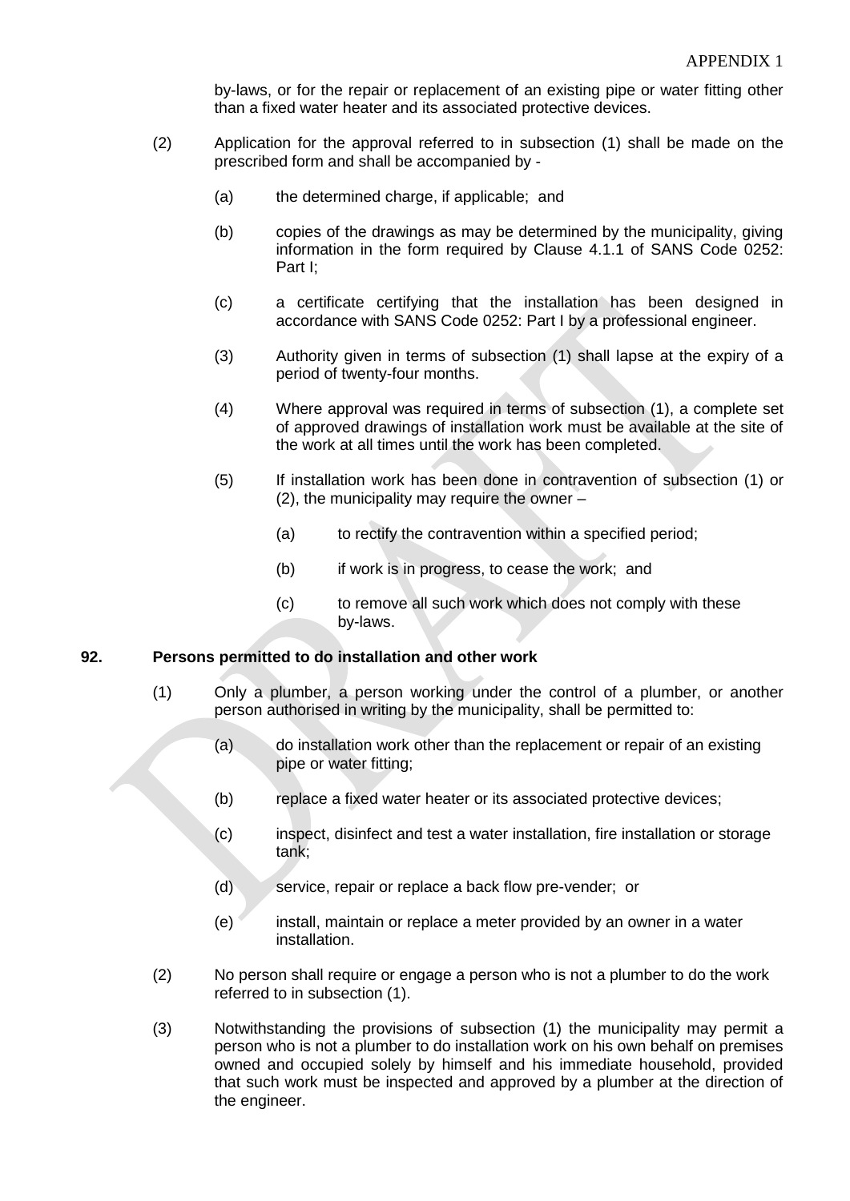by-laws, or for the repair or replacement of an existing pipe or water fitting other than a fixed water heater and its associated protective devices.

(2) Application for the approval referred to in subsection (1) shall be made on the prescribed form and shall be accompanied by -

(a) the determined charge, if applicable; and

(b) copies of the drawings as may be determined by the municipality, giving information in the form required by Clause 4.1.1 of SANS Code 0252: Part I;

(c) a certificate certifying that the installation has been designed in accordance with SANS Code 0252: Part I by a professional engineer.

(3) Authority given in terms of subsection (1) shall lapse at the expiry of a period of twenty-four months.

(4) Where approval was required in terms of subsection (1), a complete set of approved drawings of installation work must be available at the site of the work at all times until the work has been completed.

(5) If installation work has been done in contravention of subsection (1) or (2), the municipality may require the owner –

(a) to rectify the contravention within a specified period;

(b) if work is in progress, to cease the work; and

(c) to remove all such work which does not comply with these by-laws.

## 92. Persons permitted to do installation and other work

(1) Only a plumber, a person working under the control of a plumber, or another person authorised in writing by the municipality, shall be permitted to:

(a) do installation work other than the replacement or repair of an existing pipe or water fitting;

(b) replace a fixed water heater or its associated protective devices;

(c) inspect, disinfect and test a water installation, fire installation or storage tank;

(d) service, repair or replace a back flow pre-vender; or

(e) install, maintain or replace a meter provided by an owner in a water installation.

(2) No person shall require or engage a person who is not a plumber to do the work referred to in subsection (1).

(3) Notwithstanding the provisions of subsection (1) the municipality may permit a person who is not a plumber to do installation work on his own behalf on premises owned and occupied solely by himself and his immediate household, provided that such work must be inspected and approved by a plumber at the direction of the engineer.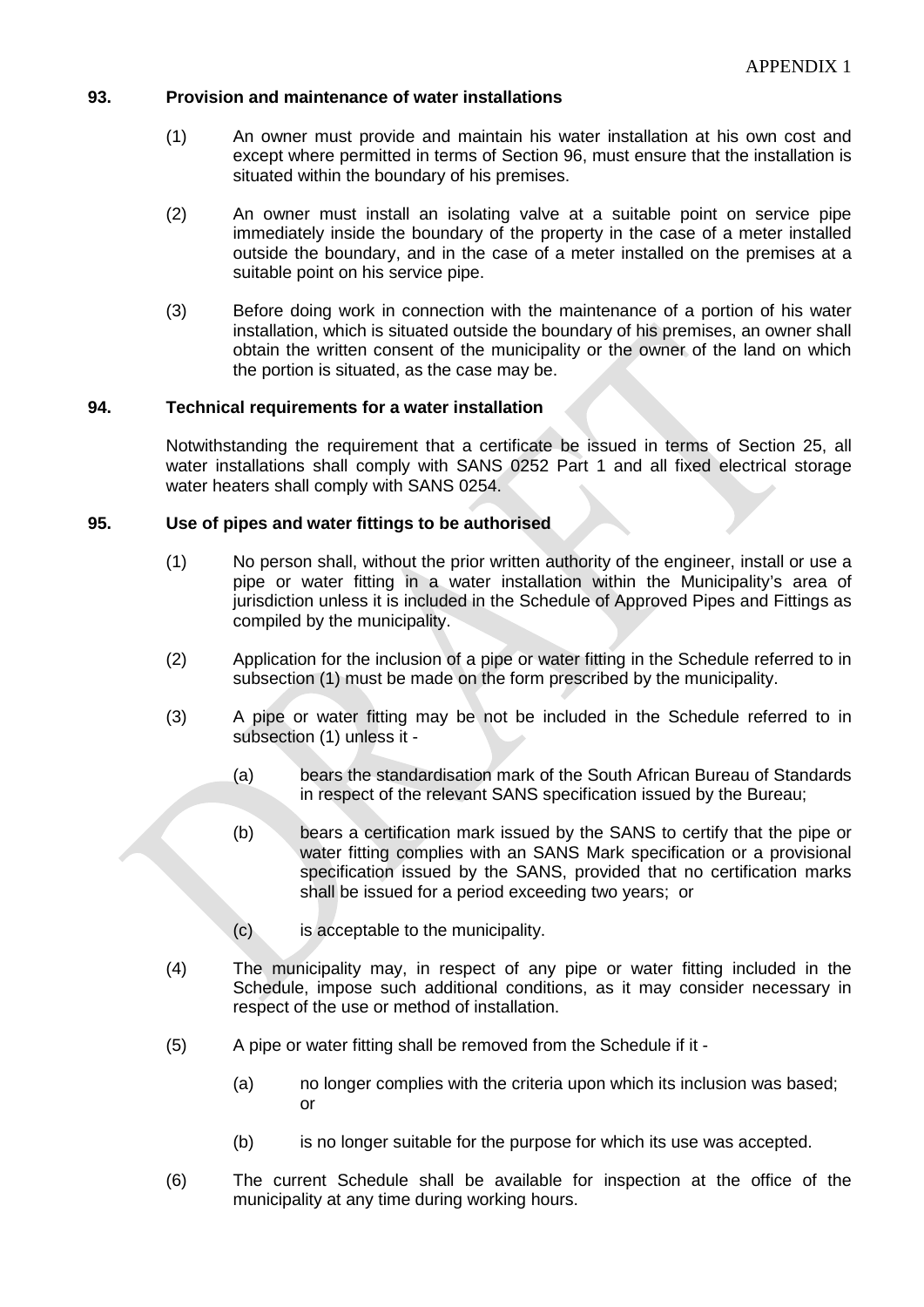## 93. Provision and maintenance of water installations

(1) An owner must provide and maintain his water installation at his own cost and except where permitted in terms of Section 96, must ensure that the installation is situated within the boundary of his premises.

(2) An owner must install an isolating valve at a suitable point on service pipe immediately inside the boundary of the property in the case of a meter installed outside the boundary, and in the case of a meter installed on the premises at a suitable point on his service pipe.

(3) Before doing work in connection with the maintenance of a portion of his water installation, which is situated outside the boundary of his premises, an owner shall obtain the written consent of the municipality or the owner of the land on which the portion is situated, as the case may be.

## 94. Technical requirements for a water installation

Notwithstanding the requirement that a certificate be issued in terms of Section 25, all water installations shall comply with SANS 0252 Part 1 and all fixed electrical storage water heaters shall comply with SANS 0254.

## 95. Use of pipes and water fittings to be authorised

(1) No person shall, without the prior written authority of the engineer, install or use a pipe or water fitting in a water installation within the Municipality's area of jurisdiction unless it is included in the Schedule of Approved Pipes and Fittings as compiled by the municipality.

(2) Application for the inclusion of a pipe or water fitting in the Schedule referred to in subsection (1) must be made on the form prescribed by the municipality.

(3) A pipe or water fitting may be not be included in the Schedule referred to in subsection (1) unless it -

   (a) bears the standardisation mark of the South African Bureau of Standards in respect of the relevant SANS specification issued by the Bureau;

   (b) bears a certification mark issued by the SANS to certify that the pipe or water fitting complies with an SANS Mark specification or a provisional specification issued by the SANS, provided that no certification marks shall be issued for a period exceeding two years; or

   (c) is acceptable to the municipality.

(4) The municipality may, in respect of any pipe or water fitting included in the Schedule, impose such additional conditions, as it may consider necessary in respect of the use or method of installation.

(5) A pipe or water fitting shall be removed from the Schedule if it -

   (a) no longer complies with the criteria upon which its inclusion was based; or

   (b) is no longer suitable for the purpose for which its use was accepted.

(6) The current Schedule shall be available for inspection at the office of the municipality at any time during working hours.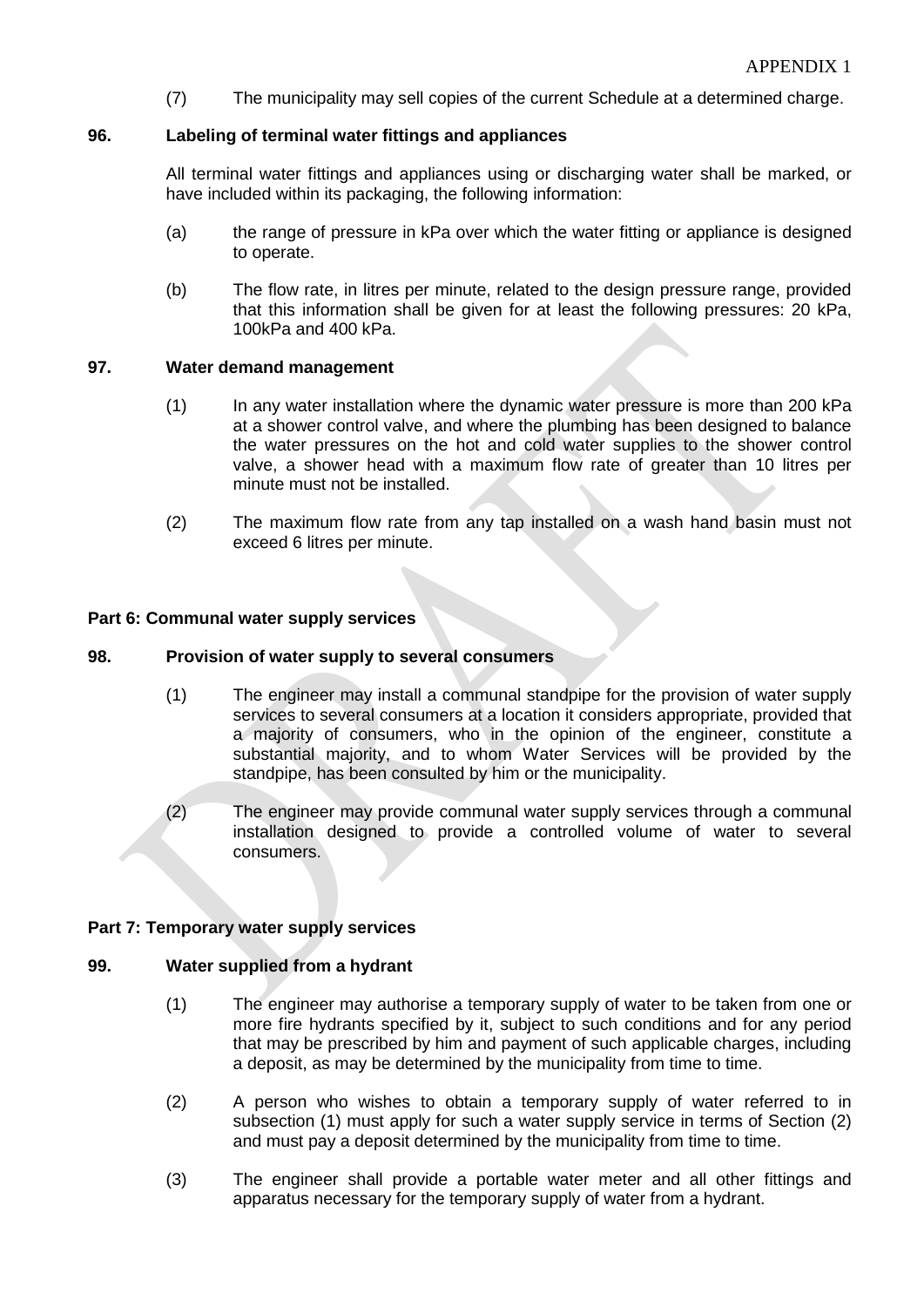(7) The municipality may sell copies of the current Schedule at a determined charge.

**96. Labeling of terminal water fittings and appliances**

All terminal water fittings and appliances using or discharging water shall be marked, or have included within its packaging, the following information:

(a) the range of pressure in kPa over which the water fitting or appliance is designed to operate.

(b) The flow rate, in litres per minute, related to the design pressure range, provided that this information shall be given for at least the following pressures: 20 kPa, 100kPa and 400 kPa.

**97. Water demand management**

(1) In any water installation where the dynamic water pressure is more than 200 kPa at a shower control valve, and where the plumbing has been designed to balance the water pressures on the hot and cold water supplies to the shower control valve, a shower head with a maximum flow rate of greater than 10 litres per minute must not be installed.

(2) The maximum flow rate from any tap installed on a wash hand basin must not exceed 6 litres per minute.

**Part 6: Communal water supply services**

**98. Provision of water supply to several consumers**

(1) The engineer may install a communal standpipe for the provision of water supply services to several consumers at a location it considers appropriate, provided that a majority of consumers, who in the opinion of the engineer, constitute a substantial majority, and to whom Water Services will be provided by the standpipe, has been consulted by him or the municipality.

(2) The engineer may provide communal water supply services through a communal installation designed to provide a controlled volume of water to several consumers.

**Part 7: Temporary water supply services**

**99. Water supplied from a hydrant**

(1) The engineer may authorise a temporary supply of water to be taken from one or more fire hydrants specified by it, subject to such conditions and for any period that may be prescribed by him and payment of such applicable charges, including a deposit, as may be determined by the municipality from time to time.

(2) A person who wishes to obtain a temporary supply of water referred to in subsection (1) must apply for such a water supply service in terms of Section (2) and must pay a deposit determined by the municipality from time to time.

(3) The engineer shall provide a portable water meter and all other fittings and apparatus necessary for the temporary supply of water from a hydrant.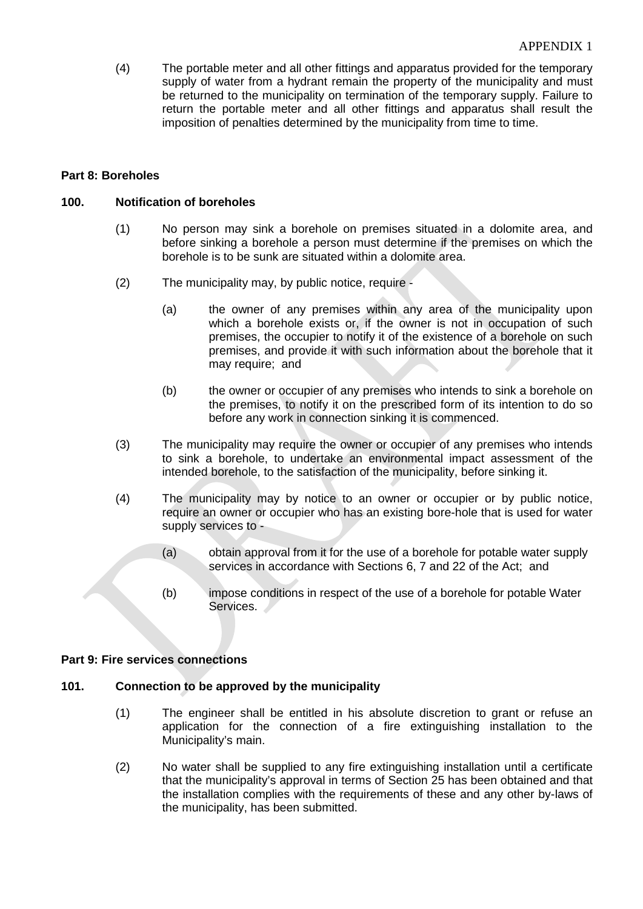(4) The portable meter and all other fittings and apparatus provided for the temporary supply of water from a hydrant remain the property of the municipality and must be returned to the municipality on termination of the temporary supply. Failure to return the portable meter and all other fittings and apparatus shall result the imposition of penalties determined by the municipality from time to time.

**Part 8: Boreholes**

**100. Notification of boreholes**

(1) No person may sink a borehole on premises situated in a dolomite area, and before sinking a borehole a person must determine if the premises on which the borehole is to be sunk are situated within a dolomite area.

(2) The municipality may, by public notice, require -

(a) the owner of any premises within any area of the municipality upon which a borehole exists or, if the owner is not in occupation of such premises, the occupier to notify it of the existence of a borehole on such premises, and provide it with such information about the borehole that it may require; and

(b) the owner or occupier of any premises who intends to sink a borehole on the premises, to notify it on the prescribed form of its intention to do so before any work in connection sinking it is commenced.

(3) The municipality may require the owner or occupier of any premises who intends to sink a borehole, to undertake an environmental impact assessment of the intended borehole, to the satisfaction of the municipality, before sinking it.

(4) The municipality may by notice to an owner or occupier or by public notice, require an owner or occupier who has an existing bore-hole that is used for water supply services to -

(a) obtain approval from it for the use of a borehole for potable water supply services in accordance with Sections 6, 7 and 22 of the Act; and

(b) impose conditions in respect of the use of a borehole for potable Water Services.

**Part 9: Fire services connections**

**101. Connection to be approved by the municipality**

(1) The engineer shall be entitled in his absolute discretion to grant or refuse an application for the connection of a fire extinguishing installation to the Municipality's main.

(2) No water shall be supplied to any fire extinguishing installation until a certificate that the municipality's approval in terms of Section 25 has been obtained and that the installation complies with the requirements of these and any other by-laws of the municipality, has been submitted.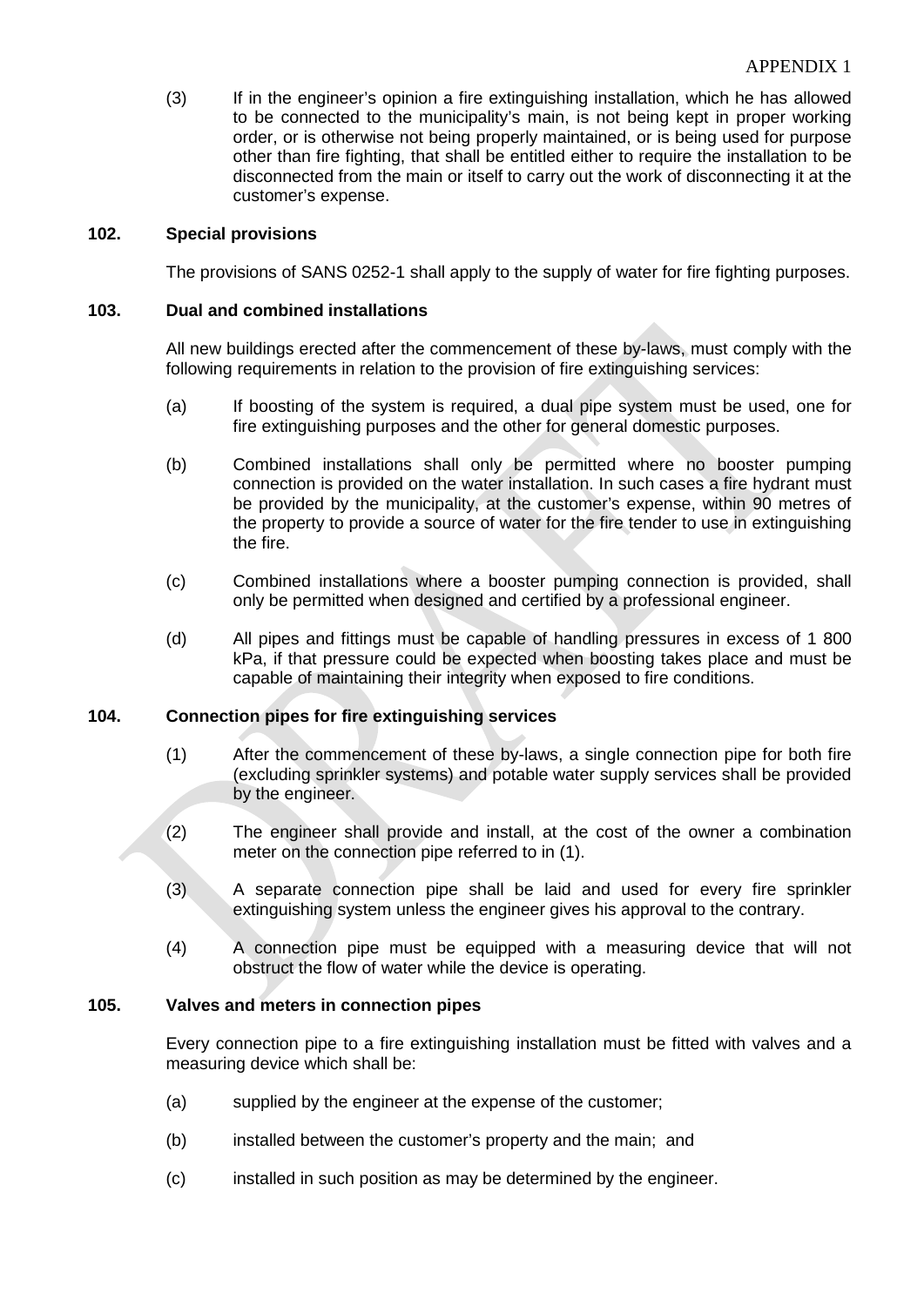(3) If in the engineer's opinion a fire extinguishing installation, which he has allowed to be connected to the municipality's main, is not being kept in proper working order, or is otherwise not being properly maintained, or is being used for purpose other than fire fighting, that shall be entitled either to require the installation to be disconnected from the main or itself to carry out the work of disconnecting it at the customer's expense.

**102. Special provisions**

The provisions of SANS 0252-1 shall apply to the supply of water for fire fighting purposes.

**103. Dual and combined installations**

All new buildings erected after the commencement of these by-laws, must comply with the following requirements in relation to the provision of fire extinguishing services:

(a) If boosting of the system is required, a dual pipe system must be used, one for fire extinguishing purposes and the other for general domestic purposes.

(b) Combined installations shall only be permitted where no booster pumping connection is provided on the water installation. In such cases a fire hydrant must be provided by the municipality, at the customer's expense, within 90 metres of the property to provide a source of water for the fire tender to use in extinguishing the fire.

(c) Combined installations where a booster pumping connection is provided, shall only be permitted when designed and certified by a professional engineer.

(d) All pipes and fittings must be capable of handling pressures in excess of 1 800 kPa, if that pressure could be expected when boosting takes place and must be capable of maintaining their integrity when exposed to fire conditions.

**104. Connection pipes for fire extinguishing services**

(1) After the commencement of these by-laws, a single connection pipe for both fire (excluding sprinkler systems) and potable water supply services shall be provided by the engineer.

(2) The engineer shall provide and install, at the cost of the owner a combination meter on the connection pipe referred to in (1).

(3) A separate connection pipe shall be laid and used for every fire sprinkler extinguishing system unless the engineer gives his approval to the contrary.

(4) A connection pipe must be equipped with a measuring device that will not obstruct the flow of water while the device is operating.

**105. Valves and meters in connection pipes**

Every connection pipe to a fire extinguishing installation must be fitted with valves and a measuring device which shall be:

(a) supplied by the engineer at the expense of the customer;

(b) installed between the customer's property and the main; and

(c) installed in such position as may be determined by the engineer.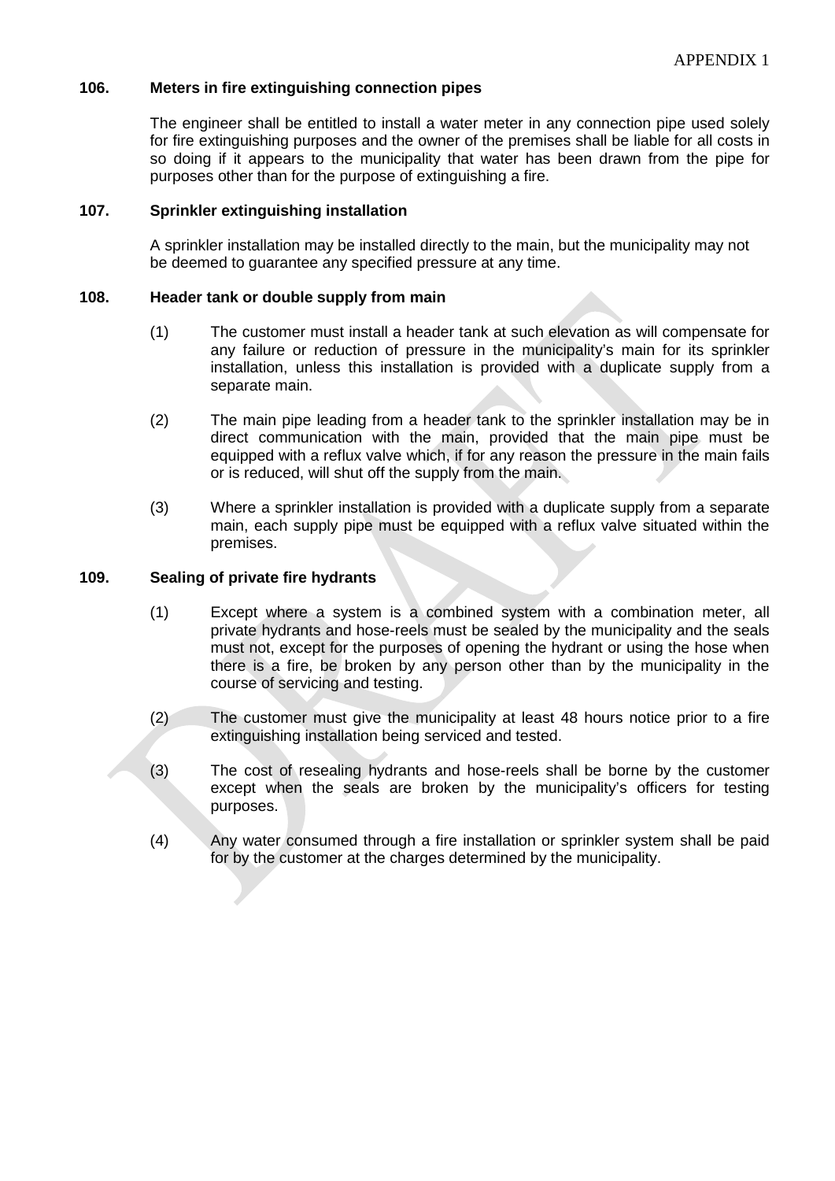### 106. Meters in fire extinguishing connection pipes

The engineer shall be entitled to install a water meter in any connection pipe used solely for fire extinguishing purposes and the owner of the premises shall be liable for all costs in so doing if it appears to the municipality that water has been drawn from the pipe for purposes other than for the purpose of extinguishing a fire.

### 107. Sprinkler extinguishing installation

A sprinkler installation may be installed directly to the main, but the municipality may not be deemed to guarantee any specified pressure at any time.

### 108. Header tank or double supply from main

(1) The customer must install a header tank at such elevation as will compensate for any failure or reduction of pressure in the municipality's main for its sprinkler installation, unless this installation is provided with a duplicate supply from a separate main.

(2) The main pipe leading from a header tank to the sprinkler installation may be in direct communication with the main, provided that the main pipe must be equipped with a reflux valve which, if for any reason the pressure in the main fails or is reduced, will shut off the supply from the main.

(3) Where a sprinkler installation is provided with a duplicate supply from a separate main, each supply pipe must be equipped with a reflux valve situated within the premises.

### 109. Sealing of private fire hydrants

(1) Except where a system is a combined system with a combination meter, all private hydrants and hose-reels must be sealed by the municipality and the seals must not, except for the purposes of opening the hydrant or using the hose when there is a fire, be broken by any person other than by the municipality in the course of servicing and testing.

(2) The customer must give the municipality at least 48 hours notice prior to a fire extinguishing installation being serviced and tested.

(3) The cost of resealing hydrants and hose-reels shall be borne by the customer except when the seals are broken by the municipality's officers for testing purposes.

(4) Any water consumed through a fire installation or sprinkler system shall be paid for by the customer at the charges determined by the municipality.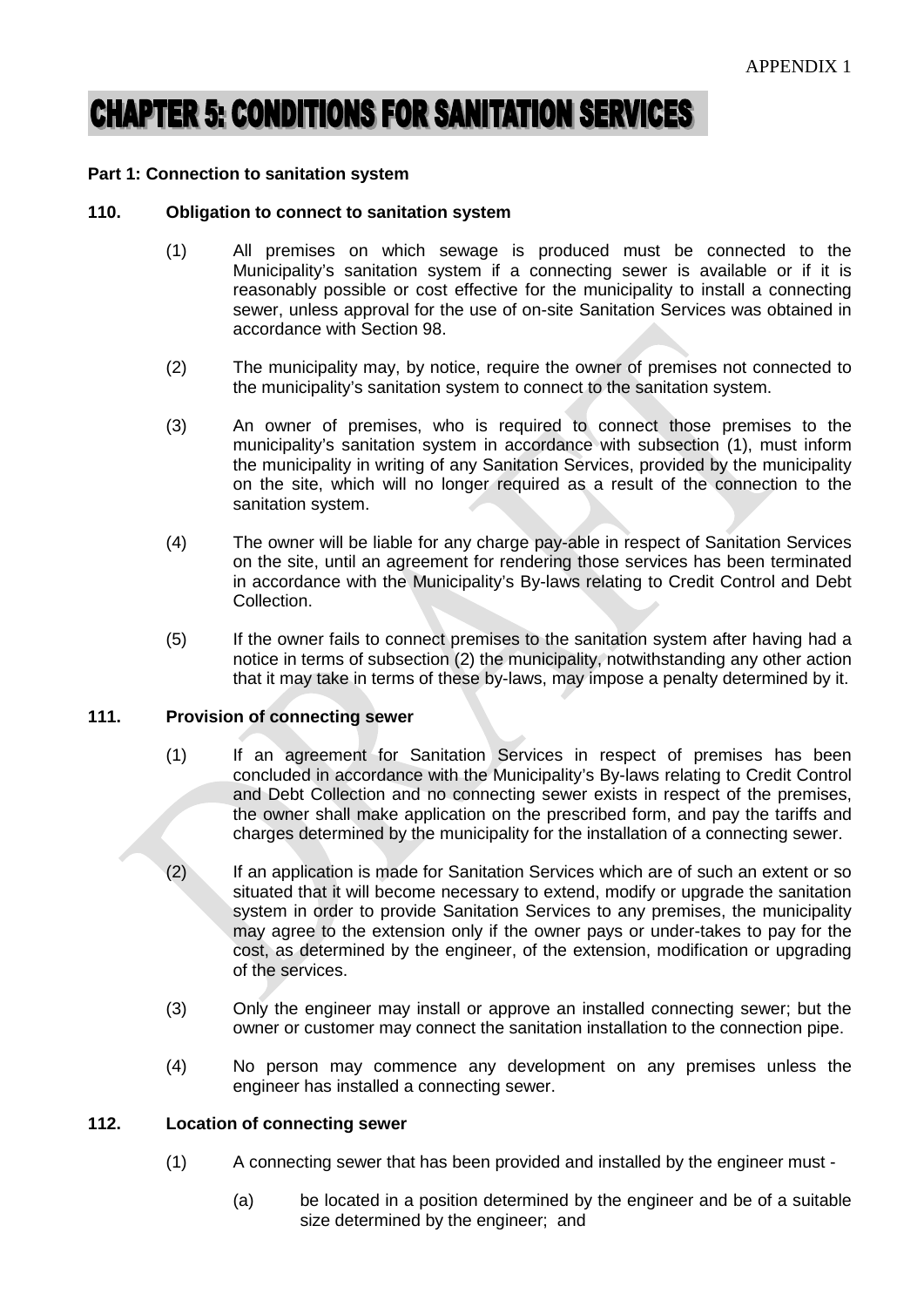APPENDIX 1

# CHAPTER 5: CONDITIONS FOR SANITATION SERVICES

**Part 1: Connection to sanitation system**

**110. Obligation to connect to sanitation system**

(1) All premises on which sewage is produced must be connected to the Municipality's sanitation system if a connecting sewer is available or if it is reasonably possible or cost effective for the municipality to install a connecting sewer, unless approval for the use of on-site Sanitation Services was obtained in accordance with Section 98.

(2) The municipality may, by notice, require the owner of premises not connected to the municipality's sanitation system to connect to the sanitation system.

(3) An owner of premises, who is required to connect those premises to the municipality's sanitation system in accordance with subsection (1), must inform the municipality in writing of any Sanitation Services, provided by the municipality on the site, which will no longer required as a result of the connection to the sanitation system.

(4) The owner will be liable for any charge pay-able in respect of Sanitation Services on the site, until an agreement for rendering those services has been terminated in accordance with the Municipality's By-laws relating to Credit Control and Debt Collection.

(5) If the owner fails to connect premises to the sanitation system after having had a notice in terms of subsection (2) the municipality, notwithstanding any other action that it may take in terms of these by-laws, may impose a penalty determined by it.

**111. Provision of connecting sewer**

(1) If an agreement for Sanitation Services in respect of premises has been concluded in accordance with the Municipality's By-laws relating to Credit Control and Debt Collection and no connecting sewer exists in respect of the premises, the owner shall make application on the prescribed form, and pay the tariffs and charges determined by the municipality for the installation of a connecting sewer.

(2) If an application is made for Sanitation Services which are of such an extent or so situated that it will become necessary to extend, modify or upgrade the sanitation system in order to provide Sanitation Services to any premises, the municipality may agree to the extension only if the owner pays or under-takes to pay for the cost, as determined by the engineer, of the extension, modification or upgrading of the services.

(3) Only the engineer may install or approve an installed connecting sewer; but the owner or customer may connect the sanitation installation to the connection pipe.

(4) No person may commence any development on any premises unless the engineer has installed a connecting sewer.

**112. Location of connecting sewer**

(1) A connecting sewer that has been provided and installed by the engineer must -

(a) be located in a position determined by the engineer and be of a suitable size determined by the engineer; and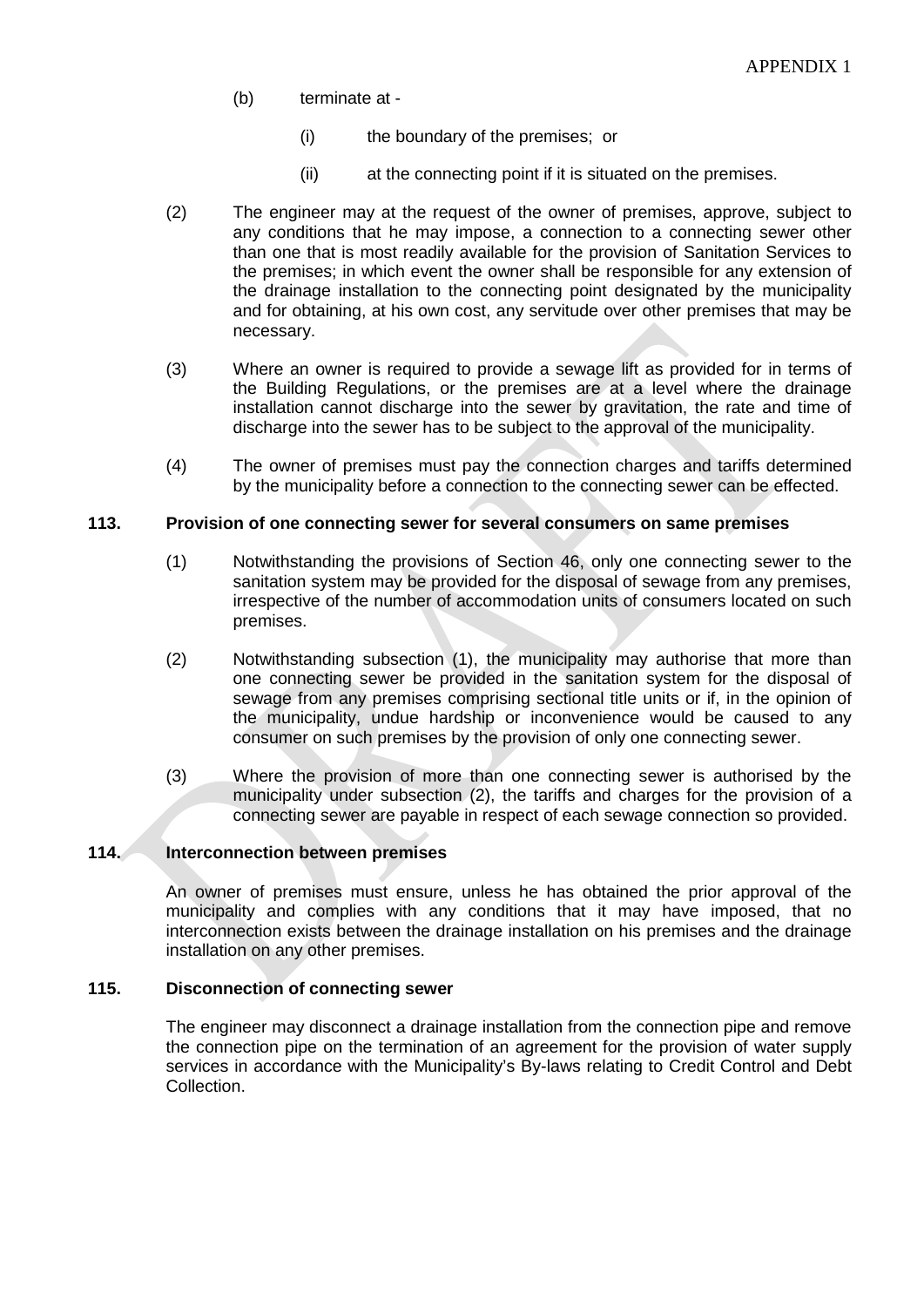(b) terminate at -

   (i) the boundary of the premises; or

   (ii) at the connecting point if it is situated on the premises.

(2) The engineer may at the request of the owner of premises, approve, subject to any conditions that he may impose, a connection to a connecting sewer other than one that is most readily available for the provision of Sanitation Services to the premises; in which event the owner shall be responsible for any extension of the drainage installation to the connecting point designated by the municipality and for obtaining, at his own cost, any servitude over other premises that may be necessary.

(3) Where an owner is required to provide a sewage lift as provided for in terms of the Building Regulations, or the premises are at a level where the drainage installation cannot discharge into the sewer by gravitation, the rate and time of discharge into the sewer has to be subject to the approval of the municipality.

(4) The owner of premises must pay the connection charges and tariffs determined by the municipality before a connection to the connecting sewer can be effected.

**113. Provision of one connecting sewer for several consumers on same premises**

(1) Notwithstanding the provisions of Section 46, only one connecting sewer to the sanitation system may be provided for the disposal of sewage from any premises, irrespective of the number of accommodation units of consumers located on such premises.

(2) Notwithstanding subsection (1), the municipality may authorise that more than one connecting sewer be provided in the sanitation system for the disposal of sewage from any premises comprising sectional title units or if, in the opinion of the municipality, undue hardship or inconvenience would be caused to any consumer on such premises by the provision of only one connecting sewer.

(3) Where the provision of more than one connecting sewer is authorised by the municipality under subsection (2), the tariffs and charges for the provision of a connecting sewer are payable in respect of each sewage connection so provided.

**114. Interconnection between premises**

An owner of premises must ensure, unless he has obtained the prior approval of the municipality and complies with any conditions that it may have imposed, that no interconnection exists between the drainage installation on his premises and the drainage installation on any other premises.

**115. Disconnection of connecting sewer**

The engineer may disconnect a drainage installation from the connection pipe and remove the connection pipe on the termination of an agreement for the provision of water supply services in accordance with the Municipality's By-laws relating to Credit Control and Debt Collection.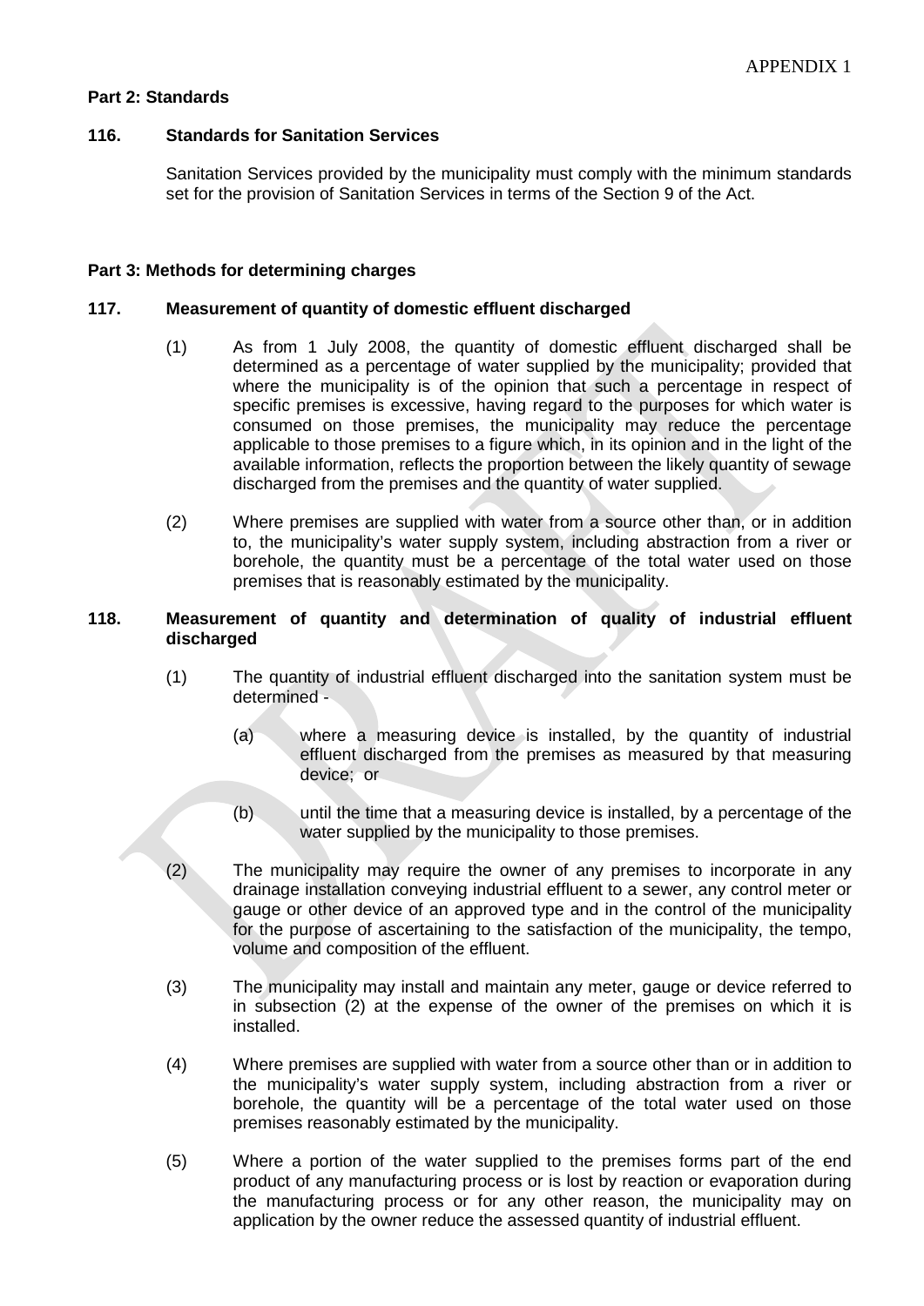APPENDIX 1

**Part 2: Standards**

**116. Standards for Sanitation Services**

Sanitation Services provided by the municipality must comply with the minimum standards set for the provision of Sanitation Services in terms of the Section 9 of the Act.

**Part 3: Methods for determining charges**

**117. Measurement of quantity of domestic effluent discharged**

(1) As from 1 July 2008, the quantity of domestic effluent discharged shall be determined as a percentage of water supplied by the municipality; provided that where the municipality is of the opinion that such a percentage in respect of specific premises is excessive, having regard to the purposes for which water is consumed on those premises, the municipality may reduce the percentage applicable to those premises to a figure which, in its opinion and in the light of the available information, reflects the proportion between the likely quantity of sewage discharged from the premises and the quantity of water supplied.

(2) Where premises are supplied with water from a source other than, or in addition to, the municipality's water supply system, including abstraction from a river or borehole, the quantity must be a percentage of the total water used on those premises that is reasonably estimated by the municipality.

**118. Measurement of quantity and determination of quality of industrial effluent discharged**

(1) The quantity of industrial effluent discharged into the sanitation system must be determined -

(a) where a measuring device is installed, by the quantity of industrial effluent discharged from the premises as measured by that measuring device; or

(b) until the time that a measuring device is installed, by a percentage of the water supplied by the municipality to those premises.

(2) The municipality may require the owner of any premises to incorporate in any drainage installation conveying industrial effluent to a sewer, any control meter or gauge or other device of an approved type and in the control of the municipality for the purpose of ascertaining to the satisfaction of the municipality, the tempo, volume and composition of the effluent.

(3) The municipality may install and maintain any meter, gauge or device referred to in subsection (2) at the expense of the owner of the premises on which it is installed.

(4) Where premises are supplied with water from a source other than or in addition to the municipality's water supply system, including abstraction from a river or borehole, the quantity will be a percentage of the total water used on those premises reasonably estimated by the municipality.

(5) Where a portion of the water supplied to the premises forms part of the end product of any manufacturing process or is lost by reaction or evaporation during the manufacturing process or for any other reason, the municipality may on application by the owner reduce the assessed quantity of industrial effluent.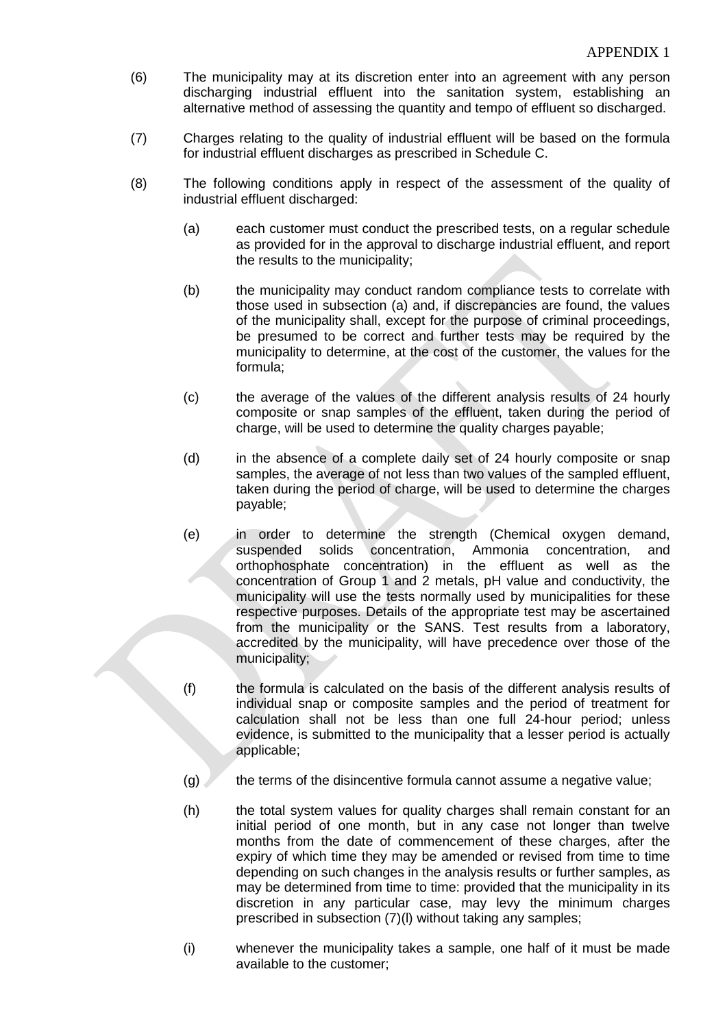(6) The municipality may at its discretion enter into an agreement with any person discharging industrial effluent into the sanitation system, establishing an alternative method of assessing the quantity and tempo of effluent so discharged.

(7) Charges relating to the quality of industrial effluent will be based on the formula for industrial effluent discharges as prescribed in Schedule C.

(8) The following conditions apply in respect of the assessment of the quality of industrial effluent discharged:

(a) each customer must conduct the prescribed tests, on a regular schedule as provided for in the approval to discharge industrial effluent, and report the results to the municipality;

(b) the municipality may conduct random compliance tests to correlate with those used in subsection (a) and, if discrepancies are found, the values of the municipality shall, except for the purpose of criminal proceedings, be presumed to be correct and further tests may be required by the municipality to determine, at the cost of the customer, the values for the formula;

(c) the average of the values of the different analysis results of 24 hourly composite or snap samples of the effluent, taken during the period of charge, will be used to determine the quality charges payable;

(d) in the absence of a complete daily set of 24 hourly composite or snap samples, the average of not less than two values of the sampled effluent, taken during the period of charge, will be used to determine the charges payable;

(e) in order to determine the strength (Chemical oxygen demand, suspended solids concentration, Ammonia concentration, and orthophosphate concentration) in the effluent as well as the concentration of Group 1 and 2 metals, pH value and conductivity, the municipality will use the tests normally used by municipalities for these respective purposes. Details of the appropriate test may be ascertained from the municipality or the SANS. Test results from a laboratory, accredited by the municipality, will have precedence over those of the municipality;

(f) the formula is calculated on the basis of the different analysis results of individual snap or composite samples and the period of treatment for calculation shall not be less than one full 24-hour period; unless evidence, is submitted to the municipality that a lesser period is actually applicable;

(g) the terms of the disincentive formula cannot assume a negative value;

(h) the total system values for quality charges shall remain constant for an initial period of one month, but in any case not longer than twelve months from the date of commencement of these charges, after the expiry of which time they may be amended or revised from time to time depending on such changes in the analysis results or further samples, as may be determined from time to time: provided that the municipality in its discretion in any particular case, may levy the minimum charges prescribed in subsection (7)(l) without taking any samples;

(i) whenever the municipality takes a sample, one half of it must be made available to the customer;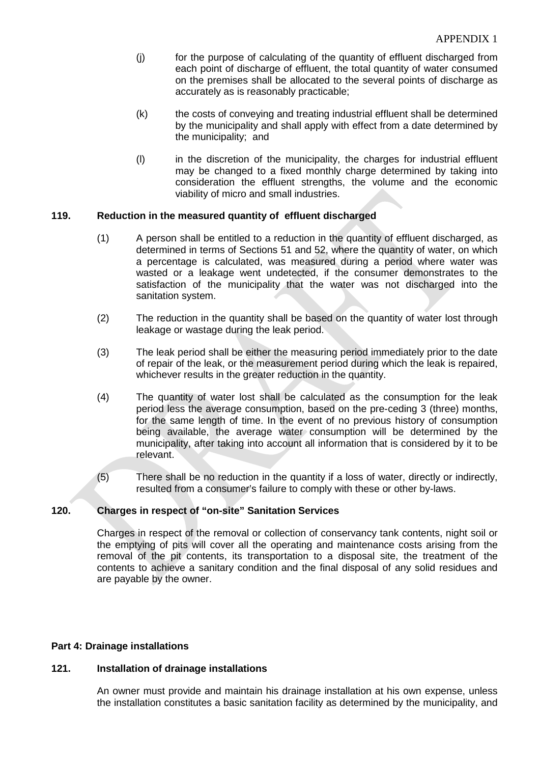(j) for the purpose of calculating of the quantity of effluent discharged from each point of discharge of effluent, the total quantity of water consumed on the premises shall be allocated to the several points of discharge as accurately as is reasonably practicable;

(k) the costs of conveying and treating industrial effluent shall be determined by the municipality and shall apply with effect from a date determined by the municipality; and

(l) in the discretion of the municipality, the charges for industrial effluent may be changed to a fixed monthly charge determined by taking into consideration the effluent strengths, the volume and the economic viability of micro and small industries.

**119. Reduction in the measured quantity of effluent discharged**

(1) A person shall be entitled to a reduction in the quantity of effluent discharged, as determined in terms of Sections 51 and 52, where the quantity of water, on which a percentage is calculated, was measured during a period where water was wasted or a leakage went undetected, if the consumer demonstrates to the satisfaction of the municipality that the water was not discharged into the sanitation system.

(2) The reduction in the quantity shall be based on the quantity of water lost through leakage or wastage during the leak period.

(3) The leak period shall be either the measuring period immediately prior to the date of repair of the leak, or the measurement period during which the leak is repaired, whichever results in the greater reduction in the quantity.

(4) The quantity of water lost shall be calculated as the consumption for the leak period less the average consumption, based on the pre-ceding 3 (three) months, for the same length of time. In the event of no previous history of consumption being available, the average water consumption will be determined by the municipality, after taking into account all information that is considered by it to be relevant.

(5) There shall be no reduction in the quantity if a loss of water, directly or indirectly, resulted from a consumer's failure to comply with these or other by-laws.

**120. Charges in respect of "on-site" Sanitation Services**

Charges in respect of the removal or collection of conservancy tank contents, night soil or the emptying of pits will cover all the operating and maintenance costs arising from the removal of the pit contents, its transportation to a disposal site, the treatment of the contents to achieve a sanitary condition and the final disposal of any solid residues and are payable by the owner.

**Part 4: Drainage installations**

**121. Installation of drainage installations**

An owner must provide and maintain his drainage installation at his own expense, unless the installation constitutes a basic sanitation facility as determined by the municipality, and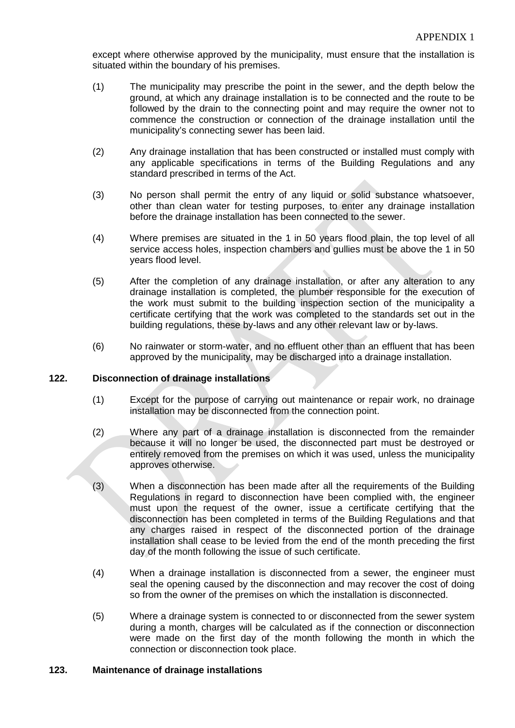except where otherwise approved by the municipality, must ensure that the installation is situated within the boundary of his premises.

(1) The municipality may prescribe the point in the sewer, and the depth below the ground, at which any drainage installation is to be connected and the route to be followed by the drain to the connecting point and may require the owner not to commence the construction or connection of the drainage installation until the municipality's connecting sewer has been laid.

(2) Any drainage installation that has been constructed or installed must comply with any applicable specifications in terms of the Building Regulations and any standard prescribed in terms of the Act.

(3) No person shall permit the entry of any liquid or solid substance whatsoever, other than clean water for testing purposes, to enter any drainage installation before the drainage installation has been connected to the sewer.

(4) Where premises are situated in the 1 in 50 years flood plain, the top level of all service access holes, inspection chambers and gullies must be above the 1 in 50 years flood level.

(5) After the completion of any drainage installation, or after any alteration to any drainage installation is completed, the plumber responsible for the execution of the work must submit to the building inspection section of the municipality a certificate certifying that the work was completed to the standards set out in the building regulations, these by-laws and any other relevant law or by-laws.

(6) No rainwater or storm-water, and no effluent other than an effluent that has been approved by the municipality, may be discharged into a drainage installation.

**122. Disconnection of drainage installations**

(1) Except for the purpose of carrying out maintenance or repair work, no drainage installation may be disconnected from the connection point.

(2) Where any part of a drainage installation is disconnected from the remainder because it will no longer be used, the disconnected part must be destroyed or entirely removed from the premises on which it was used, unless the municipality approves otherwise.

(3) When a disconnection has been made after all the requirements of the Building Regulations in regard to disconnection have been complied with, the engineer must upon the request of the owner, issue a certificate certifying that the disconnection has been completed in terms of the Building Regulations and that any charges raised in respect of the disconnected portion of the drainage installation shall cease to be levied from the end of the month preceding the first day of the month following the issue of such certificate.

(4) When a drainage installation is disconnected from a sewer, the engineer must seal the opening caused by the disconnection and may recover the cost of doing so from the owner of the premises on which the installation is disconnected.

(5) Where a drainage system is connected to or disconnected from the sewer system during a month, charges will be calculated as if the connection or disconnection were made on the first day of the month following the month in which the connection or disconnection took place.

**123. Maintenance of drainage installations**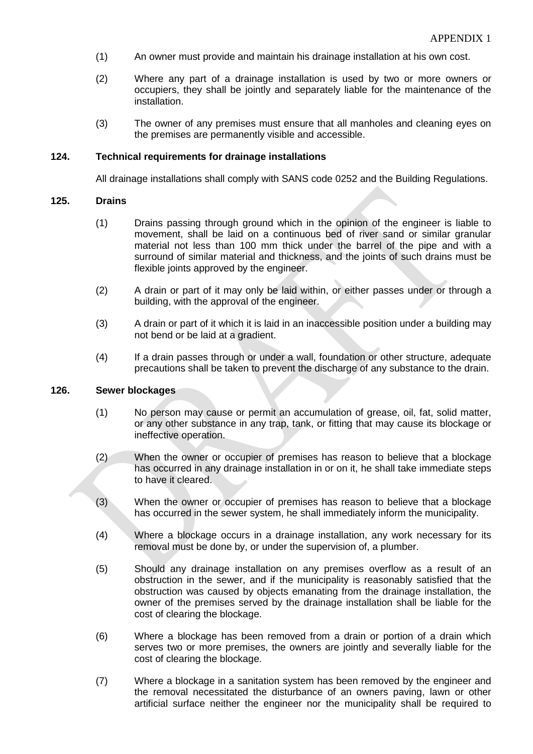(1) An owner must provide and maintain his drainage installation at his own cost.

(2) Where any part of a drainage installation is used by two or more owners or occupiers, they shall be jointly and separately liable for the maintenance of the installation.

(3) The owner of any premises must ensure that all manholes and cleaning eyes on the premises are permanently visible and accessible.

### 124. Technical requirements for drainage installations

All drainage installations shall comply with SANS code 0252 and the Building Regulations.

### 125. Drains

(1) Drains passing through ground which in the opinion of the engineer is liable to movement, shall be laid on a continuous bed of river sand or similar granular material not less than 100 mm thick under the barrel of the pipe and with a surround of similar material and thickness, and the joints of such drains must be flexible joints approved by the engineer.

(2) A drain or part of it may only be laid within, or either passes under or through a building, with the approval of the engineer.

(3) A drain or part of it which it is laid in an inaccessible position under a building may not bend or be laid at a gradient.

(4) If a drain passes through or under a wall, foundation or other structure, adequate precautions shall be taken to prevent the discharge of any substance to the drain.

### 126. Sewer blockages

(1) No person may cause or permit an accumulation of grease, oil, fat, solid matter, or any other substance in any trap, tank, or fitting that may cause its blockage or ineffective operation.

(2) When the owner or occupier of premises has reason to believe that a blockage has occurred in any drainage installation in or on it, he shall take immediate steps to have it cleared.

(3) When the owner or occupier of premises has reason to believe that a blockage has occurred in the sewer system, he shall immediately inform the municipality.

(4) Where a blockage occurs in a drainage installation, any work necessary for its removal must be done by, or under the supervision of, a plumber.

(5) Should any drainage installation on any premises overflow as a result of an obstruction in the sewer, and if the municipality is reasonably satisfied that the obstruction was caused by objects emanating from the drainage installation, the owner of the premises served by the drainage installation shall be liable for the cost of clearing the blockage.

(6) Where a blockage has been removed from a drain or portion of a drain which serves two or more premises, the owners are jointly and severally liable for the cost of clearing the blockage.

(7) Where a blockage in a sanitation system has been removed by the engineer and the removal necessitated the disturbance of an owners paving, lawn or other artificial surface neither the engineer nor the municipality shall be required to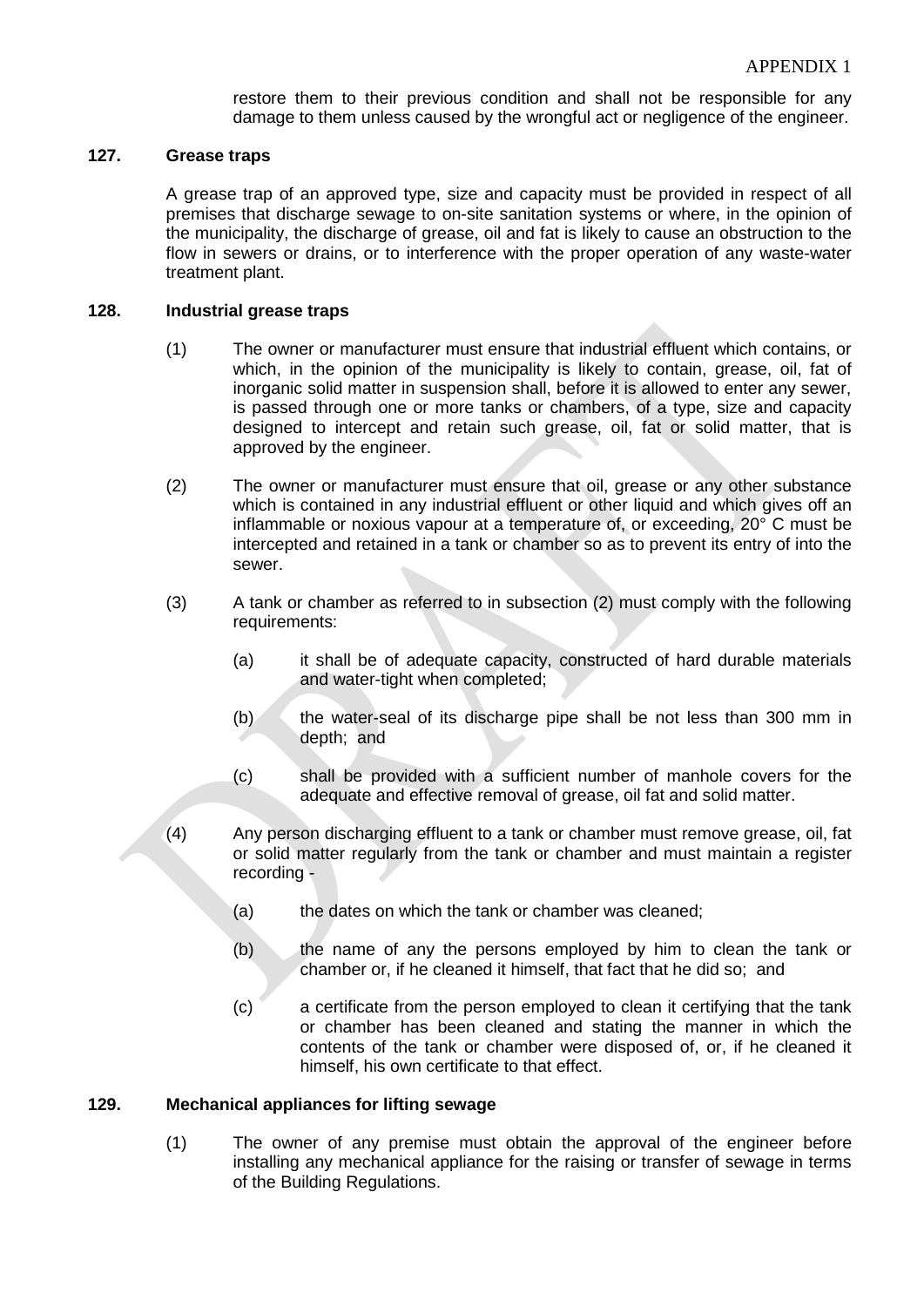restore them to their previous condition and shall not be responsible for any damage to them unless caused by the wrongful act or negligence of the engineer.

**127. Grease traps**

A grease trap of an approved type, size and capacity must be provided in respect of all premises that discharge sewage to on-site sanitation systems or where, in the opinion of the municipality, the discharge of grease, oil and fat is likely to cause an obstruction to the flow in sewers or drains, or to interference with the proper operation of any waste-water treatment plant.

**128. Industrial grease traps**

(1) The owner or manufacturer must ensure that industrial effluent which contains, or which, in the opinion of the municipality is likely to contain, grease, oil, fat of inorganic solid matter in suspension shall, before it is allowed to enter any sewer, is passed through one or more tanks or chambers, of a type, size and capacity designed to intercept and retain such grease, oil, fat or solid matter, that is approved by the engineer.

(2) The owner or manufacturer must ensure that oil, grease or any other substance which is contained in any industrial effluent or other liquid and which gives off an inflammable or noxious vapour at a temperature of, or exceeding, 20° C must be intercepted and retained in a tank or chamber so as to prevent its entry of into the sewer.

(3) A tank or chamber as referred to in subsection (2) must comply with the following requirements:

(a) it shall be of adequate capacity, constructed of hard durable materials and water-tight when completed;

(b) the water-seal of its discharge pipe shall be not less than 300 mm in depth; and

(c) shall be provided with a sufficient number of manhole covers for the adequate and effective removal of grease, oil fat and solid matter.

(4) Any person discharging effluent to a tank or chamber must remove grease, oil, fat or solid matter regularly from the tank or chamber and must maintain a register recording -

(a) the dates on which the tank or chamber was cleaned;

(b) the name of any the persons employed by him to clean the tank or chamber or, if he cleaned it himself, that fact that he did so; and

(c) a certificate from the person employed to clean it certifying that the tank or chamber has been cleaned and stating the manner in which the contents of the tank or chamber were disposed of, or, if he cleaned it himself, his own certificate to that effect.

**129. Mechanical appliances for lifting sewage**

(1) The owner of any premise must obtain the approval of the engineer before installing any mechanical appliance for the raising or transfer of sewage in terms of the Building Regulations.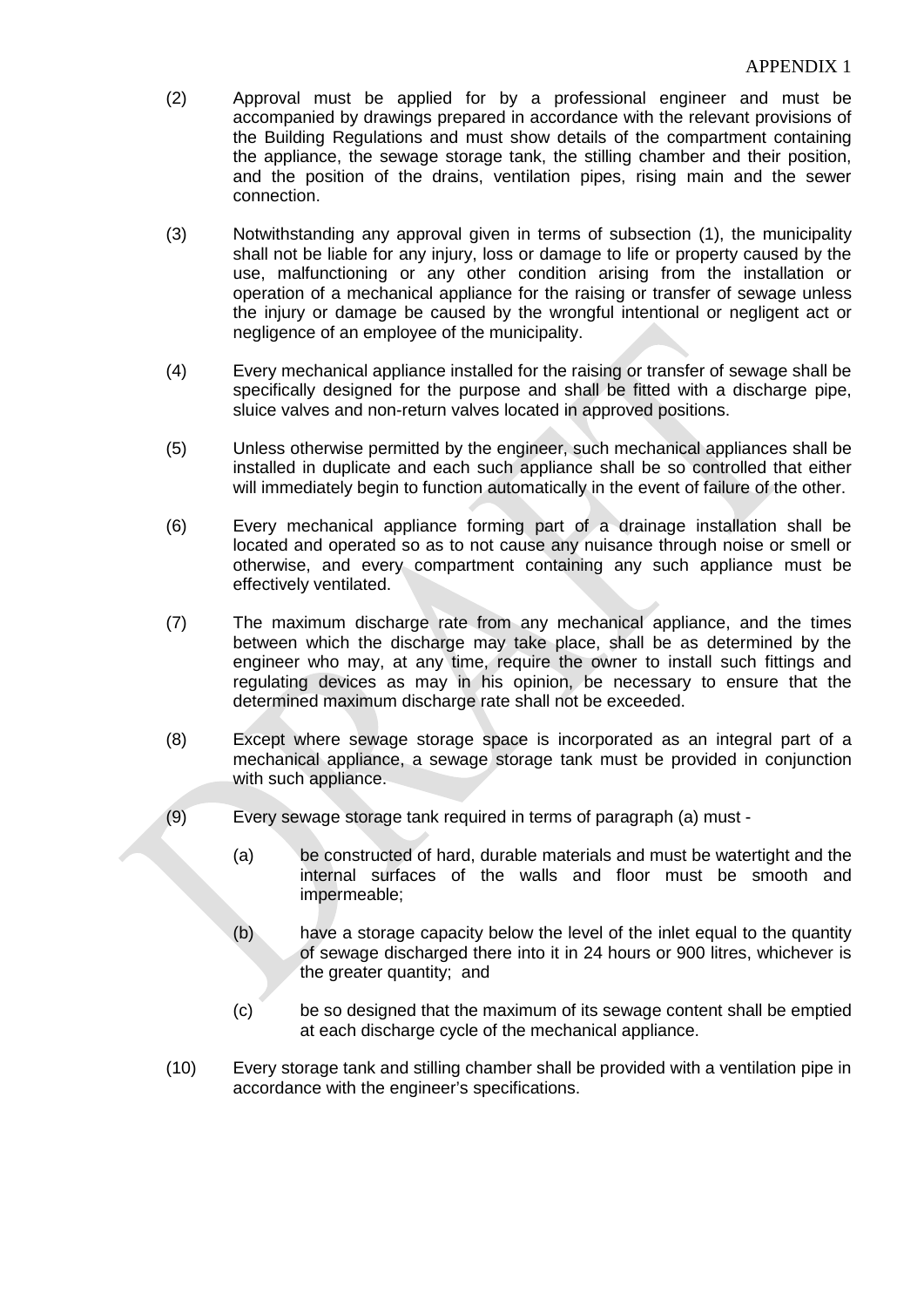(2) Approval must be applied for by a professional engineer and must be accompanied by drawings prepared in accordance with the relevant provisions of the Building Regulations and must show details of the compartment containing the appliance, the sewage storage tank, the stilling chamber and their position, and the position of the drains, ventilation pipes, rising main and the sewer connection.

(3) Notwithstanding any approval given in terms of subsection (1), the municipality shall not be liable for any injury, loss or damage to life or property caused by the use, malfunctioning or any other condition arising from the installation or operation of a mechanical appliance for the raising or transfer of sewage unless the injury or damage be caused by the wrongful intentional or negligent act or negligence of an employee of the municipality.

(4) Every mechanical appliance installed for the raising or transfer of sewage shall be specifically designed for the purpose and shall be fitted with a discharge pipe, sluice valves and non-return valves located in approved positions.

(5) Unless otherwise permitted by the engineer, such mechanical appliances shall be installed in duplicate and each such appliance shall be so controlled that either will immediately begin to function automatically in the event of failure of the other.

(6) Every mechanical appliance forming part of a drainage installation shall be located and operated so as to not cause any nuisance through noise or smell or otherwise, and every compartment containing any such appliance must be effectively ventilated.

(7) The maximum discharge rate from any mechanical appliance, and the times between which the discharge may take place, shall be as determined by the engineer who may, at any time, require the owner to install such fittings and regulating devices as may in his opinion, be necessary to ensure that the determined maximum discharge rate shall not be exceeded.

(8) Except where sewage storage space is incorporated as an integral part of a mechanical appliance, a sewage storage tank must be provided in conjunction with such appliance.

(9) Every sewage storage tank required in terms of paragraph (a) must -

 (a) be constructed of hard, durable materials and must be watertight and the internal surfaces of the walls and floor must be smooth and impermeable;

 (b) have a storage capacity below the level of the inlet equal to the quantity of sewage discharged there into it in 24 hours or 900 litres, whichever is the greater quantity; and

 (c) be so designed that the maximum of its sewage content shall be emptied at each discharge cycle of the mechanical appliance.

(10) Every storage tank and stilling chamber shall be provided with a ventilation pipe in accordance with the engineer's specifications.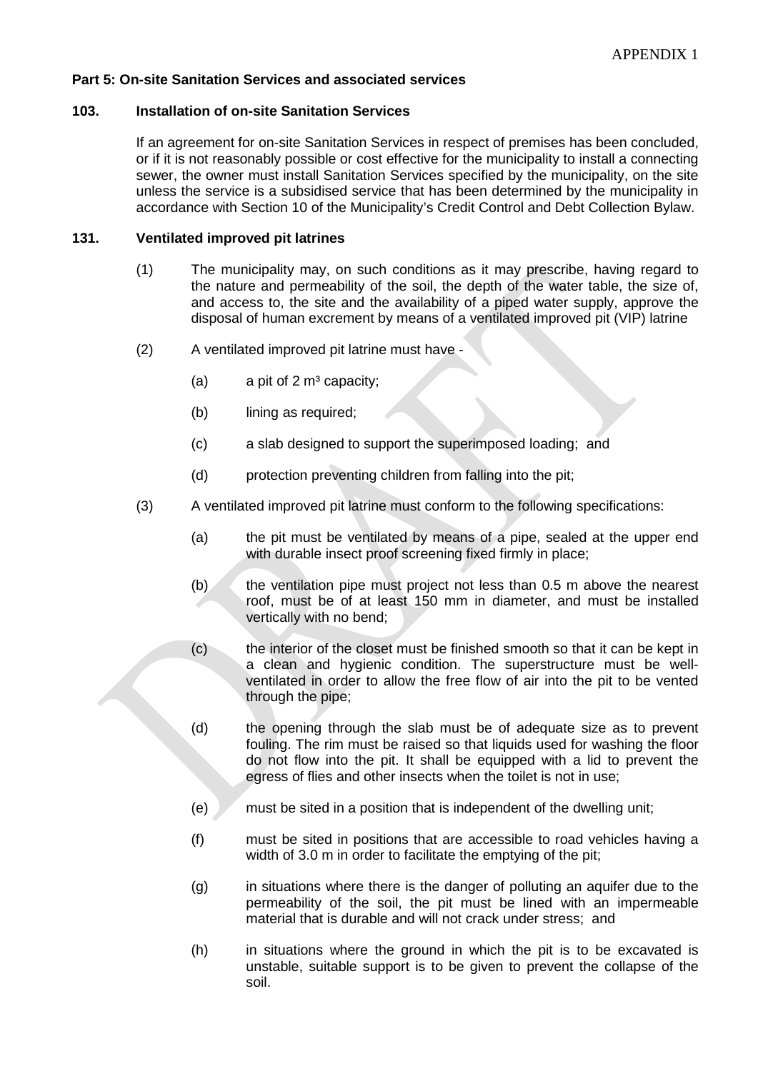APPENDIX 1

**Part 5: On-site Sanitation Services and associated services**

**103. Installation of on-site Sanitation Services**

If an agreement for on-site Sanitation Services in respect of premises has been concluded, or if it is not reasonably possible or cost effective for the municipality to install a connecting sewer, the owner must install Sanitation Services specified by the municipality, on the site unless the service is a subsidised service that has been determined by the municipality in accordance with Section 10 of the Municipality's Credit Control and Debt Collection Bylaw.

**131. Ventilated improved pit latrines**

(1) The municipality may, on such conditions as it may prescribe, having regard to the nature and permeability of the soil, the depth of the water table, the size of, and access to, the site and the availability of a piped water supply, approve the disposal of human excrement by means of a ventilated improved pit (VIP) latrine

(2) A ventilated improved pit latrine must have -

(a) a pit of 2 $m^3$ capacity;

(b) lining as required;

(c) a slab designed to support the superimposed loading; and

(d) protection preventing children from falling into the pit;

(3) A ventilated improved pit latrine must conform to the following specifications:

(a) the pit must be ventilated by means of a pipe, sealed at the upper end with durable insect proof screening fixed firmly in place;

(b) the ventilation pipe must project not less than 0.5 m above the nearest roof, must be of at least 150 mm in diameter, and must be installed vertically with no bend;

(c) the interior of the closet must be finished smooth so that it can be kept in a clean and hygienic condition. The superstructure must be well-ventilated in order to allow the free flow of air into the pit to be vented through the pipe;

(d) the opening through the slab must be of adequate size as to prevent fouling. The rim must be raised so that liquids used for washing the floor do not flow into the pit. It shall be equipped with a lid to prevent the egress of flies and other insects when the toilet is not in use;

(e) must be sited in a position that is independent of the dwelling unit;

(f) must be sited in positions that are accessible to road vehicles having a width of 3.0 m in order to facilitate the emptying of the pit;

(g) in situations where there is the danger of polluting an aquifer due to the permeability of the soil, the pit must be lined with an impermeable material that is durable and will not crack under stress; and

(h) in situations where the ground in which the pit is to be excavated is unstable, suitable support is to be given to prevent the collapse of the soil.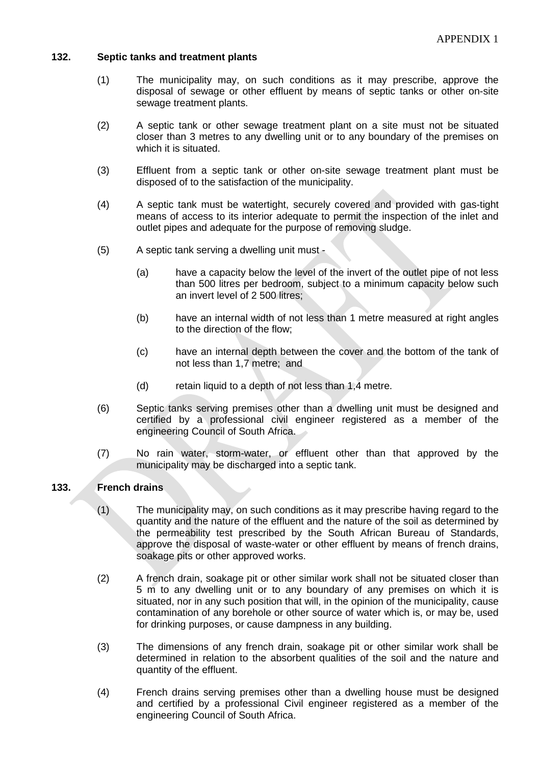### 132. Septic tanks and treatment plants

(1) The municipality may, on such conditions as it may prescribe, approve the disposal of sewage or other effluent by means of septic tanks or other on-site sewage treatment plants.

(2) A septic tank or other sewage treatment plant on a site must not be situated closer than 3 metres to any dwelling unit or to any boundary of the premises on which it is situated.

(3) Effluent from a septic tank or other on-site sewage treatment plant must be disposed of to the satisfaction of the municipality.

(4) A septic tank must be watertight, securely covered and provided with gas-tight means of access to its interior adequate to permit the inspection of the inlet and outlet pipes and adequate for the purpose of removing sludge.

(5) A septic tank serving a dwelling unit must -

(a) have a capacity below the level of the invert of the outlet pipe of not less than 500 litres per bedroom, subject to a minimum capacity below such an invert level of 2 500 litres;

(b) have an internal width of not less than 1 metre measured at right angles to the direction of the flow;

(c) have an internal depth between the cover and the bottom of the tank of not less than 1,7 metre; and

(d) retain liquid to a depth of not less than 1,4 metre.

(6) Septic tanks serving premises other than a dwelling unit must be designed and certified by a professional civil engineer registered as a member of the engineering Council of South Africa.

(7) No rain water, storm-water, or effluent other than that approved by the municipality may be discharged into a septic tank.

### 133. French drains

(1) The municipality may, on such conditions as it may prescribe having regard to the quantity and the nature of the effluent and the nature of the soil as determined by the permeability test prescribed by the South African Bureau of Standards, approve the disposal of waste-water or other effluent by means of french drains, soakage pits or other approved works.

(2) A french drain, soakage pit or other similar work shall not be situated closer than 5 m to any dwelling unit or to any boundary of any premises on which it is situated, nor in any such position that will, in the opinion of the municipality, cause contamination of any borehole or other source of water which is, or may be, used for drinking purposes, or cause dampness in any building.

(3) The dimensions of any french drain, soakage pit or other similar work shall be determined in relation to the absorbent qualities of the soil and the nature and quantity of the effluent.

(4) French drains serving premises other than a dwelling house must be designed and certified by a professional Civil engineer registered as a member of the engineering Council of South Africa.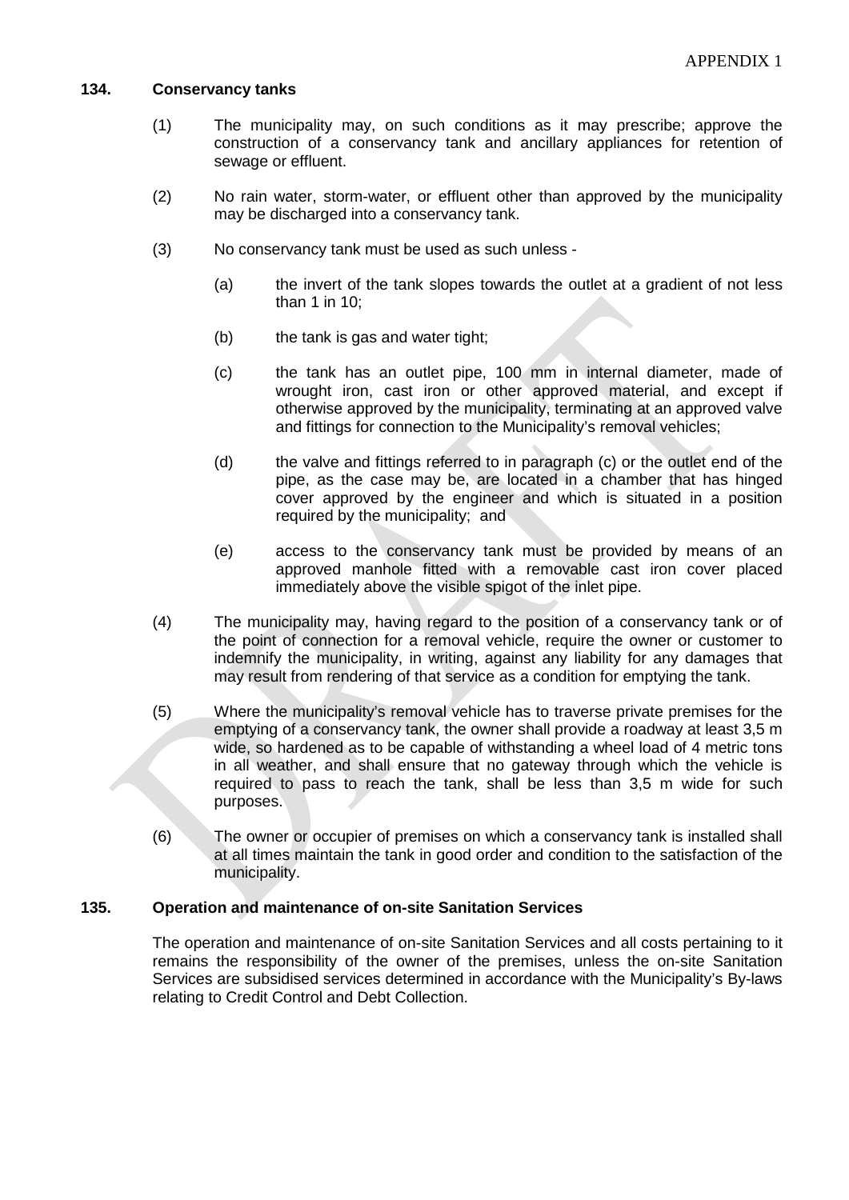### 134. Conservancy tanks

(1) The municipality may, on such conditions as it may prescribe; approve the construction of a conservancy tank and ancillary appliances for retention of sewage or effluent.

(2) No rain water, storm-water, or effluent other than approved by the municipality may be discharged into a conservancy tank.

(3) No conservancy tank must be used as such unless -

(a) the invert of the tank slopes towards the outlet at a gradient of not less than 1 in 10;

(b) the tank is gas and water tight;

(c) the tank has an outlet pipe, 100 mm in internal diameter, made of wrought iron, cast iron or other approved material, and except if otherwise approved by the municipality, terminating at an approved valve and fittings for connection to the Municipality's removal vehicles;

(d) the valve and fittings referred to in paragraph (c) or the outlet end of the pipe, as the case may be, are located in a chamber that has hinged cover approved by the engineer and which is situated in a position required by the municipality; and

(e) access to the conservancy tank must be provided by means of an approved manhole fitted with a removable cast iron cover placed immediately above the visible spigot of the inlet pipe.

(4) The municipality may, having regard to the position of a conservancy tank or of the point of connection for a removal vehicle, require the owner or customer to indemnify the municipality, in writing, against any liability for any damages that may result from rendering of that service as a condition for emptying the tank.

(5) Where the municipality's removal vehicle has to traverse private premises for the emptying of a conservancy tank, the owner shall provide a roadway at least 3,5 m wide, so hardened as to be capable of withstanding a wheel load of 4 metric tons in all weather, and shall ensure that no gateway through which the vehicle is required to pass to reach the tank, shall be less than 3,5 m wide for such purposes.

(6) The owner or occupier of premises on which a conservancy tank is installed shall at all times maintain the tank in good order and condition to the satisfaction of the municipality.

### 135. Operation and maintenance of on-site Sanitation Services

The operation and maintenance of on-site Sanitation Services and all costs pertaining to it remains the responsibility of the owner of the premises, unless the on-site Sanitation Services are subsidised services determined in accordance with the Municipality's By-laws relating to Credit Control and Debt Collection.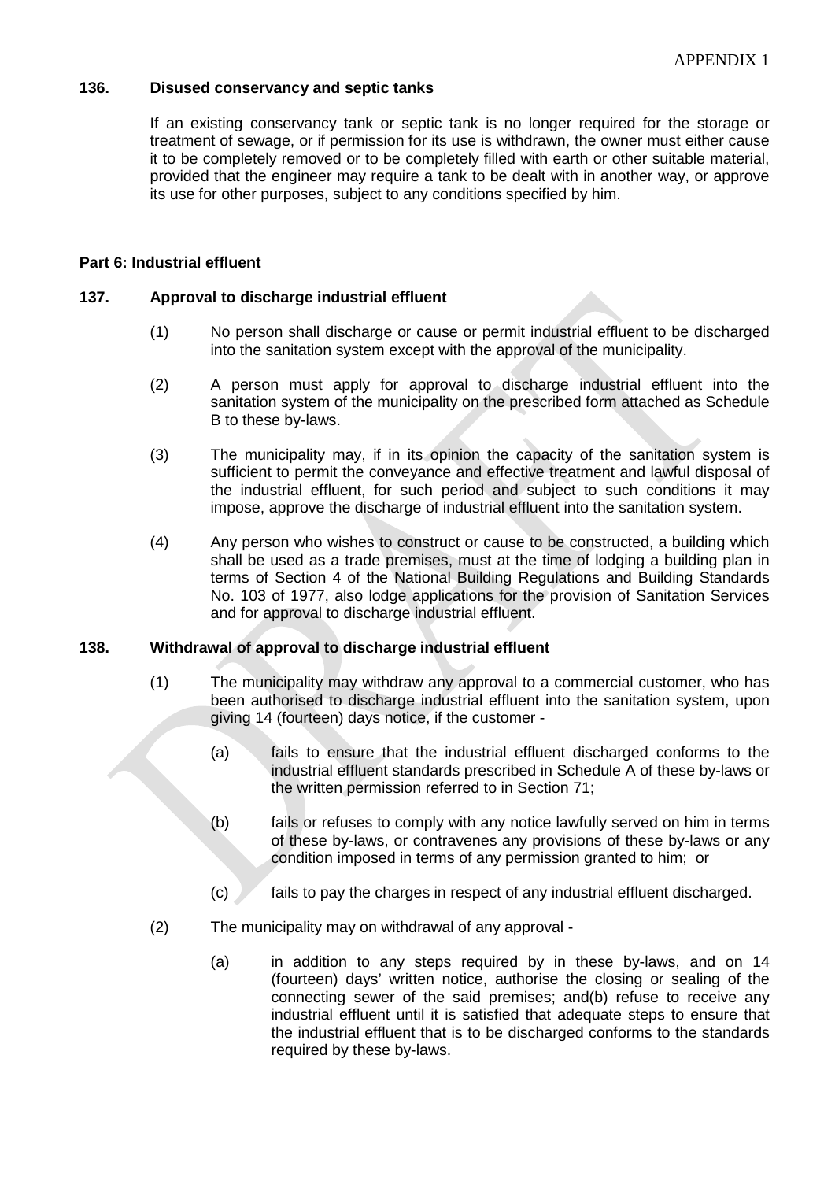### 136. Disused conservancy and septic tanks

If an existing conservancy tank or septic tank is no longer required for the storage or treatment of sewage, or if permission for its use is withdrawn, the owner must either cause it to be completely removed or to be completely filled with earth or other suitable material, provided that the engineer may require a tank to be dealt with in another way, or approve its use for other purposes, subject to any conditions specified by him.

## Part 6: Industrial effluent

### 137. Approval to discharge industrial effluent

(1) No person shall discharge or cause or permit industrial effluent to be discharged into the sanitation system except with the approval of the municipality.

(2) A person must apply for approval to discharge industrial effluent into the sanitation system of the municipality on the prescribed form attached as Schedule B to these by-laws.

(3) The municipality may, if in its opinion the capacity of the sanitation system is sufficient to permit the conveyance and effective treatment and lawful disposal of the industrial effluent, for such period and subject to such conditions it may impose, approve the discharge of industrial effluent into the sanitation system.

(4) Any person who wishes to construct or cause to be constructed, a building which shall be used as a trade premises, must at the time of lodging a building plan in terms of Section 4 of the National Building Regulations and Building Standards No. 103 of 1977, also lodge applications for the provision of Sanitation Services and for approval to discharge industrial effluent.

### 138. Withdrawal of approval to discharge industrial effluent

(1) The municipality may withdraw any approval to a commercial customer, who has been authorised to discharge industrial effluent into the sanitation system, upon giving 14 (fourteen) days notice, if the customer -

(a) fails to ensure that the industrial effluent discharged conforms to the industrial effluent standards prescribed in Schedule A of these by-laws or the written permission referred to in Section 71;

(b) fails or refuses to comply with any notice lawfully served on him in terms of these by-laws, or contravenes any provisions of these by-laws or any condition imposed in terms of any permission granted to him; or

(c) fails to pay the charges in respect of any industrial effluent discharged.

(2) The municipality may on withdrawal of any approval -

(a) in addition to any steps required by in these by-laws, and on 14 (fourteen) days' written notice, authorise the closing or sealing of the connecting sewer of the said premises; and(b) refuse to receive any industrial effluent until it is satisfied that adequate steps to ensure that the industrial effluent that is to be discharged conforms to the standards required by these by-laws.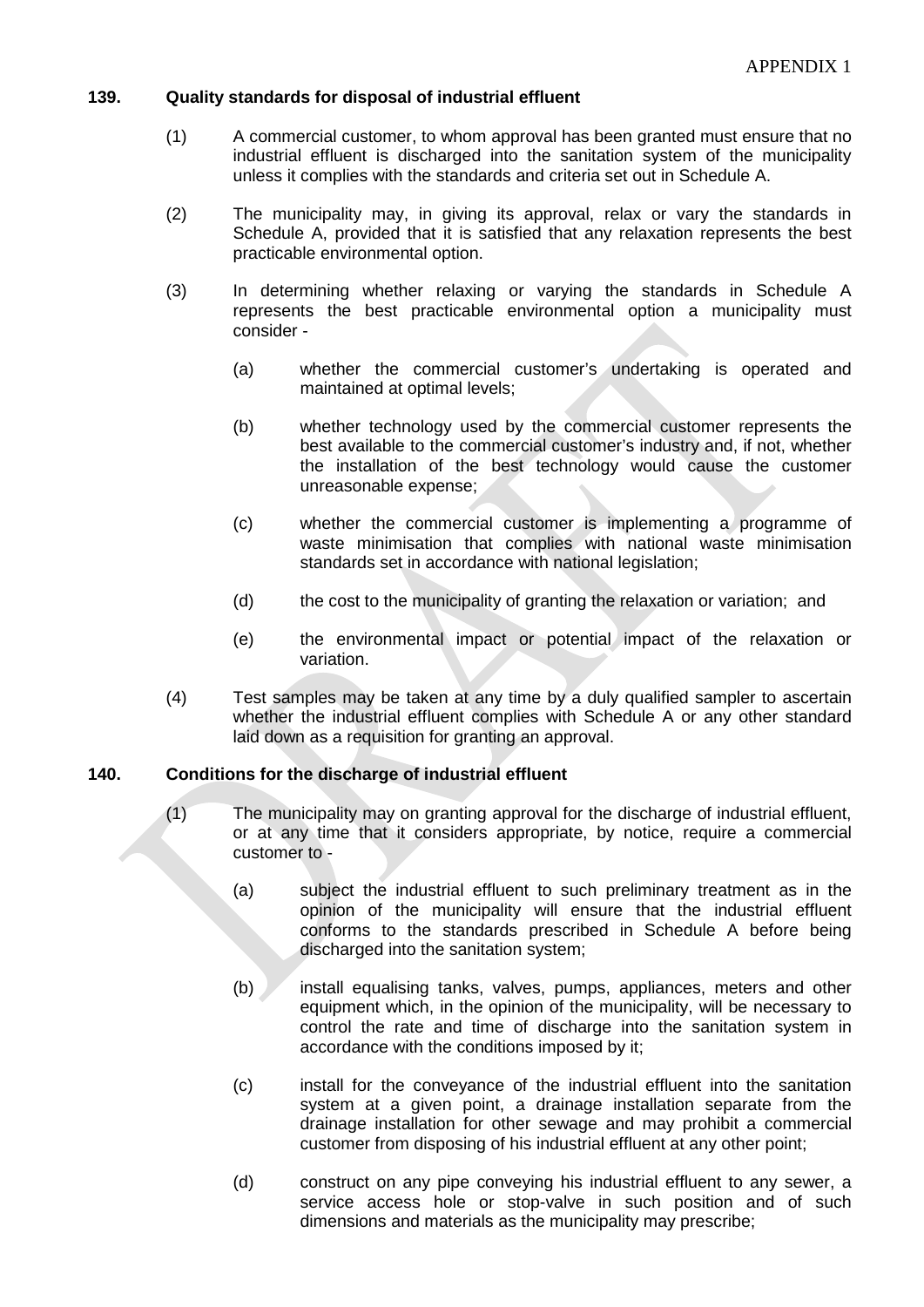### 139. Quality standards for disposal of industrial effluent

(1) A commercial customer, to whom approval has been granted must ensure that no industrial effluent is discharged into the sanitation system of the municipality unless it complies with the standards and criteria set out in Schedule A.

(2) The municipality may, in giving its approval, relax or vary the standards in Schedule A, provided that it is satisfied that any relaxation represents the best practicable environmental option.

(3) In determining whether relaxing or varying the standards in Schedule A represents the best practicable environmental option a municipality must consider -

(a) whether the commercial customer's undertaking is operated and maintained at optimal levels;

(b) whether technology used by the commercial customer represents the best available to the commercial customer's industry and, if not, whether the installation of the best technology would cause the customer unreasonable expense;

(c) whether the commercial customer is implementing a programme of waste minimisation that complies with national waste minimisation standards set in accordance with national legislation;

(d) the cost to the municipality of granting the relaxation or variation; and

(e) the environmental impact or potential impact of the relaxation or variation.

(4) Test samples may be taken at any time by a duly qualified sampler to ascertain whether the industrial effluent complies with Schedule A or any other standard laid down as a requisition for granting an approval.

### 140. Conditions for the discharge of industrial effluent

(1) The municipality may on granting approval for the discharge of industrial effluent, or at any time that it considers appropriate, by notice, require a commercial customer to -

(a) subject the industrial effluent to such preliminary treatment as in the opinion of the municipality will ensure that the industrial effluent conforms to the standards prescribed in Schedule A before being discharged into the sanitation system;

(b) install equalising tanks, valves, pumps, appliances, meters and other equipment which, in the opinion of the municipality, will be necessary to control the rate and time of discharge into the sanitation system in accordance with the conditions imposed by it;

(c) install for the conveyance of the industrial effluent into the sanitation system at a given point, a drainage installation separate from the drainage installation for other sewage and may prohibit a commercial customer from disposing of his industrial effluent at any other point;

(d) construct on any pipe conveying his industrial effluent to any sewer, a service access hole or stop-valve in such position and of such dimensions and materials as the municipality may prescribe;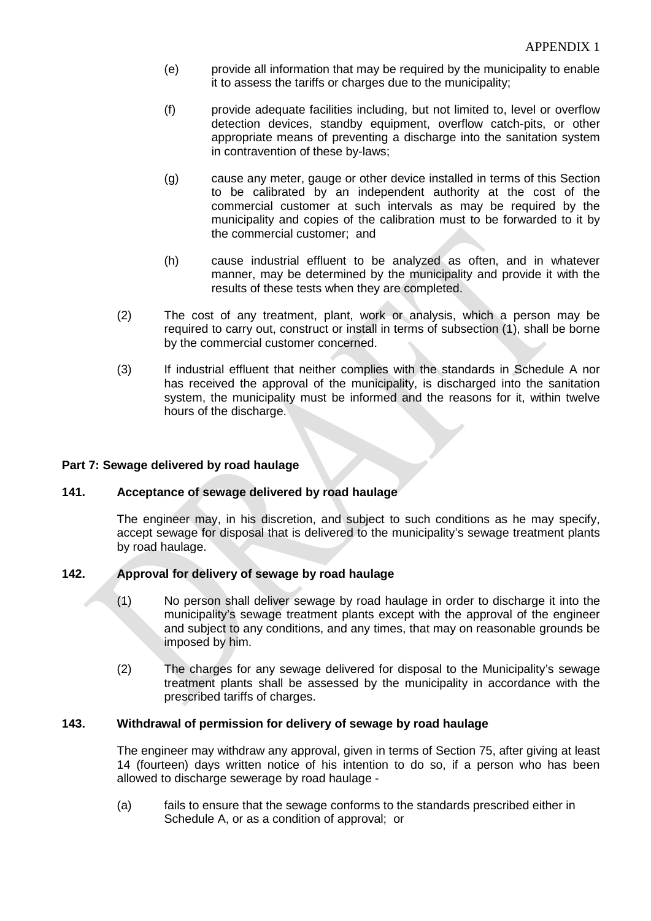(e) provide all information that may be required by the municipality to enable it to assess the tariffs or charges due to the municipality;

(f) provide adequate facilities including, but not limited to, level or overflow detection devices, standby equipment, overflow catch-pits, or other appropriate means of preventing a discharge into the sanitation system in contravention of these by-laws;

(g) cause any meter, gauge or other device installed in terms of this Section to be calibrated by an independent authority at the cost of the commercial customer at such intervals as may be required by the municipality and copies of the calibration must to be forwarded to it by the commercial customer; and

(h) cause industrial effluent to be analyzed as often, and in whatever manner, may be determined by the municipality and provide it with the results of these tests when they are completed.

(2) The cost of any treatment, plant, work or analysis, which a person may be required to carry out, construct or install in terms of subsection (1), shall be borne by the commercial customer concerned.

(3) If industrial effluent that neither complies with the standards in Schedule A nor has received the approval of the municipality, is discharged into the sanitation system, the municipality must be informed and the reasons for it, within twelve hours of the discharge.

**Part 7: Sewage delivered by road haulage**

**141. Acceptance of sewage delivered by road haulage**

The engineer may, in his discretion, and subject to such conditions as he may specify, accept sewage for disposal that is delivered to the municipality's sewage treatment plants by road haulage.

**142. Approval for delivery of sewage by road haulage**

(1) No person shall deliver sewage by road haulage in order to discharge it into the municipality's sewage treatment plants except with the approval of the engineer and subject to any conditions, and any times, that may on reasonable grounds be imposed by him.

(2) The charges for any sewage delivered for disposal to the Municipality's sewage treatment plants shall be assessed by the municipality in accordance with the prescribed tariffs of charges.

**143. Withdrawal of permission for delivery of sewage by road haulage**

The engineer may withdraw any approval, given in terms of Section 75, after giving at least 14 (fourteen) days written notice of his intention to do so, if a person who has been allowed to discharge sewerage by road haulage -

(a) fails to ensure that the sewage conforms to the standards prescribed either in Schedule A, or as a condition of approval; or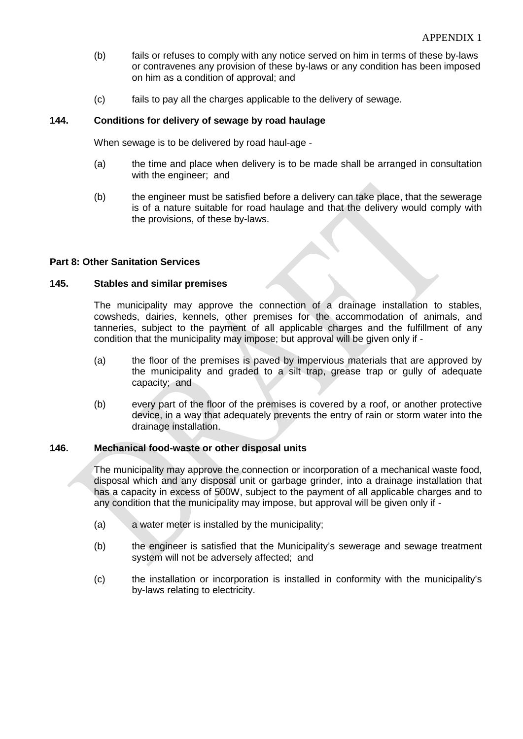(b) fails or refuses to comply with any notice served on him in terms of these by-laws or contravenes any provision of these by-laws or any condition has been imposed on him as a condition of approval; and

(c) fails to pay all the charges applicable to the delivery of sewage.

**144. Conditions for delivery of sewage by road haulage**

When sewage is to be delivered by road haul-age -

(a) the time and place when delivery is to be made shall be arranged in consultation with the engineer; and

(b) the engineer must be satisfied before a delivery can take place, that the sewerage is of a nature suitable for road haulage and that the delivery would comply with the provisions, of these by-laws.

**Part 8: Other Sanitation Services**

**145. Stables and similar premises**

The municipality may approve the connection of a drainage installation to stables, cowsheds, dairies, kennels, other premises for the accommodation of animals, and tanneries, subject to the payment of all applicable charges and the fulfillment of any condition that the municipality may impose; but approval will be given only if -

(a) the floor of the premises is paved by impervious materials that are approved by the municipality and graded to a silt trap, grease trap or gully of adequate capacity; and

(b) every part of the floor of the premises is covered by a roof, or another protective device, in a way that adequately prevents the entry of rain or storm water into the drainage installation.

**146. Mechanical food-waste or other disposal units**

The municipality may approve the connection or incorporation of a mechanical waste food, disposal which and any disposal unit or garbage grinder, into a drainage installation that has a capacity in excess of 500W, subject to the payment of all applicable charges and to any condition that the municipality may impose, but approval will be given only if -

(a) a water meter is installed by the municipality;

(b) the engineer is satisfied that the Municipality's sewerage and sewage treatment system will not be adversely affected; and

(c) the installation or incorporation is installed in conformity with the municipality's by-laws relating to electricity.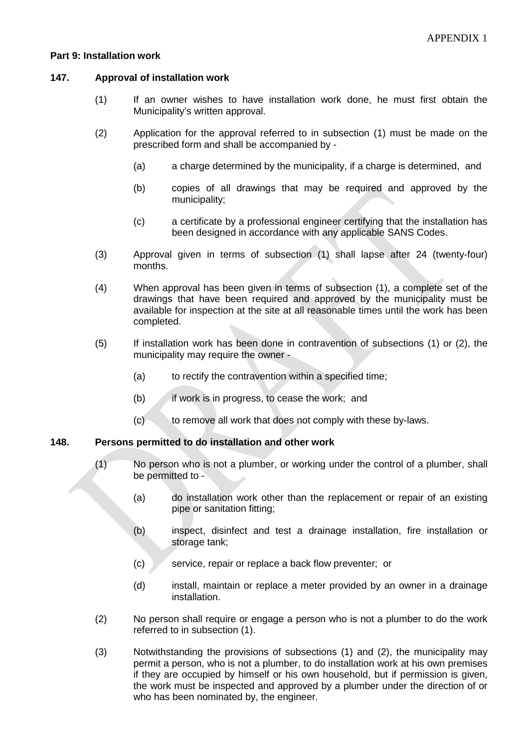## Part 9: Installation work

### 147. Approval of installation work

(1) If an owner wishes to have installation work done, he must first obtain the Municipality's written approval.

(2) Application for the approval referred to in subsection (1) must be made on the prescribed form and shall be accompanied by -

  (a) a charge determined by the municipality, if a charge is determined, and

  (b) copies of all drawings that may be required and approved by the municipality;

  (c) a certificate by a professional engineer certifying that the installation has been designed in accordance with any applicable SANS Codes.

(3) Approval given in terms of subsection (1) shall lapse after 24 (twenty-four) months.

(4) When approval has been given in terms of subsection (1), a complete set of the drawings that have been required and approved by the municipality must be available for inspection at the site at all reasonable times until the work has been completed.

(5) If installation work has been done in contravention of subsections (1) or (2), the municipality may require the owner -

  (a) to rectify the contravention within a specified time;

  (b) if work is in progress, to cease the work; and

  (c) to remove all work that does not comply with these by-laws.

### 148. Persons permitted to do installation and other work

(1) No person who is not a plumber, or working under the control of a plumber, shall be permitted to -

  (a) do installation work other than the replacement or repair of an existing pipe or sanitation fitting;

  (b) inspect, disinfect and test a drainage installation, fire installation or storage tank;

  (c) service, repair or replace a back flow preventer; or

  (d) install, maintain or replace a meter provided by an owner in a drainage installation.

(2) No person shall require or engage a person who is not a plumber to do the work referred to in subsection (1).

(3) Notwithstanding the provisions of subsections (1) and (2), the municipality may permit a person, who is not a plumber, to do installation work at his own premises if they are occupied by himself or his own household, but if permission is given, the work must be inspected and approved by a plumber under the direction of or who has been nominated by, the engineer.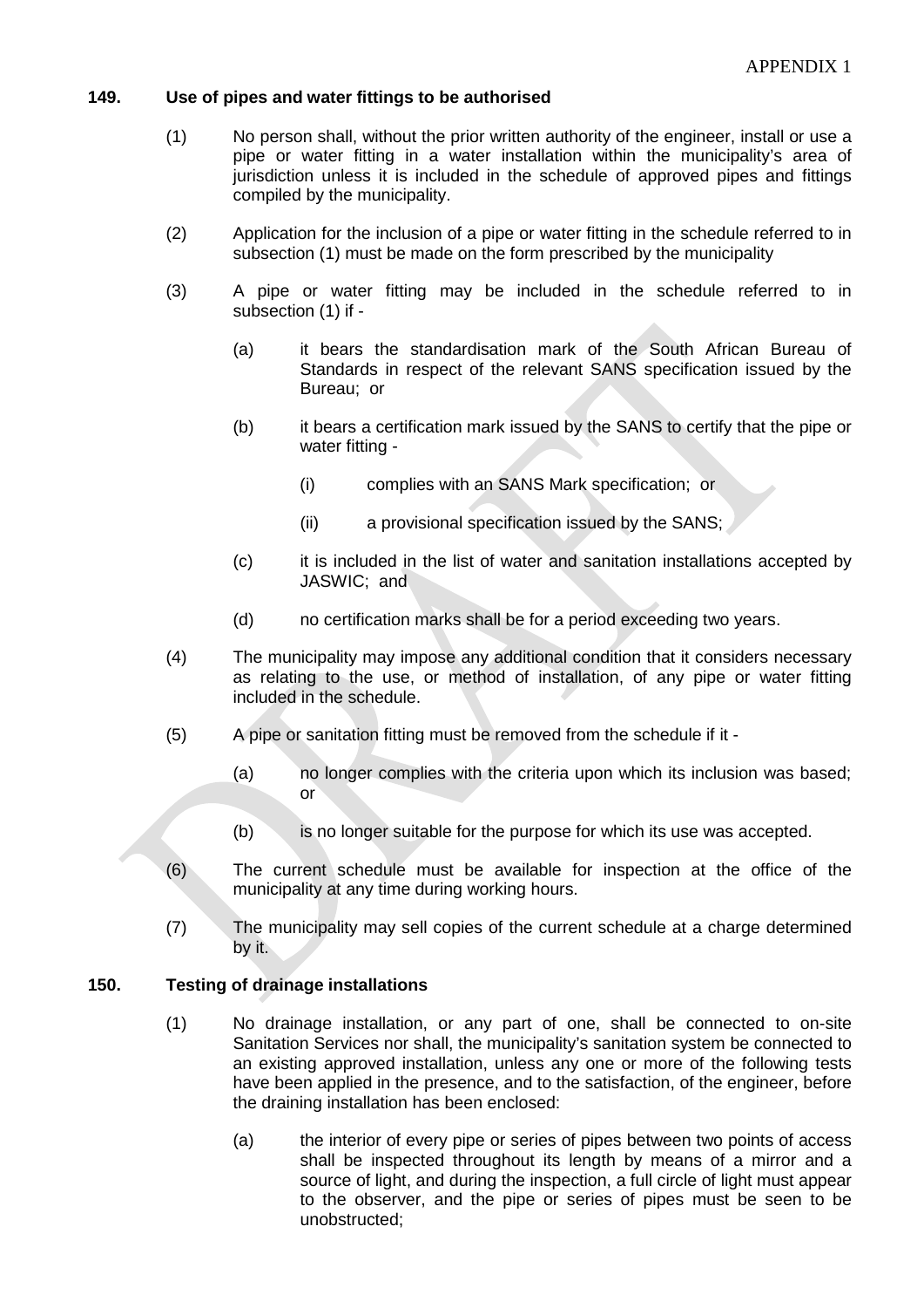**149. Use of pipes and water fittings to be authorised**

(1) No person shall, without the prior written authority of the engineer, install or use a pipe or water fitting in a water installation within the municipality's area of jurisdiction unless it is included in the schedule of approved pipes and fittings compiled by the municipality.

(2) Application for the inclusion of a pipe or water fitting in the schedule referred to in subsection (1) must be made on the form prescribed by the municipality

(3) A pipe or water fitting may be included in the schedule referred to in subsection (1) if -

(a) it bears the standardisation mark of the South African Bureau of Standards in respect of the relevant SANS specification issued by the Bureau; or

(b) it bears a certification mark issued by the SANS to certify that the pipe or water fitting -

(i) complies with an SANS Mark specification; or

(ii) a provisional specification issued by the SANS;

(c) it is included in the list of water and sanitation installations accepted by JASWIC; and

(d) no certification marks shall be for a period exceeding two years.

(4) The municipality may impose any additional condition that it considers necessary as relating to the use, or method of installation, of any pipe or water fitting included in the schedule.

(5) A pipe or sanitation fitting must be removed from the schedule if it -

(a) no longer complies with the criteria upon which its inclusion was based; or

(b) is no longer suitable for the purpose for which its use was accepted.

(6) The current schedule must be available for inspection at the office of the municipality at any time during working hours.

(7) The municipality may sell copies of the current schedule at a charge determined by it.

**150. Testing of drainage installations**

(1) No drainage installation, or any part of one, shall be connected to on-site Sanitation Services nor shall, the municipality's sanitation system be connected to an existing approved installation, unless any one or more of the following tests have been applied in the presence, and to the satisfaction, of the engineer, before the draining installation has been enclosed:

(a) the interior of every pipe or series of pipes between two points of access shall be inspected throughout its length by means of a mirror and a source of light, and during the inspection, a full circle of light must appear to the observer, and the pipe or series of pipes must be seen to be unobstructed;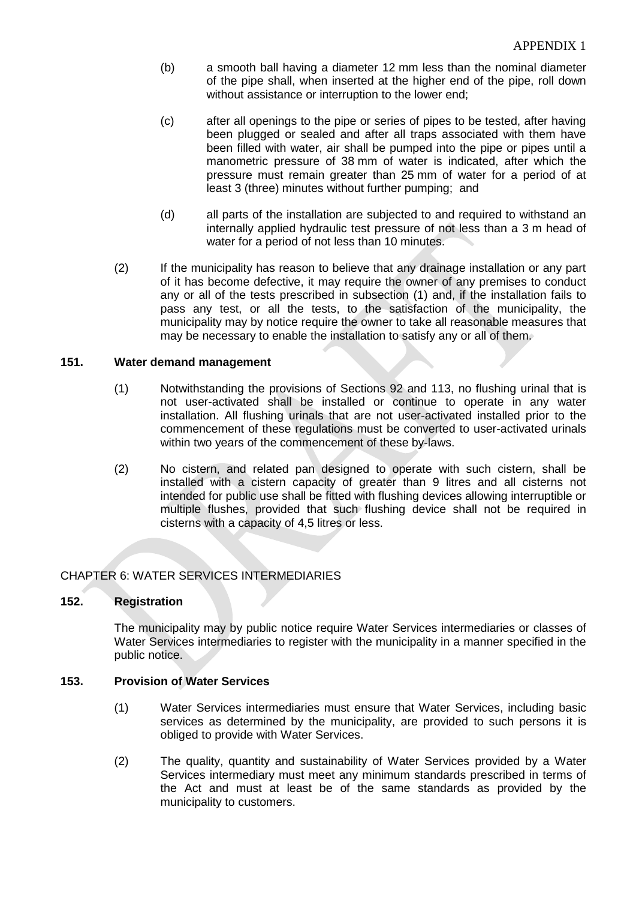(b) a smooth ball having a diameter 12 mm less than the nominal diameter of the pipe shall, when inserted at the higher end of the pipe, roll down without assistance or interruption to the lower end;

(c) after all openings to the pipe or series of pipes to be tested, after having been plugged or sealed and after all traps associated with them have been filled with water, air shall be pumped into the pipe or pipes until a manometric pressure of 38 mm of water is indicated, after which the pressure must remain greater than 25 mm of water for a period of at least 3 (three) minutes without further pumping; and

(d) all parts of the installation are subjected to and required to withstand an internally applied hydraulic test pressure of not less than a 3 m head of water for a period of not less than 10 minutes.

(2) If the municipality has reason to believe that any drainage installation or any part of it has become defective, it may require the owner of any premises to conduct any or all of the tests prescribed in subsection (1) and, if the installation fails to pass any test, or all the tests, to the satisfaction of the municipality, the municipality may by notice require the owner to take all reasonable measures that may be necessary to enable the installation to satisfy any or all of them.

**151. Water demand management**

(1) Notwithstanding the provisions of Sections 92 and 113, no flushing urinal that is not user-activated shall be installed or continue to operate in any water installation. All flushing urinals that are not user-activated installed prior to the commencement of these regulations must be converted to user-activated urinals within two years of the commencement of these by-laws.

(2) No cistern, and related pan designed to operate with such cistern, shall be installed with a cistern capacity of greater than 9 litres and all cisterns not intended for public use shall be fitted with flushing devices allowing interruptible or multiple flushes, provided that such flushing device shall not be required in cisterns with a capacity of 4,5 litres or less.

CHAPTER 6: WATER SERVICES INTERMEDIARIES

**152. Registration**

The municipality may by public notice require Water Services intermediaries or classes of Water Services intermediaries to register with the municipality in a manner specified in the public notice.

**153. Provision of Water Services**

(1) Water Services intermediaries must ensure that Water Services, including basic services as determined by the municipality, are provided to such persons it is obliged to provide with Water Services.

(2) The quality, quantity and sustainability of Water Services provided by a Water Services intermediary must meet any minimum standards prescribed in terms of the Act and must at least be of the same standards as provided by the municipality to customers.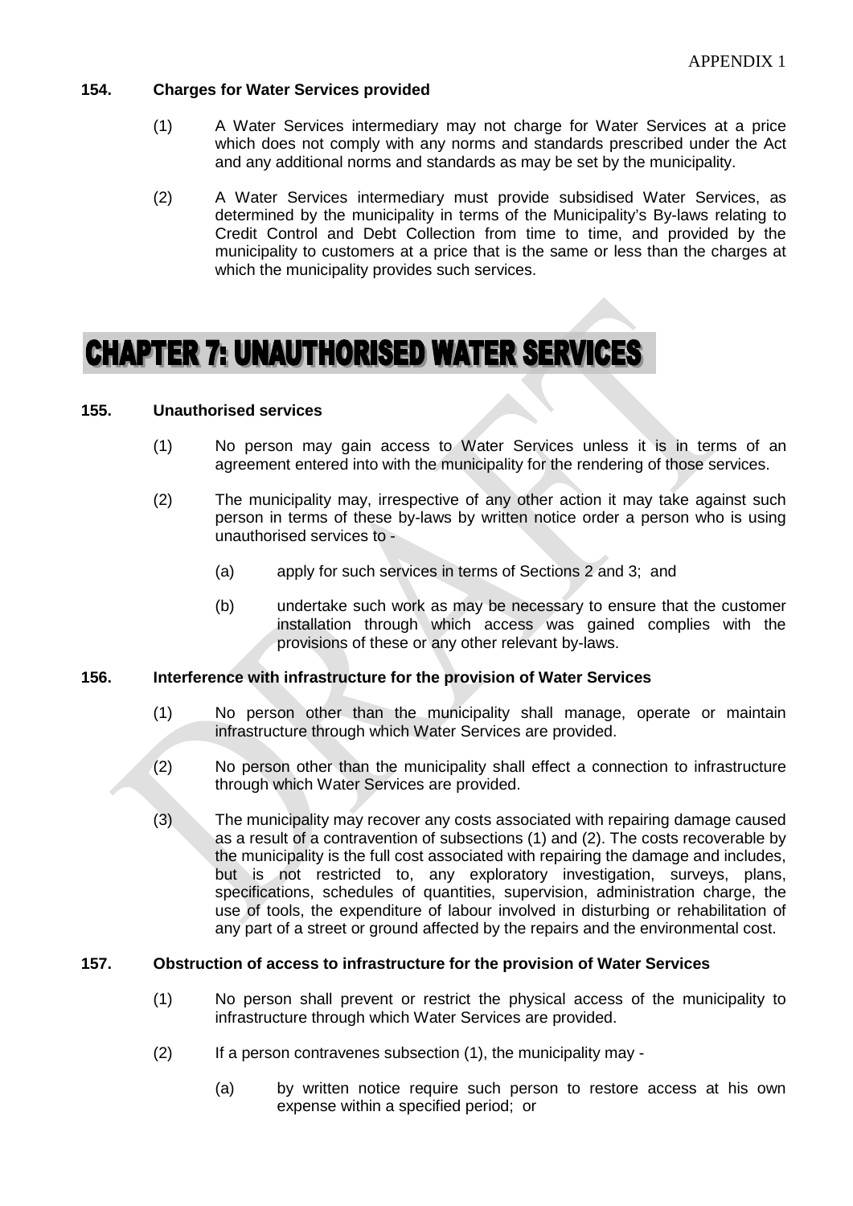### 154. Charges for Water Services provided

(1) A Water Services intermediary may not charge for Water Services at a price which does not comply with any norms and standards prescribed under the Act and any additional norms and standards as may be set by the municipality.

(2) A Water Services intermediary must provide subsidised Water Services, as determined by the municipality in terms of the Municipality's By-laws relating to Credit Control and Debt Collection from time to time, and provided by the municipality to customers at a price that is the same or less than the charges at which the municipality provides such services.

# CHAPTER 7: UNAUTHORISED WATER SERVICES

### 155. Unauthorised services

(1) No person may gain access to Water Services unless it is in terms of an agreement entered into with the municipality for the rendering of those services.

(2) The municipality may, irrespective of any other action it may take against such person in terms of these by-laws by written notice order a person who is using unauthorised services to -

(a) apply for such services in terms of Sections 2 and 3; and

(b) undertake such work as may be necessary to ensure that the customer installation through which access was gained complies with the provisions of these or any other relevant by-laws.

### 156. Interference with infrastructure for the provision of Water Services

(1) No person other than the municipality shall manage, operate or maintain infrastructure through which Water Services are provided.

(2) No person other than the municipality shall effect a connection to infrastructure through which Water Services are provided.

(3) The municipality may recover any costs associated with repairing damage caused as a result of a contravention of subsections (1) and (2). The costs recoverable by the municipality is the full cost associated with repairing the damage and includes, but is not restricted to, any exploratory investigation, surveys, plans, specifications, schedules of quantities, supervision, administration charge, the use of tools, the expenditure of labour involved in disturbing or rehabilitation of any part of a street or ground affected by the repairs and the environmental cost.

### 157. Obstruction of access to infrastructure for the provision of Water Services

(1) No person shall prevent or restrict the physical access of the municipality to infrastructure through which Water Services are provided.

(2) If a person contravenes subsection (1), the municipality may -

(a) by written notice require such person to restore access at his own expense within a specified period; or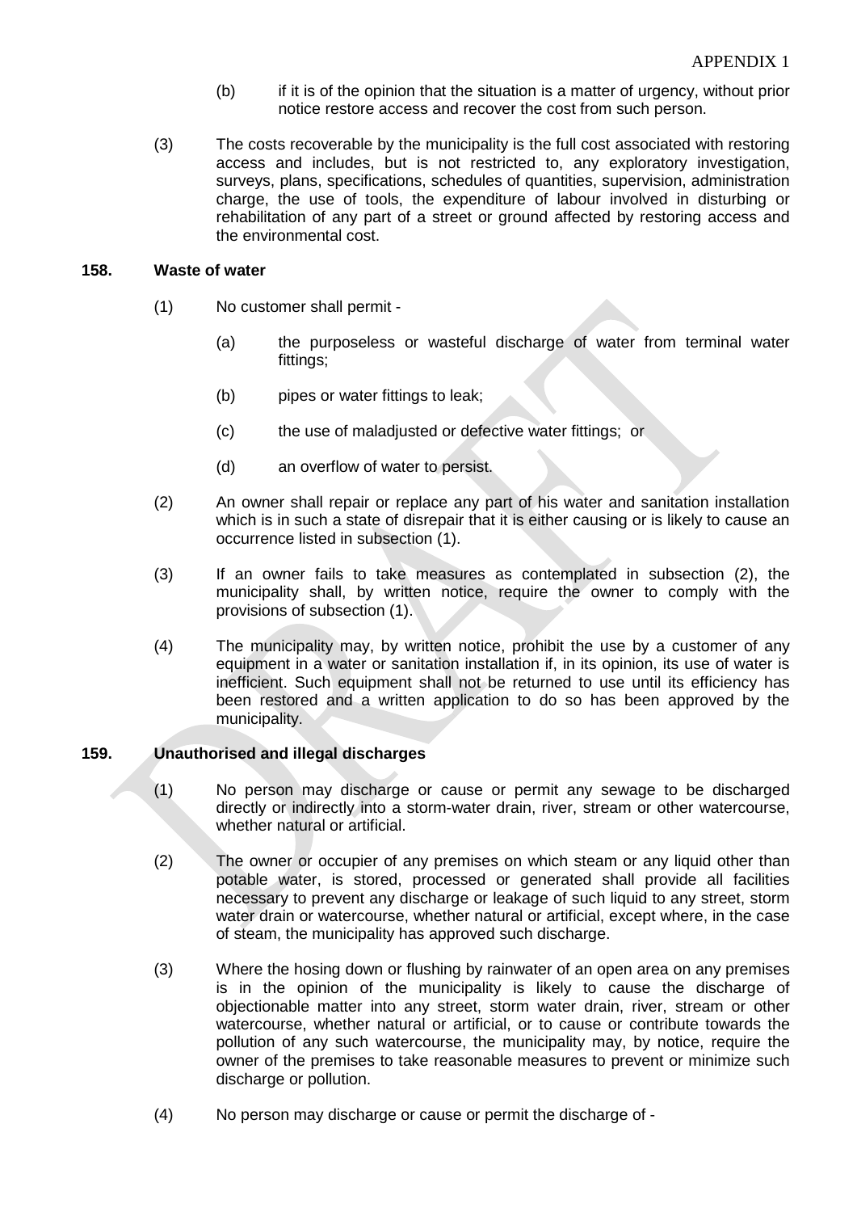(b) if it is of the opinion that the situation is a matter of urgency, without prior notice restore access and recover the cost from such person.

(3) The costs recoverable by the municipality is the full cost associated with restoring access and includes, but is not restricted to, any exploratory investigation, surveys, plans, specifications, schedules of quantities, supervision, administration charge, the use of tools, the expenditure of labour involved in disturbing or rehabilitation of any part of a street or ground affected by restoring access and the environmental cost.

**158. Waste of water**

(1) No customer shall permit -

(a) the purposeless or wasteful discharge of water from terminal water fittings;

(b) pipes or water fittings to leak;

(c) the use of maladjusted or defective water fittings; or

(d) an overflow of water to persist.

(2) An owner shall repair or replace any part of his water and sanitation installation which is in such a state of disrepair that it is either causing or is likely to cause an occurrence listed in subsection (1).

(3) If an owner fails to take measures as contemplated in subsection (2), the municipality shall, by written notice, require the owner to comply with the provisions of subsection (1).

(4) The municipality may, by written notice, prohibit the use by a customer of any equipment in a water or sanitation installation if, in its opinion, its use of water is inefficient. Such equipment shall not be returned to use until its efficiency has been restored and a written application to do so has been approved by the municipality.

**159. Unauthorised and illegal discharges**

(1) No person may discharge or cause or permit any sewage to be discharged directly or indirectly into a storm-water drain, river, stream or other watercourse, whether natural or artificial.

(2) The owner or occupier of any premises on which steam or any liquid other than potable water, is stored, processed or generated shall provide all facilities necessary to prevent any discharge or leakage of such liquid to any street, storm water drain or watercourse, whether natural or artificial, except where, in the case of steam, the municipality has approved such discharge.

(3) Where the hosing down or flushing by rainwater of an open area on any premises is in the opinion of the municipality is likely to cause the discharge of objectionable matter into any street, storm water drain, river, stream or other watercourse, whether natural or artificial, or to cause or contribute towards the pollution of any such watercourse, the municipality may, by notice, require the owner of the premises to take reasonable measures to prevent or minimize such discharge or pollution.

(4) No person may discharge or cause or permit the discharge of -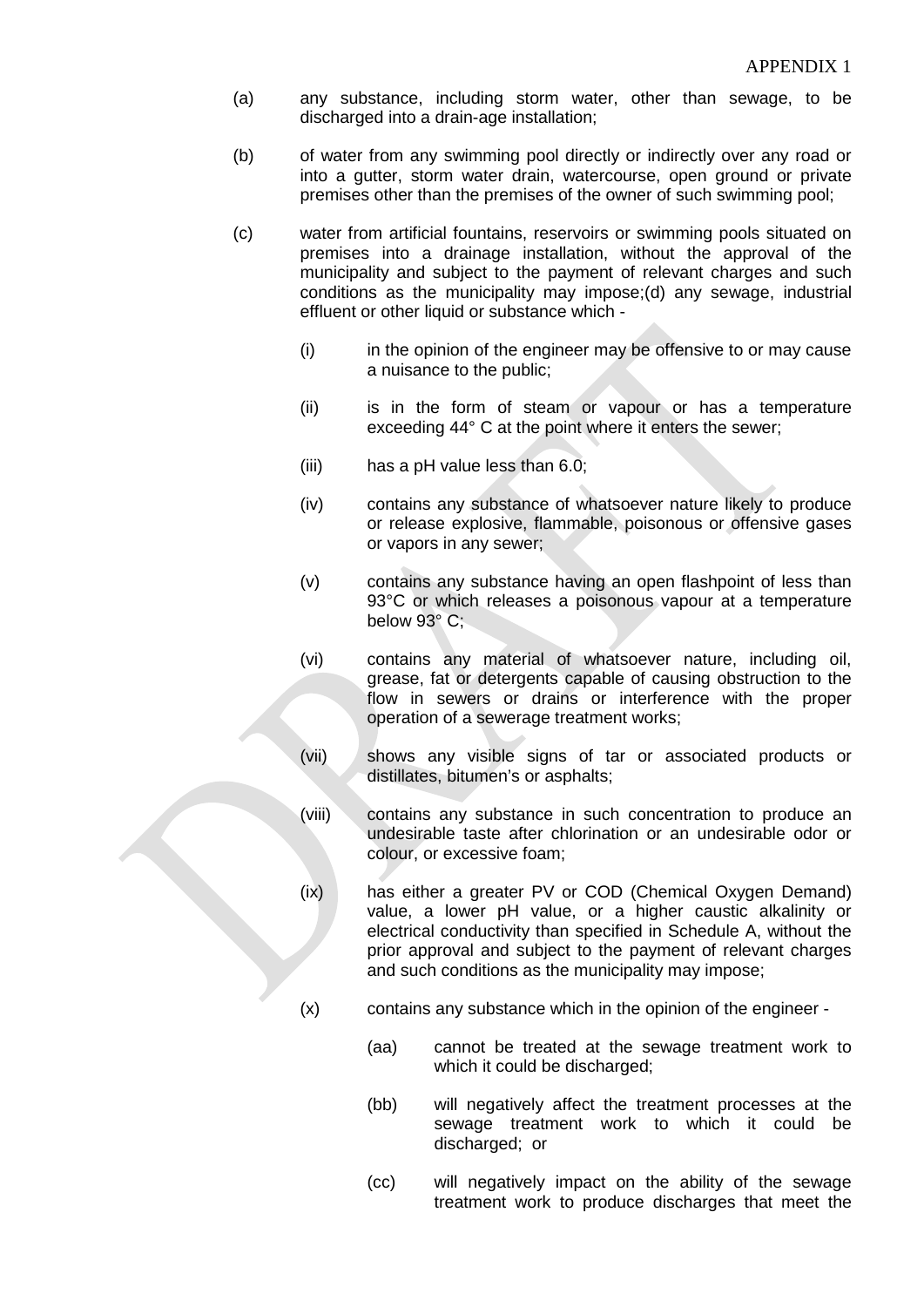APPENDIX 1

(a) any substance, including storm water, other than sewage, to be discharged into a drain-age installation;

(b) of water from any swimming pool directly or indirectly over any road or into a gutter, storm water drain, watercourse, open ground or private premises other than the premises of the owner of such swimming pool;

(c) water from artificial fountains, reservoirs or swimming pools situated on premises into a drainage installation, without the approval of the municipality and subject to the payment of relevant charges and such conditions as the municipality may impose;(d) any sewage, industrial effluent or other liquid or substance which -

   (i) in the opinion of the engineer may be offensive to or may cause a nuisance to the public;

   (ii) is in the form of steam or vapour or has a temperature exceeding 44° C at the point where it enters the sewer;

   (iii) has a pH value less than 6.0;

   (iv) contains any substance of whatsoever nature likely to produce or release explosive, flammable, poisonous or offensive gases or vapors in any sewer;

   (v) contains any substance having an open flashpoint of less than 93°C or which releases a poisonous vapour at a temperature below 93° C;

   (vi) contains any material of whatsoever nature, including oil, grease, fat or detergents capable of causing obstruction to the flow in sewers or drains or interference with the proper operation of a sewerage treatment works;

   (vii) shows any visible signs of tar or associated products or distillates, bitumen's or asphalts;

   (viii) contains any substance in such concentration to produce an undesirable taste after chlorination or an undesirable odor or colour, or excessive foam;

   (ix) has either a greater PV or COD (Chemical Oxygen Demand) value, a lower pH value, or a higher caustic alkalinity or electrical conductivity than specified in Schedule A, without the prior approval and subject to the payment of relevant charges and such conditions as the municipality may impose;

   (x) contains any substance which in the opinion of the engineer -

      (aa) cannot be treated at the sewage treatment work to which it could be discharged;

      (bb) will negatively affect the treatment processes at the sewage treatment work to which it could be discharged; or

      (cc) will negatively impact on the ability of the sewage treatment work to produce discharges that meet the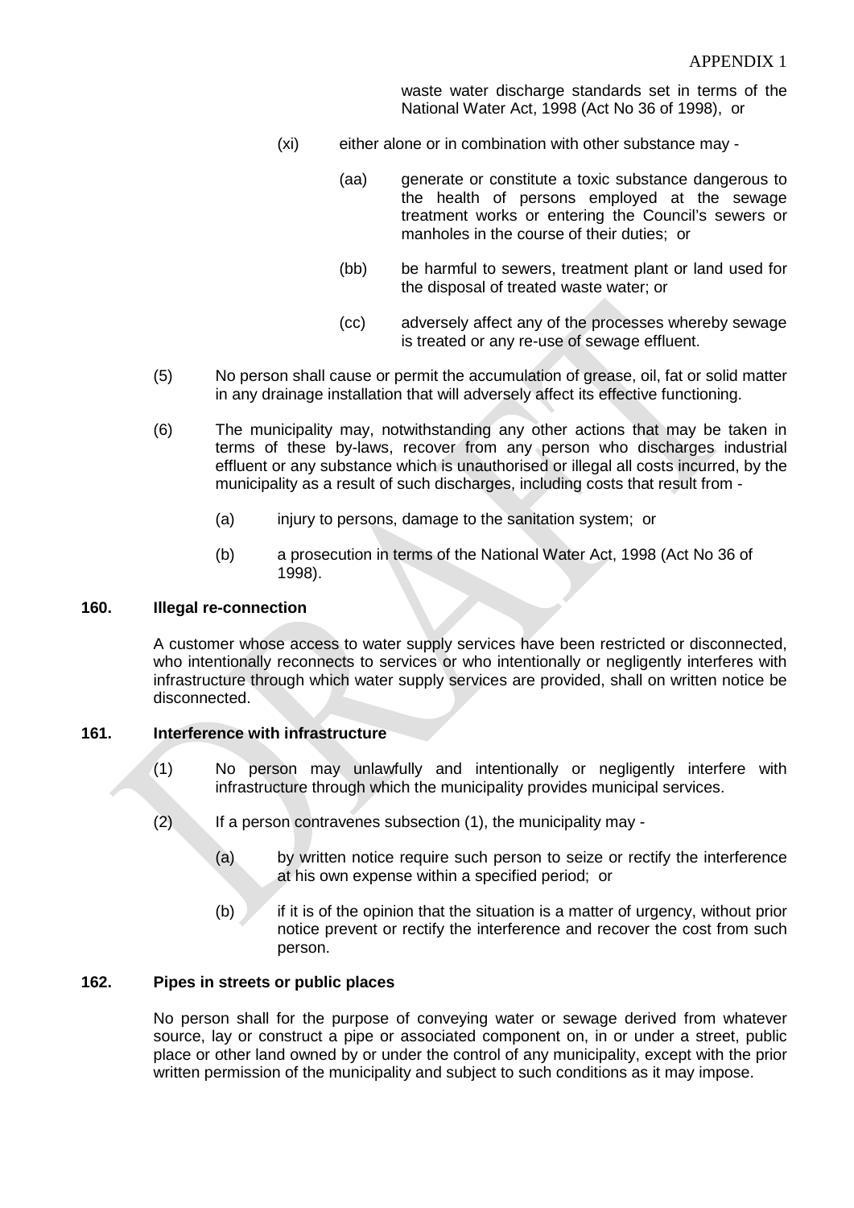waste water discharge standards set in terms of the National Water Act, 1998 (Act No 36 of 1998), or

(xi) either alone or in combination with other substance may -

(aa) generate or constitute a toxic substance dangerous to the health of persons employed at the sewage treatment works or entering the Council's sewers or manholes in the course of their duties; or

(bb) be harmful to sewers, treatment plant or land used for the disposal of treated waste water; or

(cc) adversely affect any of the processes whereby sewage is treated or any re-use of sewage effluent.

(5) No person shall cause or permit the accumulation of grease, oil, fat or solid matter in any drainage installation that will adversely affect its effective functioning.

(6) The municipality may, notwithstanding any other actions that may be taken in terms of these by-laws, recover from any person who discharges industrial effluent or any substance which is unauthorised or illegal all costs incurred, by the municipality as a result of such discharges, including costs that result from -

(a) injury to persons, damage to the sanitation system; or

(b) a prosecution in terms of the National Water Act, 1998 (Act No 36 of 1998).

**160. Illegal re-connection**

A customer whose access to water supply services have been restricted or disconnected, who intentionally reconnects to services or who intentionally or negligently interferes with infrastructure through which water supply services are provided, shall on written notice be disconnected.

**161. Interference with infrastructure**

(1) No person may unlawfully and intentionally or negligently interfere with infrastructure through which the municipality provides municipal services.

(2) If a person contravenes subsection (1), the municipality may -

(a) by written notice require such person to seize or rectify the interference at his own expense within a specified period; or

(b) if it is of the opinion that the situation is a matter of urgency, without prior notice prevent or rectify the interference and recover the cost from such person.

**162. Pipes in streets or public places**

No person shall for the purpose of conveying water or sewage derived from whatever source, lay or construct a pipe or associated component on, in or under a street, public place or other land owned by or under the control of any municipality, except with the prior written permission of the municipality and subject to such conditions as it may impose.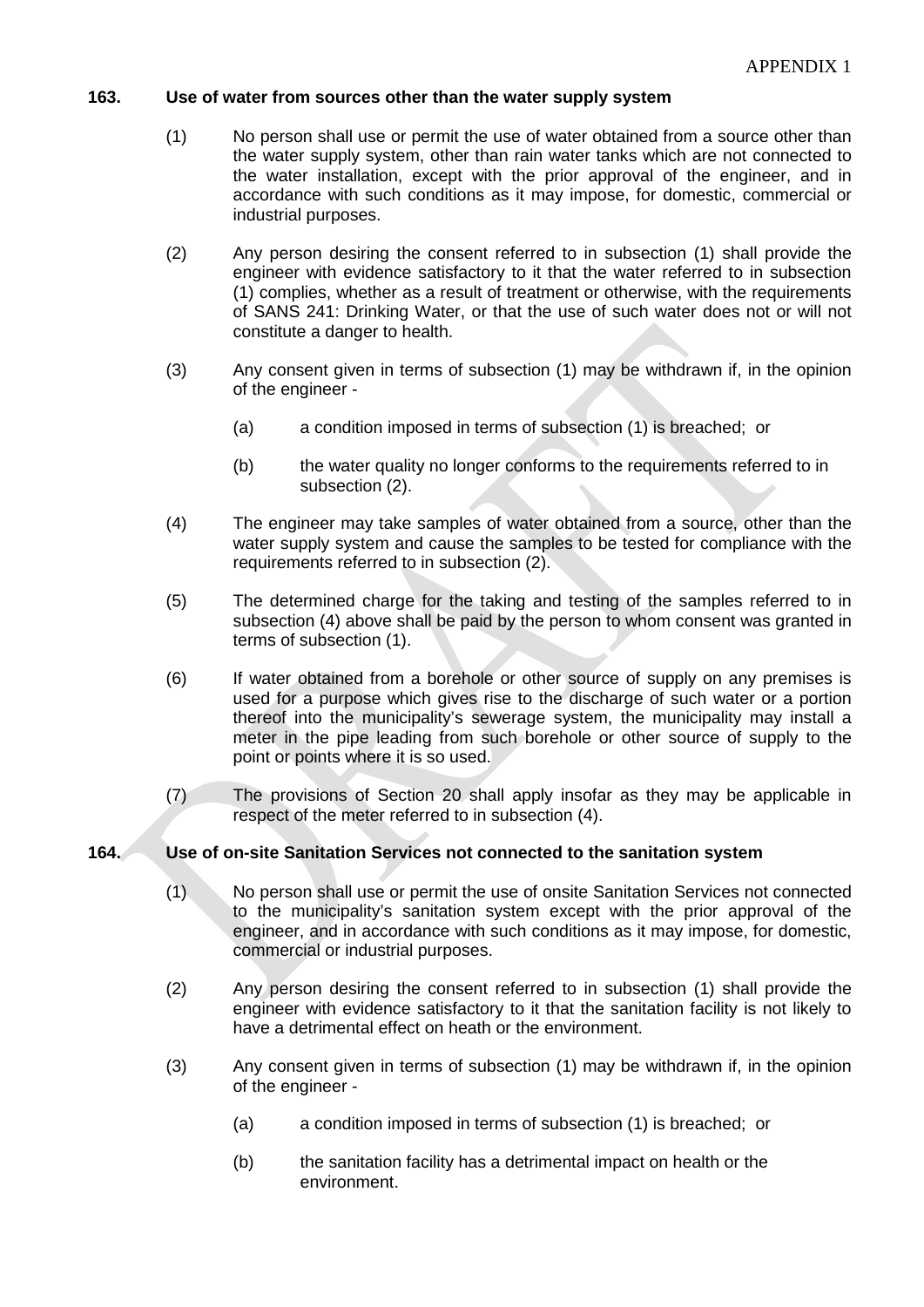APPENDIX 1

**163. Use of water from sources other than the water supply system**

(1) No person shall use or permit the use of water obtained from a source other than the water supply system, other than rain water tanks which are not connected to the water installation, except with the prior approval of the engineer, and in accordance with such conditions as it may impose, for domestic, commercial or industrial purposes.

(2) Any person desiring the consent referred to in subsection (1) shall provide the engineer with evidence satisfactory to it that the water referred to in subsection (1) complies, whether as a result of treatment or otherwise, with the requirements of SANS 241: Drinking Water, or that the use of such water does not or will not constitute a danger to health.

(3) Any consent given in terms of subsection (1) may be withdrawn if, in the opinion of the engineer -

(a) a condition imposed in terms of subsection (1) is breached; or

(b) the water quality no longer conforms to the requirements referred to in subsection (2).

(4) The engineer may take samples of water obtained from a source, other than the water supply system and cause the samples to be tested for compliance with the requirements referred to in subsection (2).

(5) The determined charge for the taking and testing of the samples referred to in subsection (4) above shall be paid by the person to whom consent was granted in terms of subsection (1).

(6) If water obtained from a borehole or other source of supply on any premises is used for a purpose which gives rise to the discharge of such water or a portion thereof into the municipality's sewerage system, the municipality may install a meter in the pipe leading from such borehole or other source of supply to the point or points where it is so used.

(7) The provisions of Section 20 shall apply insofar as they may be applicable in respect of the meter referred to in subsection (4).

**164. Use of on-site Sanitation Services not connected to the sanitation system**

(1) No person shall use or permit the use of onsite Sanitation Services not connected to the municipality's sanitation system except with the prior approval of the engineer, and in accordance with such conditions as it may impose, for domestic, commercial or industrial purposes.

(2) Any person desiring the consent referred to in subsection (1) shall provide the engineer with evidence satisfactory to it that the sanitation facility is not likely to have a detrimental effect on heath or the environment.

(3) Any consent given in terms of subsection (1) may be withdrawn if, in the opinion of the engineer -

(a) a condition imposed in terms of subsection (1) is breached; or

(b) the sanitation facility has a detrimental impact on health or the environment.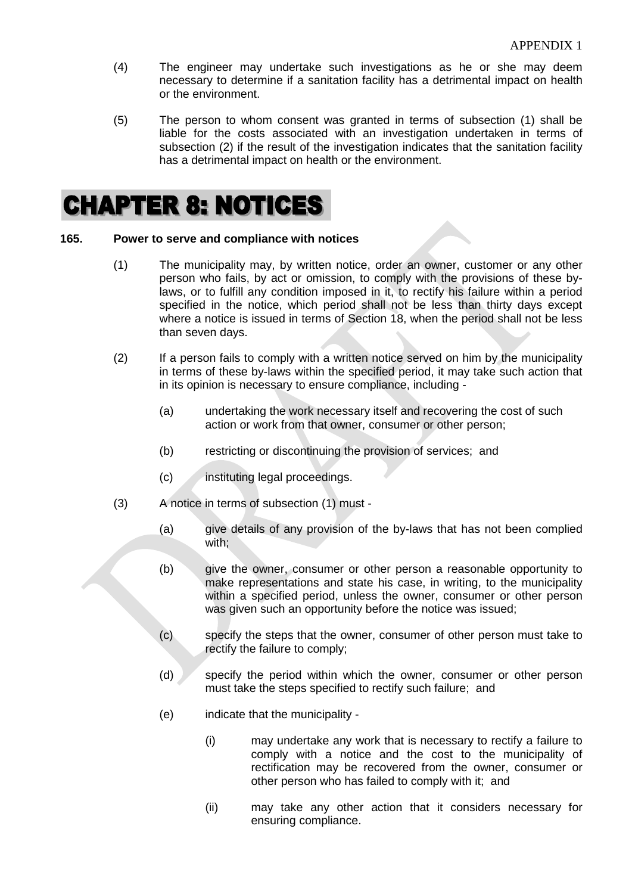(4) The engineer may undertake such investigations as he or she may deem necessary to determine if a sanitation facility has a detrimental impact on health or the environment.

(5) The person to whom consent was granted in terms of subsection (1) shall be liable for the costs associated with an investigation undertaken in terms of subsection (2) if the result of the investigation indicates that the sanitation facility has a detrimental impact on health or the environment.

# CHAPTER 8: NOTICES

**165. Power to serve and compliance with notices**

(1) The municipality may, by written notice, order an owner, customer or any other person who fails, by act or omission, to comply with the provisions of these by-laws, or to fulfill any condition imposed in it, to rectify his failure within a period specified in the notice, which period shall not be less than thirty days except where a notice is issued in terms of Section 18, when the period shall not be less than seven days.

(2) If a person fails to comply with a written notice served on him by the municipality in terms of these by-laws within the specified period, it may take such action that in its opinion is necessary to ensure compliance, including -

(a) undertaking the work necessary itself and recovering the cost of such action or work from that owner, consumer or other person;

(b) restricting or discontinuing the provision of services; and

(c) instituting legal proceedings.

(3) A notice in terms of subsection (1) must -

(a) give details of any provision of the by-laws that has not been complied with;

(b) give the owner, consumer or other person a reasonable opportunity to make representations and state his case, in writing, to the municipality within a specified period, unless the owner, consumer or other person was given such an opportunity before the notice was issued;

(c) specify the steps that the owner, consumer of other person must take to rectify the failure to comply;

(d) specify the period within which the owner, consumer or other person must take the steps specified to rectify such failure; and

(e) indicate that the municipality -

(i) may undertake any work that is necessary to rectify a failure to comply with a notice and the cost to the municipality of rectification may be recovered from the owner, consumer or other person who has failed to comply with it; and

(ii) may take any other action that it considers necessary for ensuring compliance.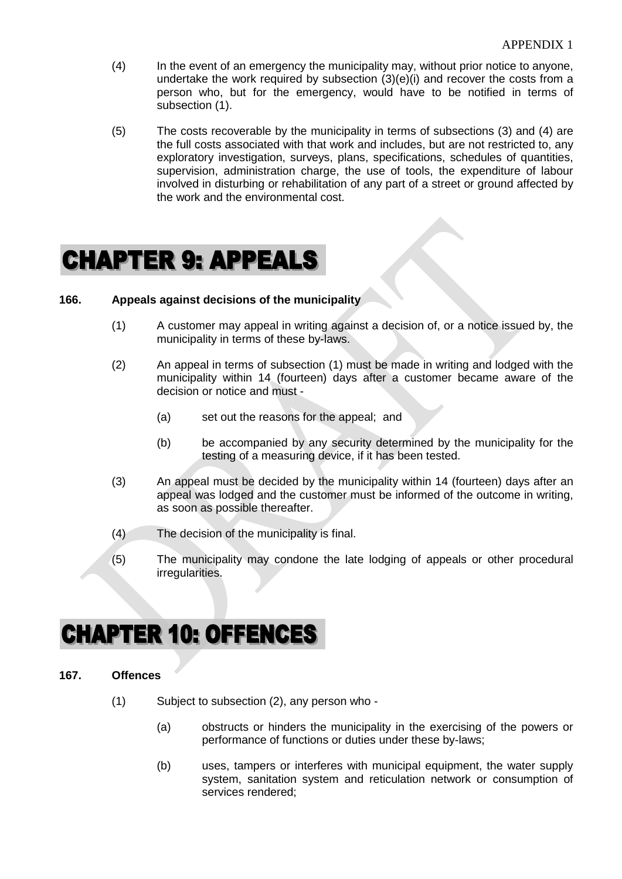(4) In the event of an emergency the municipality may, without prior notice to anyone, undertake the work required by subsection (3)(e)(i) and recover the costs from a person who, but for the emergency, would have to be notified in terms of subsection (1).

(5) The costs recoverable by the municipality in terms of subsections (3) and (4) are the full costs associated with that work and includes, but are not restricted to, any exploratory investigation, surveys, plans, specifications, schedules of quantities, supervision, administration charge, the use of tools, the expenditure of labour involved in disturbing or rehabilitation of any part of a street or ground affected by the work and the environmental cost.

# CHAPTER 9: APPEALS

**166. Appeals against decisions of the municipality**

(1) A customer may appeal in writing against a decision of, or a notice issued by, the municipality in terms of these by-laws.

(2) An appeal in terms of subsection (1) must be made in writing and lodged with the municipality within 14 (fourteen) days after a customer became aware of the decision or notice and must -

(a) set out the reasons for the appeal; and

(b) be accompanied by any security determined by the municipality for the testing of a measuring device, if it has been tested.

(3) An appeal must be decided by the municipality within 14 (fourteen) days after an appeal was lodged and the customer must be informed of the outcome in writing, as soon as possible thereafter.

(4) The decision of the municipality is final.

(5) The municipality may condone the late lodging of appeals or other procedural irregularities.

# CHAPTER 10: OFFENCES

**167. Offences**

(1) Subject to subsection (2), any person who -

(a) obstructs or hinders the municipality in the exercising of the powers or performance of functions or duties under these by-laws;

(b) uses, tampers or interferes with municipal equipment, the water supply system, sanitation system and reticulation network or consumption of services rendered;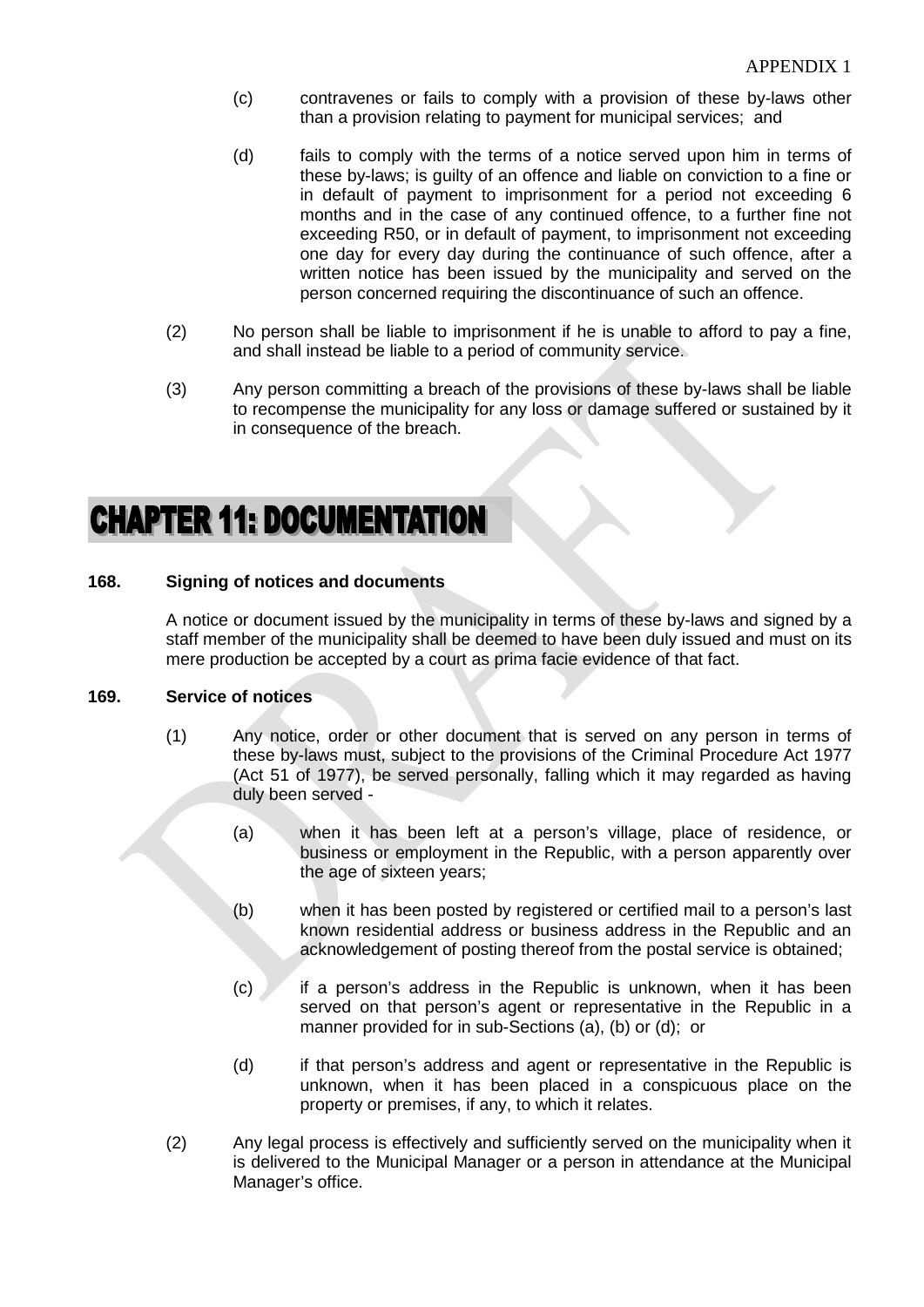(c) contravenes or fails to comply with a provision of these by-laws other than a provision relating to payment for municipal services; and

(d) fails to comply with the terms of a notice served upon him in terms of these by-laws; is guilty of an offence and liable on conviction to a fine or in default of payment to imprisonment for a period not exceeding 6 months and in the case of any continued offence, to a further fine not exceeding R50, or in default of payment, to imprisonment not exceeding one day for every day during the continuance of such offence, after a written notice has been issued by the municipality and served on the person concerned requiring the discontinuance of such an offence.

(2) No person shall be liable to imprisonment if he is unable to afford to pay a fine, and shall instead be liable to a period of community service.

(3) Any person committing a breach of the provisions of these by-laws shall be liable to recompense the municipality for any loss or damage suffered or sustained by it in consequence of the breach.

# CHAPTER 11: DOCUMENTATION

### 168. Signing of notices and documents

A notice or document issued by the municipality in terms of these by-laws and signed by a staff member of the municipality shall be deemed to have been duly issued and must on its mere production be accepted by a court as prima facie evidence of that fact.

### 169. Service of notices

(1) Any notice, order or other document that is served on any person in terms of these by-laws must, subject to the provisions of the Criminal Procedure Act 1977 (Act 51 of 1977), be served personally, falling which it may regarded as having duly been served -

(a) when it has been left at a person's village, place of residence, or business or employment in the Republic, with a person apparently over the age of sixteen years;

(b) when it has been posted by registered or certified mail to a person's last known residential address or business address in the Republic and an acknowledgement of posting thereof from the postal service is obtained;

(c) if a person's address in the Republic is unknown, when it has been served on that person's agent or representative in the Republic in a manner provided for in sub-Sections (a), (b) or (d); or

(d) if that person's address and agent or representative in the Republic is unknown, when it has been placed in a conspicuous place on the property or premises, if any, to which it relates.

(2) Any legal process is effectively and sufficiently served on the municipality when it is delivered to the Municipal Manager or a person in attendance at the Municipal Manager's office.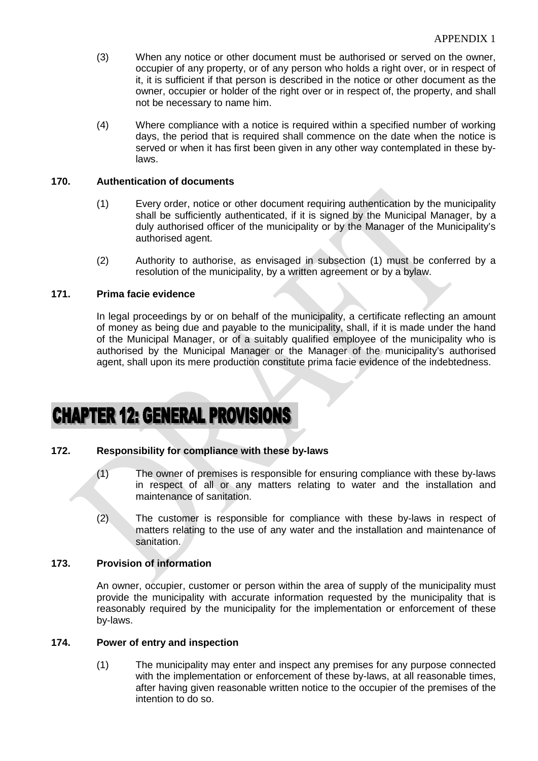(3) When any notice or other document must be authorised or served on the owner, occupier of any property, or of any person who holds a right over, or in respect of it, it is sufficient if that person is described in the notice or other document as the owner, occupier or holder of the right over or in respect of, the property, and shall not be necessary to name him.

(4) Where compliance with a notice is required within a specified number of working days, the period that is required shall commence on the date when the notice is served or when it has first been given in any other way contemplated in these by-laws.

**170. Authentication of documents**

(1) Every order, notice or other document requiring authentication by the municipality shall be sufficiently authenticated, if it is signed by the Municipal Manager, by a duly authorised officer of the municipality or by the Manager of the Municipality's authorised agent.

(2) Authority to authorise, as envisaged in subsection (1) must be conferred by a resolution of the municipality, by a written agreement or by a bylaw.

**171. Prima facie evidence**

In legal proceedings by or on behalf of the municipality, a certificate reflecting an amount of money as being due and payable to the municipality, shall, if it is made under the hand of the Municipal Manager, or of a suitably qualified employee of the municipality who is authorised by the Municipal Manager or the Manager of the municipality's authorised agent, shall upon its mere production constitute prima facie evidence of the indebtedness.

# CHAPTER 12: GENERAL PROVISIONS

**172. Responsibility for compliance with these by-laws**

(1) The owner of premises is responsible for ensuring compliance with these by-laws in respect of all or any matters relating to water and the installation and maintenance of sanitation.

(2) The customer is responsible for compliance with these by-laws in respect of matters relating to the use of any water and the installation and maintenance of sanitation.

**173. Provision of information**

An owner, occupier, customer or person within the area of supply of the municipality must provide the municipality with accurate information requested by the municipality that is reasonably required by the municipality for the implementation or enforcement of these by-laws.

**174. Power of entry and inspection**

(1) The municipality may enter and inspect any premises for any purpose connected with the implementation or enforcement of these by-laws, at all reasonable times, after having given reasonable written notice to the occupier of the premises of the intention to do so.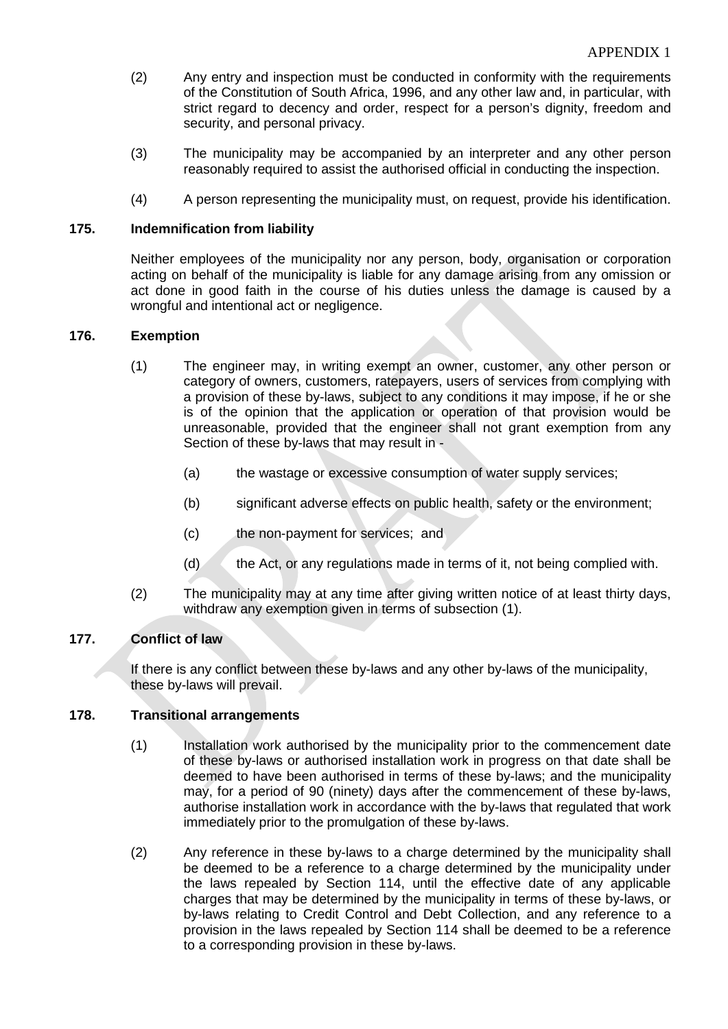(2) Any entry and inspection must be conducted in conformity with the requirements of the Constitution of South Africa, 1996, and any other law and, in particular, with strict regard to decency and order, respect for a person's dignity, freedom and security, and personal privacy.

(3) The municipality may be accompanied by an interpreter and any other person reasonably required to assist the authorised official in conducting the inspection.

(4) A person representing the municipality must, on request, provide his identification.

**175. Indemnification from liability**

Neither employees of the municipality nor any person, body, organisation or corporation acting on behalf of the municipality is liable for any damage arising from any omission or act done in good faith in the course of his duties unless the damage is caused by a wrongful and intentional act or negligence.

**176. Exemption**

(1) The engineer may, in writing exempt an owner, customer, any other person or category of owners, customers, ratepayers, users of services from complying with a provision of these by-laws, subject to any conditions it may impose, if he or she is of the opinion that the application or operation of that provision would be unreasonable, provided that the engineer shall not grant exemption from any Section of these by-laws that may result in -

(a) the wastage or excessive consumption of water supply services;

(b) significant adverse effects on public health, safety or the environment;

(c) the non-payment for services; and

(d) the Act, or any regulations made in terms of it, not being complied with.

(2) The municipality may at any time after giving written notice of at least thirty days, withdraw any exemption given in terms of subsection (1).

**177. Conflict of law**

If there is any conflict between these by-laws and any other by-laws of the municipality, these by-laws will prevail.

**178. Transitional arrangements**

(1) Installation work authorised by the municipality prior to the commencement date of these by-laws or authorised installation work in progress on that date shall be deemed to have been authorised in terms of these by-laws; and the municipality may, for a period of 90 (ninety) days after the commencement of these by-laws, authorise installation work in accordance with the by-laws that regulated that work immediately prior to the promulgation of these by-laws.

(2) Any reference in these by-laws to a charge determined by the municipality shall be deemed to be a reference to a charge determined by the municipality under the laws repealed by Section 114, until the effective date of any applicable charges that may be determined by the municipality in terms of these by-laws, or by-laws relating to Credit Control and Debt Collection, and any reference to a provision in the laws repealed by Section 114 shall be deemed to be a reference to a corresponding provision in these by-laws.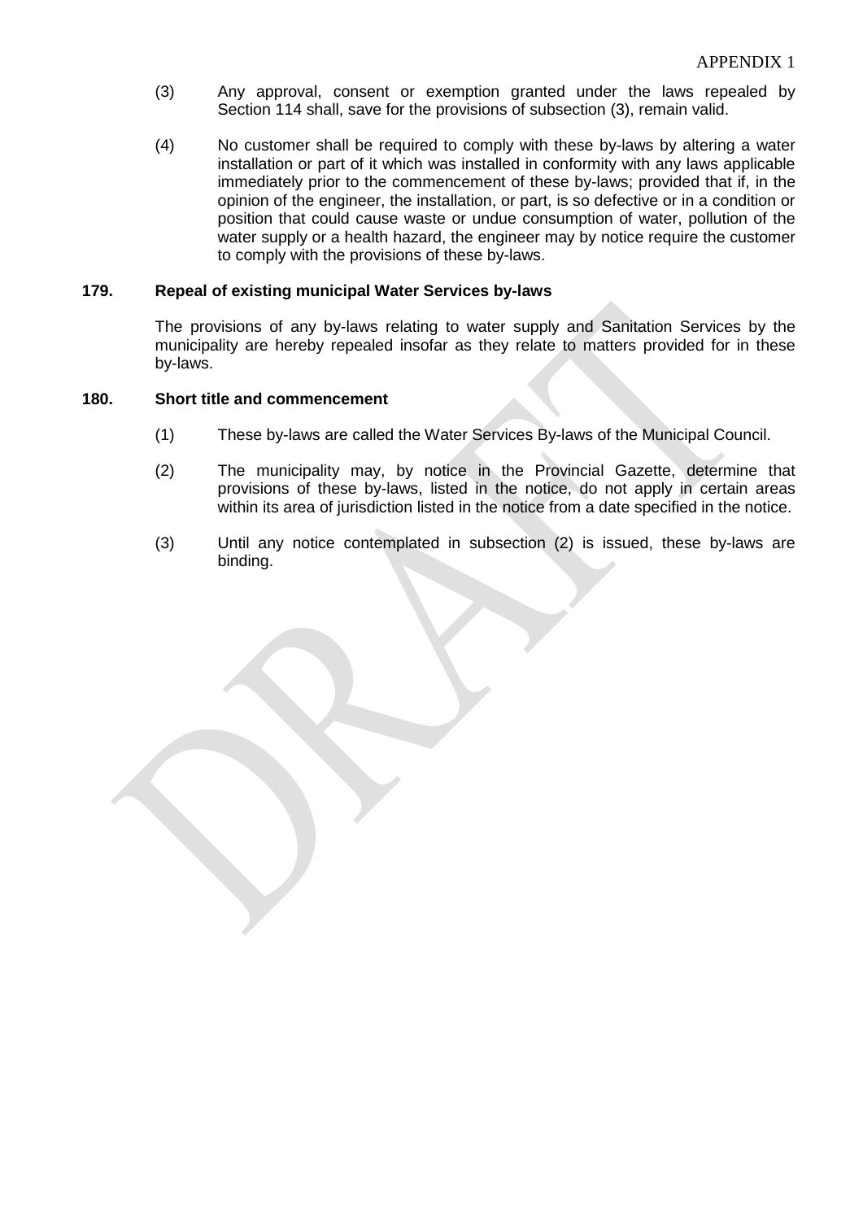(3) Any approval, consent or exemption granted under the laws repealed by Section 114 shall, save for the provisions of subsection (3), remain valid.

(4) No customer shall be required to comply with these by-laws by altering a water installation or part of it which was installed in conformity with any laws applicable immediately prior to the commencement of these by-laws; provided that if, in the opinion of the engineer, the installation, or part, is so defective or in a condition or position that could cause waste or undue consumption of water, pollution of the water supply or a health hazard, the engineer may by notice require the customer to comply with the provisions of these by-laws.

### 179. Repeal of existing municipal Water Services by-laws

The provisions of any by-laws relating to water supply and Sanitation Services by the municipality are hereby repealed insofar as they relate to matters provided for in these by-laws.

### 180. Short title and commencement

(1) These by-laws are called the Water Services By-laws of the Municipal Council.

(2) The municipality may, by notice in the Provincial Gazette, determine that provisions of these by-laws, listed in the notice, do not apply in certain areas within its area of jurisdiction listed in the notice from a date specified in the notice.

(3) Until any notice contemplated in subsection (2) is issued, these by-laws are binding.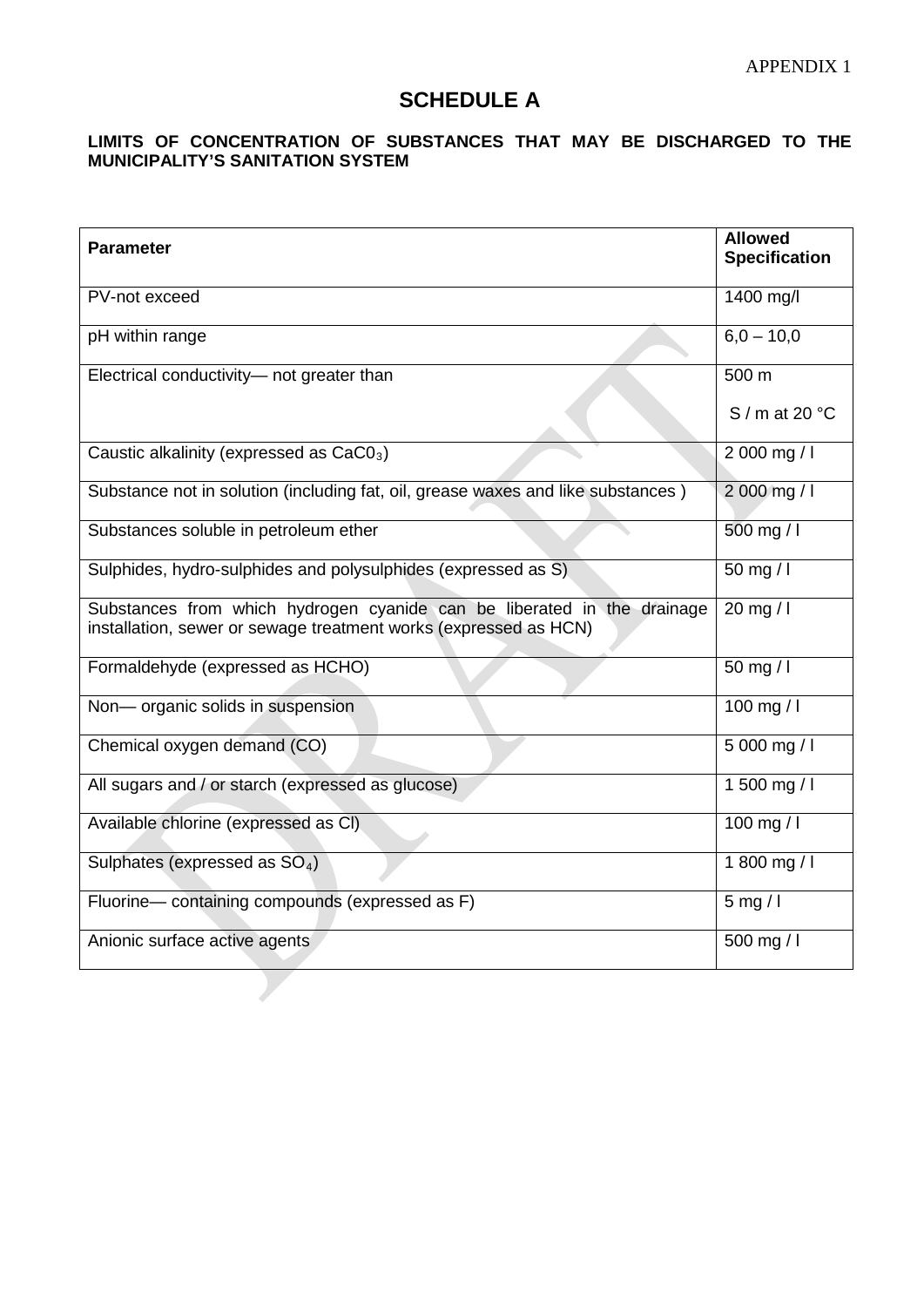APPENDIX 1

# SCHEDULE A

**LIMITS OF CONCENTRATION OF SUBSTANCES THAT MAY BE DISCHARGED TO THE MUNICIPALITY'S SANITATION SYSTEM**

| Parameter | Allowed Specification |
|---|---|
| PV-not exceed | 1400 mg/l |
| pH within range | 6,0 – 10,0 |
| Electrical conductivity— not greater than | 500 m S / m at 20 °C |
| Caustic alkalinity (expressed as $CaC0_3$) | 2 000 mg / l |
| Substance not in solution (including fat, oil, grease waxes and like substances ) | 2 000 mg / l |
| Substances soluble in petroleum ether | 500 mg / l |
| Sulphides, hydro-sulphides and polysulphides (expressed as S) | 50 mg / l |
| Substances from which hydrogen cyanide can be liberated in the drainage installation, sewer or sewage treatment works (expressed as HCN) | 20 mg / l |
| Formaldehyde (expressed as HCHO) | 50 mg / l |
| Non— organic solids in suspension | 100 mg / l |
| Chemical oxygen demand (CO) | 5 000 mg / l |
| All sugars and / or starch (expressed as glucose) | 1 500 mg / l |
| Available chlorine (expressed as Cl) | 100 mg / l |
| Sulphates (expressed as $SO_4$) | 1 800 mg / l |
| Fluorine— containing compounds (expressed as F) | 5 mg / l |
| Anionic surface active agents | 500 mg / l |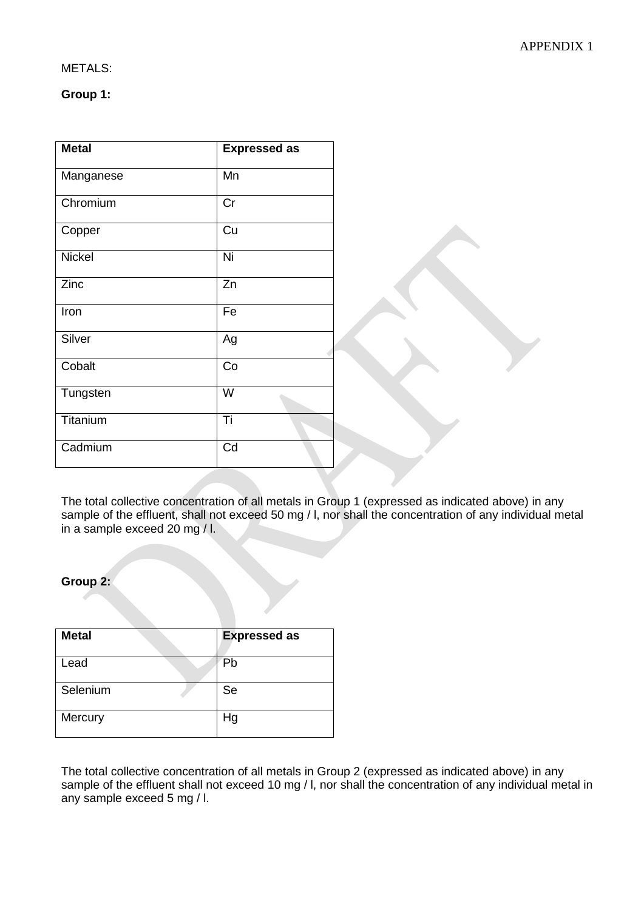APPENDIX 1

METALS:

**Group 1:**

| **Metal** | **Expressed as** |
|---|---|
| Manganese | Mn |
| Chromium | Cr |
| Copper | Cu |
| Nickel | Ni |
| Zinc | Zn |
| Iron | Fe |
| Silver | Ag |
| Cobalt | Co |
| Tungsten | W |
| Titanium | Ti |
| Cadmium | Cd |

The total collective concentration of all metals in Group 1 (expressed as indicated above) in any sample of the effluent, shall not exceed 50 mg / l, nor shall the concentration of any individual metal in a sample exceed 20 mg / l.

**Group 2:**

| **Metal** | **Expressed as** |
|---|---|
| Lead | Pb |
| Selenium | Se |
| Mercury | Hg |

The total collective concentration of all metals in Group 2 (expressed as indicated above) in any sample of the effluent shall not exceed 10 mg / l, nor shall the concentration of any individual metal in any sample exceed 5 mg / l.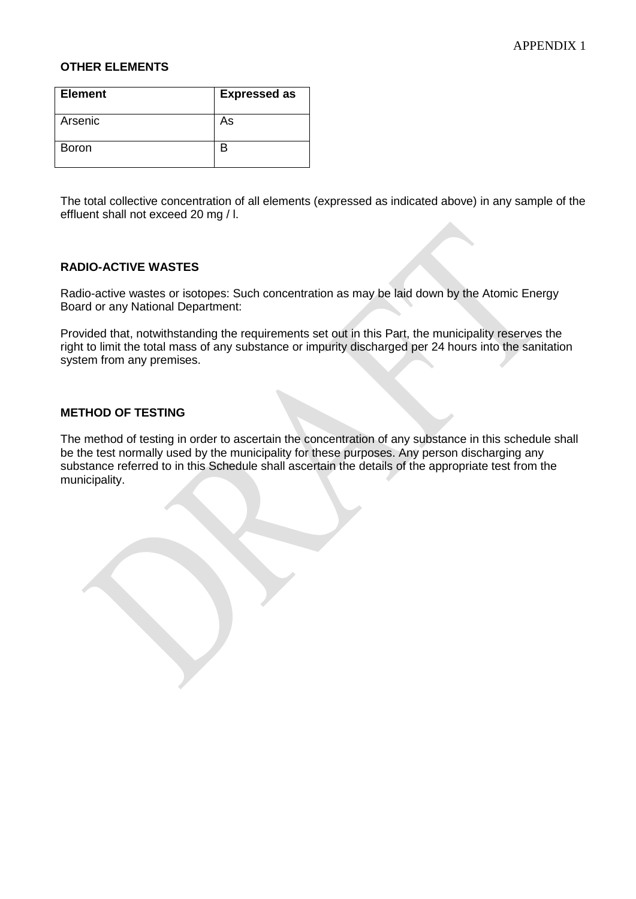**OTHER ELEMENTS**

| Element | Expressed as |
|---|---|
| Arsenic | As |
| Boron | B |

The total collective concentration of all elements (expressed as indicated above) in any sample of the effluent shall not exceed 20 mg / l.

**RADIO-ACTIVE WASTES**

Radio-active wastes or isotopes: Such concentration as may be laid down by the Atomic Energy Board or any National Department:

Provided that, notwithstanding the requirements set out in this Part, the municipality reserves the right to limit the total mass of any substance or impurity discharged per 24 hours into the sanitation system from any premises.

**METHOD OF TESTING**

The method of testing in order to ascertain the concentration of any substance in this schedule shall be the test normally used by the municipality for these purposes. Any person discharging any substance referred to in this Schedule shall ascertain the details of the appropriate test from the municipality.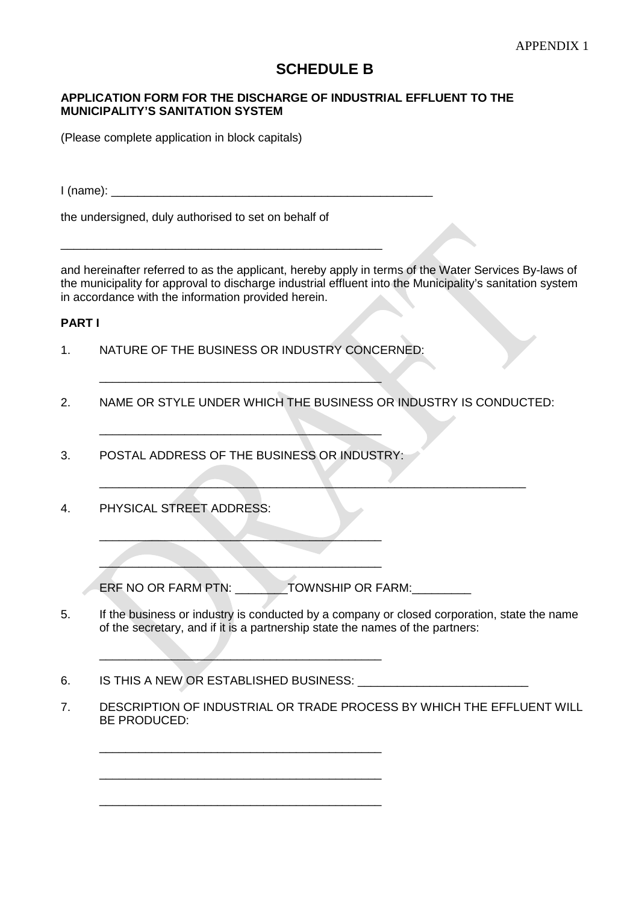APPENDIX 1

# SCHEDULE B

**APPLICATION FORM FOR THE DISCHARGE OF INDUSTRIAL EFFLUENT TO THE MUNICIPALITY'S SANITATION SYSTEM**

(Please complete application in block capitals)

I (name): ____________________________________________________

the undersigned, duly authorised to set on behalf of

____________________________________________________

and hereinafter referred to as the applicant, hereby apply in terms of the Water Services By-laws of the municipality for approval to discharge industrial effluent into the Municipality's sanitation system in accordance with the information provided herein.

**PART I**

1. NATURE OF THE BUSINESS OR INDUSTRY CONCERNED:

   ____________________________________________

2. NAME OR STYLE UNDER WHICH THE BUSINESS OR INDUSTRY IS CONDUCTED:

   ____________________________________________

3. POSTAL ADDRESS OF THE BUSINESS OR INDUSTRY:

   ________________________________________________________________

4. PHYSICAL STREET ADDRESS:

   ____________________________________________

   ____________________________________________

   ERF NO OR FARM PTN: ________TOWNSHIP OR FARM:_________

5. If the business or industry is conducted by a company or closed corporation, state the name of the secretary, and if it is a partnership state the names of the partners:

   ____________________________________________

6. IS THIS A NEW OR ESTABLISHED BUSINESS: __________________________

7. DESCRIPTION OF INDUSTRIAL OR TRADE PROCESS BY WHICH THE EFFLUENT WILL BE PRODUCED:

   ____________________________________________

   ____________________________________________

   ____________________________________________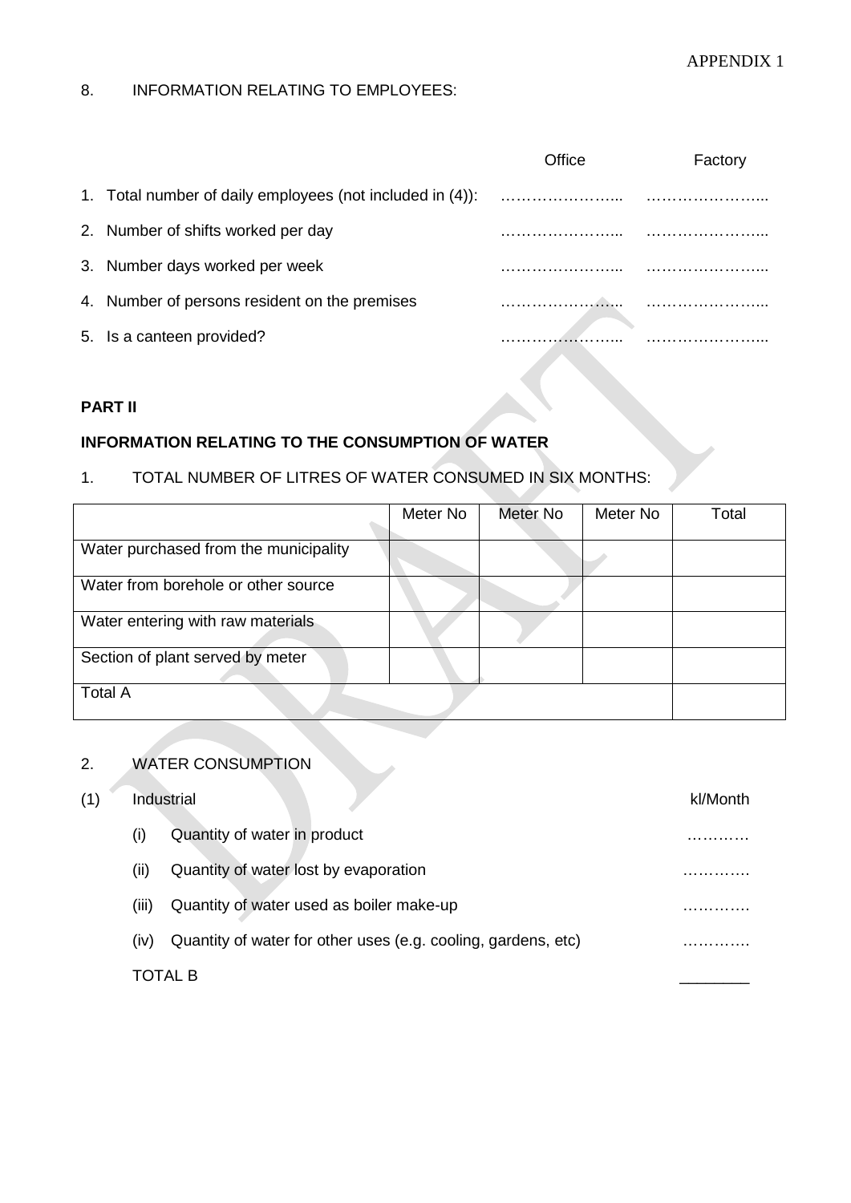APPENDIX 1

8. INFORMATION RELATING TO EMPLOYEES:

| | Office | Factory |
|---|---|---|
| 1. Total number of daily employees (not included in (4)): | …………………... | …………………... |
| 2. Number of shifts worked per day | …………………... | …………………... |
| 3. Number days worked per week | …………………... | …………………... |
| 4. Number of persons resident on the premises | …………………... | …………………... |
| 5. Is a canteen provided? | …………………... | …………………... |

**PART II**

**INFORMATION RELATING TO THE CONSUMPTION OF WATER**

1. TOTAL NUMBER OF LITRES OF WATER CONSUMED IN SIX MONTHS:

| | Meter No | Meter No | Meter No | Total |
|---|---|---|---|---|
| Water purchased from the municipality | | | | |
| Water from borehole or other source | | | | |
| Water entering with raw materials | | | | |
| Section of plant served by meter | | | | |
| Total A | | | | |

2. WATER CONSUMPTION

(1) Industrial — kl/Month

(i) Quantity of water in product ………..

(ii) Quantity of water lost by evaporation ………….

(iii) Quantity of water used as boiler make-up ………….

(iv) Quantity of water for other uses (e.g. cooling, gardens, etc) ………….

TOTAL B ________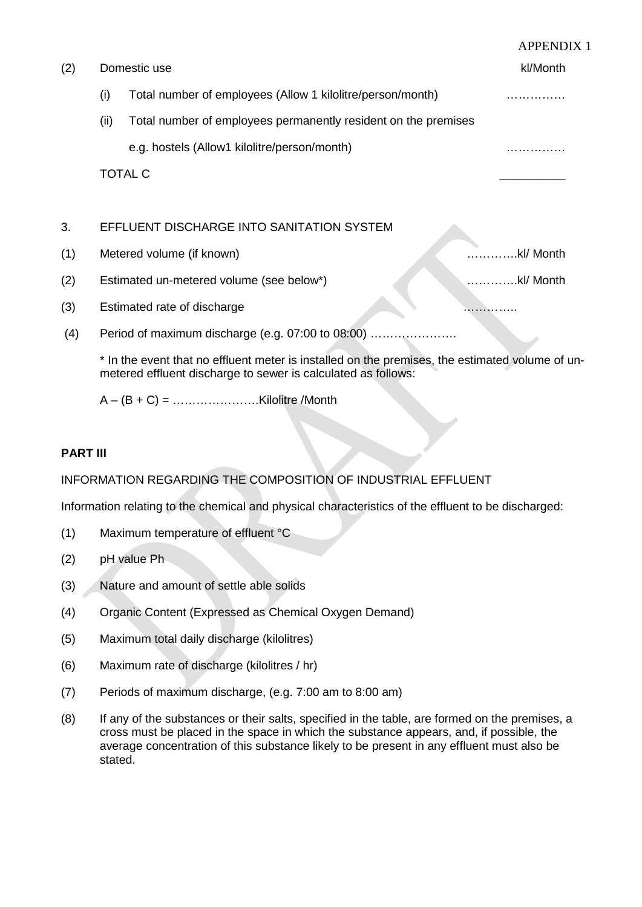APPENDIX 1

(2) Domestic use kl/Month

- (i) Total number of employees (Allow 1 kilolitre/person/month) ……………
- (ii) Total number of employees permanently resident on the premises e.g. hostels (Allow1 kilolitre/person/month) …………….

TOTAL C __________

3. EFFLUENT DISCHARGE INTO SANITATION SYSTEM

(1) Metered volume (if known) ………….kl/ Month

(2) Estimated un-metered volume (see below*) ………….kl/ Month

(3) Estimated rate of discharge …………..

(4) Period of maximum discharge (e.g. 07:00 to 08:00) ………………….

* In the event that no effluent meter is installed on the premises, the estimated volume of un-metered effluent discharge to sewer is calculated as follows:

A – (B + C) = ………………….Kilolitre /Month

**PART III**

INFORMATION REGARDING THE COMPOSITION OF INDUSTRIAL EFFLUENT

Information relating to the chemical and physical characteristics of the effluent to be discharged:

(1) Maximum temperature of effluent °C

(2) pH value Ph

(3) Nature and amount of settle able solids

(4) Organic Content (Expressed as Chemical Oxygen Demand)

(5) Maximum total daily discharge (kilolitres)

(6) Maximum rate of discharge (kilolitres / hr)

(7) Periods of maximum discharge, (e.g. 7:00 am to 8:00 am)

(8) If any of the substances or their salts, specified in the table, are formed on the premises, a cross must be placed in the space in which the substance appears, and, if possible, the average concentration of this substance likely to be present in any effluent must also be stated.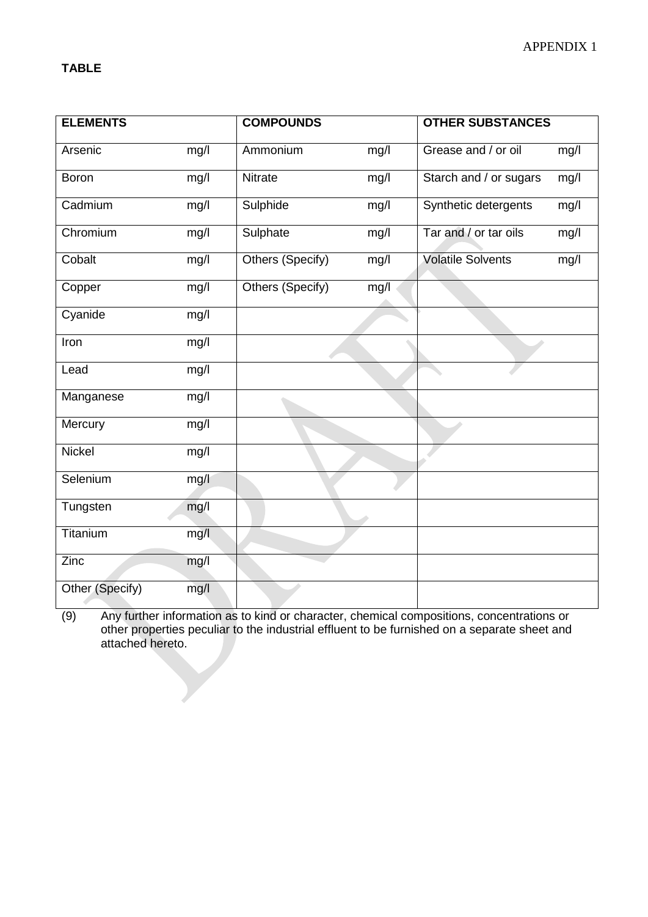APPENDIX 1

**TABLE**

| **ELEMENTS** | | **COMPOUNDS** | | **OTHER SUBSTANCES** | |
|---|---|---|---|---|---|
| Arsenic | mg/l | Ammonium | mg/l | Grease and / or oil | mg/l |
| Boron | mg/l | Nitrate | mg/l | Starch and / or sugars | mg/l |
| Cadmium | mg/l | Sulphide | mg/l | Synthetic detergents | mg/l |
| Chromium | mg/l | Sulphate | mg/l | Tar and / or tar oils | mg/l |
| Cobalt | mg/l | Others (Specify) | mg/l | Volatile Solvents | mg/l |
| Copper | mg/l | Others (Specify) | mg/l | | |
| Cyanide | mg/l | | | | |
| Iron | mg/l | | | | |
| Lead | mg/l | | | | |
| Manganese | mg/l | | | | |
| Mercury | mg/l | | | | |
| Nickel | mg/l | | | | |
| Selenium | mg/l | | | | |
| Tungsten | mg/l | | | | |
| Titanium | mg/l | | | | |
| Zinc | mg/l | | | | |
| Other (Specify) | mg/l | | | | |

(9) Any further information as to kind or character, chemical compositions, concentrations or other properties peculiar to the industrial effluent to be furnished on a separate sheet and attached hereto.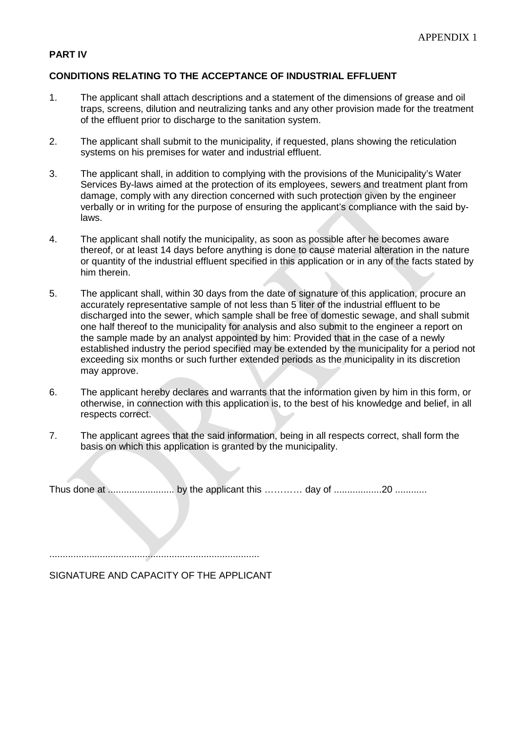APPENDIX 1

**PART IV**

**CONDITIONS RELATING TO THE ACCEPTANCE OF INDUSTRIAL EFFLUENT**

1. The applicant shall attach descriptions and a statement of the dimensions of grease and oil traps, screens, dilution and neutralizing tanks and any other provision made for the treatment of the effluent prior to discharge to the sanitation system.

2. The applicant shall submit to the municipality, if requested, plans showing the reticulation systems on his premises for water and industrial effluent.

3. The applicant shall, in addition to complying with the provisions of the Municipality's Water Services By-laws aimed at the protection of its employees, sewers and treatment plant from damage, comply with any direction concerned with such protection given by the engineer verbally or in writing for the purpose of ensuring the applicant's compliance with the said by-laws.

4. The applicant shall notify the municipality, as soon as possible after he becomes aware thereof, or at least 14 days before anything is done to cause material alteration in the nature or quantity of the industrial effluent specified in this application or in any of the facts stated by him therein.

5. The applicant shall, within 30 days from the date of signature of this application, procure an accurately representative sample of not less than 5 liter of the industrial effluent to be discharged into the sewer, which sample shall be free of domestic sewage, and shall submit one half thereof to the municipality for analysis and also submit to the engineer a report on the sample made by an analyst appointed by him: Provided that in the case of a newly established industry the period specified may be extended by the municipality for a period not exceeding six months or such further extended periods as the municipality in its discretion may approve.

6. The applicant hereby declares and warrants that the information given by him in this form, or otherwise, in connection with this application is, to the best of his knowledge and belief, in all respects correct.

7. The applicant agrees that the said information, being in all respects correct, shall form the basis on which this application is granted by the municipality.

Thus done at ......................... by the applicant this ………… day of ..................20 ............

..............................................................................

SIGNATURE AND CAPACITY OF THE APPLICANT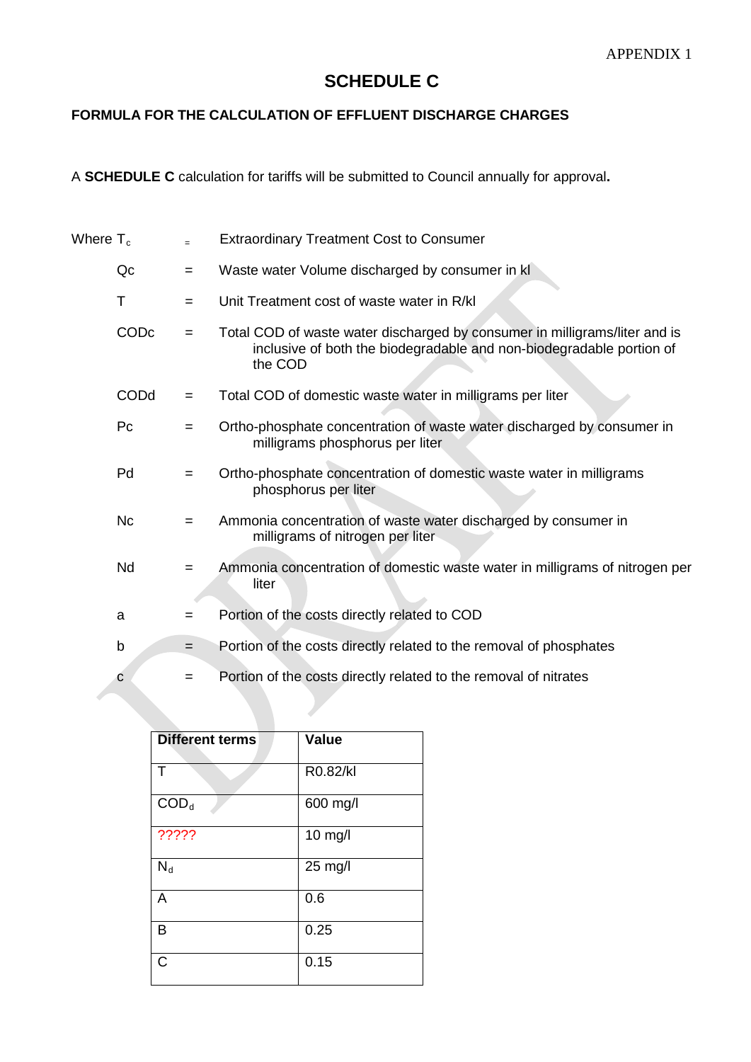APPENDIX 1

# SCHEDULE C

### FORMULA FOR THE CALCULATION OF EFFLUENT DISCHARGE CHARGES

A **SCHEDULE C** calculation for tariffs will be submitted to Council annually for approval**.**

Where $T_c$ = Extraordinary Treatment Cost to Consumer

- Qc = Waste water Volume discharged by consumer in kl
- T = Unit Treatment cost of waste water in R/kl
- CODc = Total COD of waste water discharged by consumer in milligrams/liter and is inclusive of both the biodegradable and non-biodegradable portion of the COD
- CODd = Total COD of domestic waste water in milligrams per liter
- Pc = Ortho-phosphate concentration of waste water discharged by consumer in milligrams phosphorus per liter
- Pd = Ortho-phosphate concentration of domestic waste water in milligrams phosphorus per liter
- Nc = Ammonia concentration of waste water discharged by consumer in milligrams of nitrogen per liter
- Nd = Ammonia concentration of domestic waste water in milligrams of nitrogen per liter
- a = Portion of the costs directly related to COD
- b = Portion of the costs directly related to the removal of phosphates
- c = Portion of the costs directly related to the removal of nitrates

| Different terms | Value |
|---|---|
| T | R0.82/kl |
| $COD_d$ | 600 mg/l |
| ????? | 10 mg/l |
| $N_d$ | 25 mg/l |
| A | 0.6 |
| B | 0.25 |
| C | 0.15 |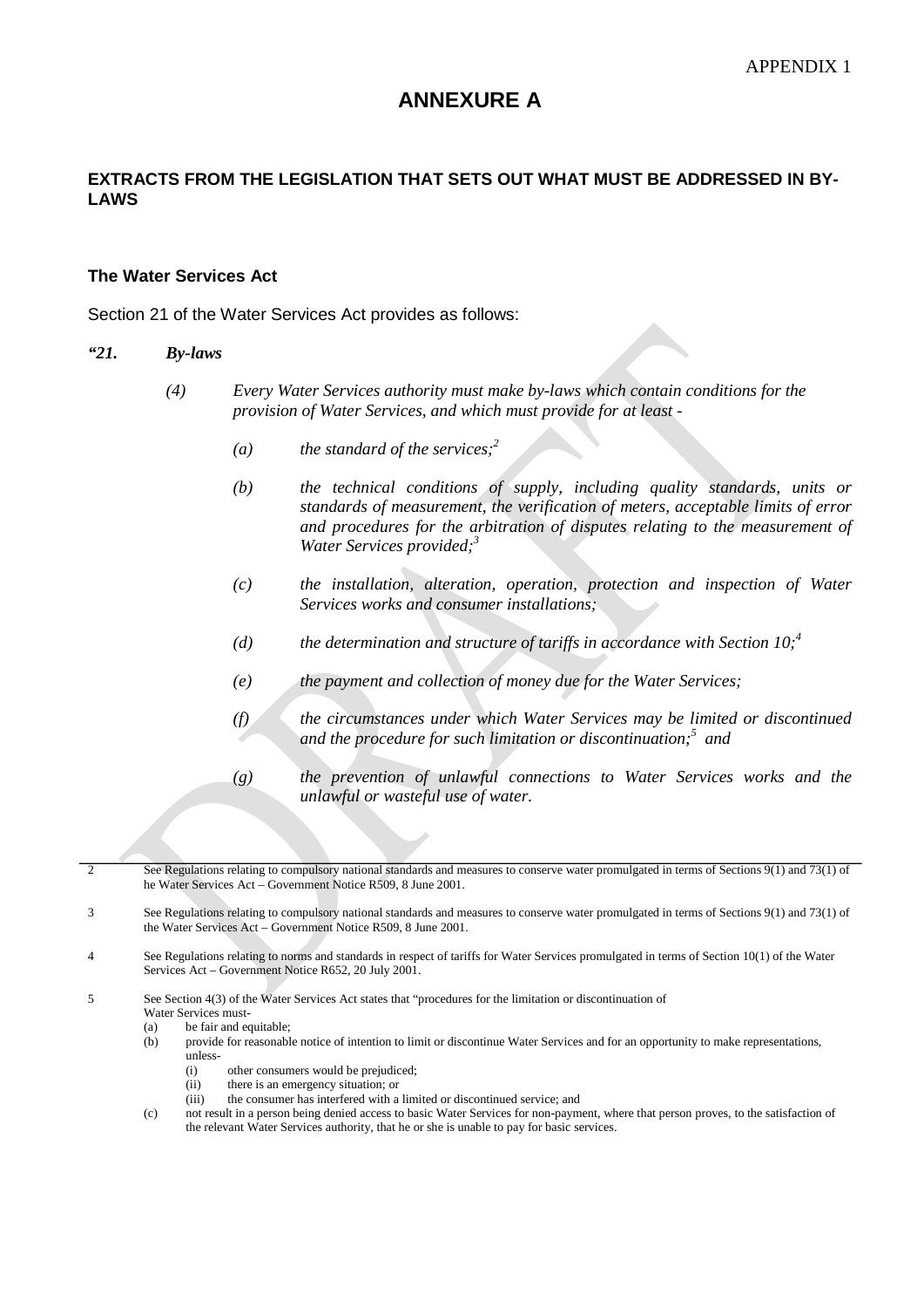APPENDIX 1

# ANNEXURE A

## EXTRACTS FROM THE LEGISLATION THAT SETS OUT WHAT MUST BE ADDRESSED IN BY-LAWS

### The Water Services Act

Section 21 of the Water Services Act provides as follows:

***"21. By-laws***

*(4) Every Water Services authority must make by-laws which contain conditions for the provision of Water Services, and which must provide for at least -*

*(a) the standard of the services;*[2]

*(b) the technical conditions of supply, including quality standards, units or standards of measurement, the verification of meters, acceptable limits of error and procedures for the arbitration of disputes relating to the measurement of Water Services provided;*[3]

*(c) the installation, alteration, operation, protection and inspection of Water Services works and consumer installations;*

*(d) the determination and structure of tariffs in accordance with Section 10;*[4]

*(e) the payment and collection of money due for the Water Services;*

*(f) the circumstances under which Water Services may be limited or discontinued and the procedure for such limitation or discontinuation;*[5] *and*

*(g) the prevention of unlawful connections to Water Services works and the unlawful or wasteful use of water.*

---

2 See Regulations relating to compulsory national standards and measures to conserve water promulgated in terms of Sections 9(1) and 73(1) of he Water Services Act – Government Notice R509, 8 June 2001.

3 See Regulations relating to compulsory national standards and measures to conserve water promulgated in terms of Sections 9(1) and 73(1) of the Water Services Act – Government Notice R509, 8 June 2001.

4 See Regulations relating to norms and standards in respect of tariffs for Water Services promulgated in terms of Section 10(1) of the Water Services Act – Government Notice R652, 20 July 2001.

5 See Section 4(3) of the Water Services Act states that "procedures for the limitation or discontinuation of Water Services must-

(a) be fair and equitable;

(b) provide for reasonable notice of intention to limit or discontinue Water Services and for an opportunity to make representations, unless-

(i) other consumers would be prejudiced;

(ii) there is an emergency situation; or

(iii) the consumer has interfered with a limited or discontinued service; and

(c) not result in a person being denied access to basic Water Services for non-payment, where that person proves, to the satisfaction of the relevant Water Services authority, that he or she is unable to pay for basic services.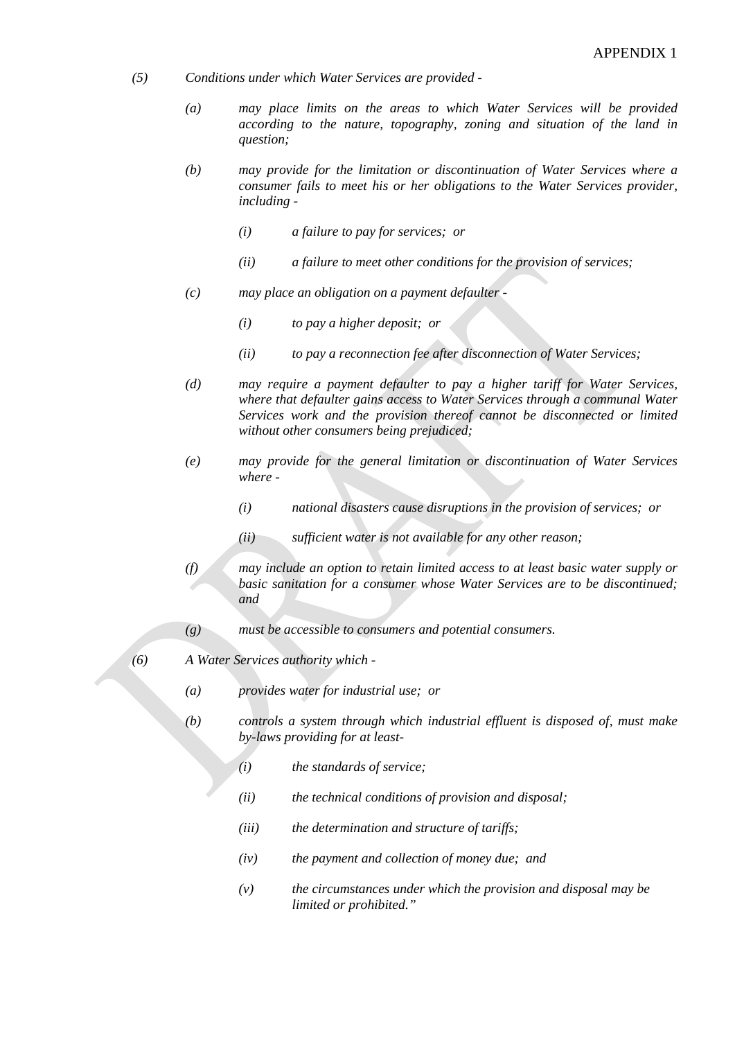*(5) Conditions under which Water Services are provided -*

*(a) may place limits on the areas to which Water Services will be provided according to the nature, topography, zoning and situation of the land in question;*

*(b) may provide for the limitation or discontinuation of Water Services where a consumer fails to meet his or her obligations to the Water Services provider, including -*

*(i) a failure to pay for services; or*

*(ii) a failure to meet other conditions for the provision of services;*

*(c) may place an obligation on a payment defaulter -*

*(i) to pay a higher deposit; or*

*(ii) to pay a reconnection fee after disconnection of Water Services;*

*(d) may require a payment defaulter to pay a higher tariff for Water Services, where that defaulter gains access to Water Services through a communal Water Services work and the provision thereof cannot be disconnected or limited without other consumers being prejudiced;*

*(e) may provide for the general limitation or discontinuation of Water Services where -*

*(i) national disasters cause disruptions in the provision of services; or*

*(ii) sufficient water is not available for any other reason;*

*(f) may include an option to retain limited access to at least basic water supply or basic sanitation for a consumer whose Water Services are to be discontinued; and*

*(g) must be accessible to consumers and potential consumers.*

*(6) A Water Services authority which -*

*(a) provides water for industrial use; or*

*(b) controls a system through which industrial effluent is disposed of, must make by-laws providing for at least-*

*(i) the standards of service;*

*(ii) the technical conditions of provision and disposal;*

*(iii) the determination and structure of tariffs;*

*(iv) the payment and collection of money due; and*

*(v) the circumstances under which the provision and disposal may be limited or prohibited."*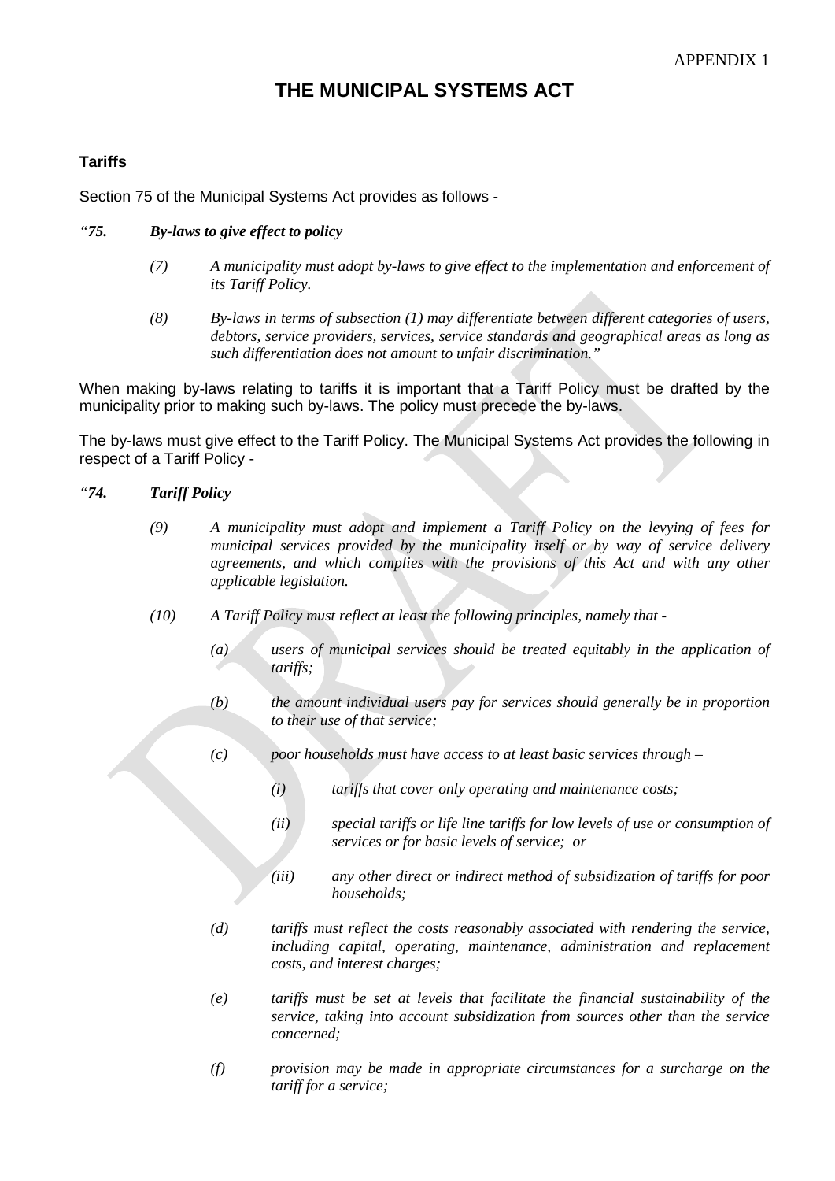APPENDIX 1

# THE MUNICIPAL SYSTEMS ACT

### Tariffs

Section 75 of the Municipal Systems Act provides as follows -

*"75. By-laws to give effect to policy*

*(7) A municipality must adopt by-laws to give effect to the implementation and enforcement of its Tariff Policy.*

*(8) By-laws in terms of subsection (1) may differentiate between different categories of users, debtors, service providers, services, service standards and geographical areas as long as such differentiation does not amount to unfair discrimination."*

When making by-laws relating to tariffs it is important that a Tariff Policy must be drafted by the municipality prior to making such by-laws. The policy must precede the by-laws.

The by-laws must give effect to the Tariff Policy. The Municipal Systems Act provides the following in respect of a Tariff Policy -

*"74. Tariff Policy*

*(9) A municipality must adopt and implement a Tariff Policy on the levying of fees for municipal services provided by the municipality itself or by way of service delivery agreements, and which complies with the provisions of this Act and with any other applicable legislation.*

*(10) A Tariff Policy must reflect at least the following principles, namely that -*

*(a) users of municipal services should be treated equitably in the application of tariffs;*

*(b) the amount individual users pay for services should generally be in proportion to their use of that service;*

*(c) poor households must have access to at least basic services through –*

*(i) tariffs that cover only operating and maintenance costs;*

*(ii) special tariffs or life line tariffs for low levels of use or consumption of services or for basic levels of service; or*

*(iii) any other direct or indirect method of subsidization of tariffs for poor households;*

*(d) tariffs must reflect the costs reasonably associated with rendering the service, including capital, operating, maintenance, administration and replacement costs, and interest charges;*

*(e) tariffs must be set at levels that facilitate the financial sustainability of the service, taking into account subsidization from sources other than the service concerned;*

*(f) provision may be made in appropriate circumstances for a surcharge on the tariff for a service;*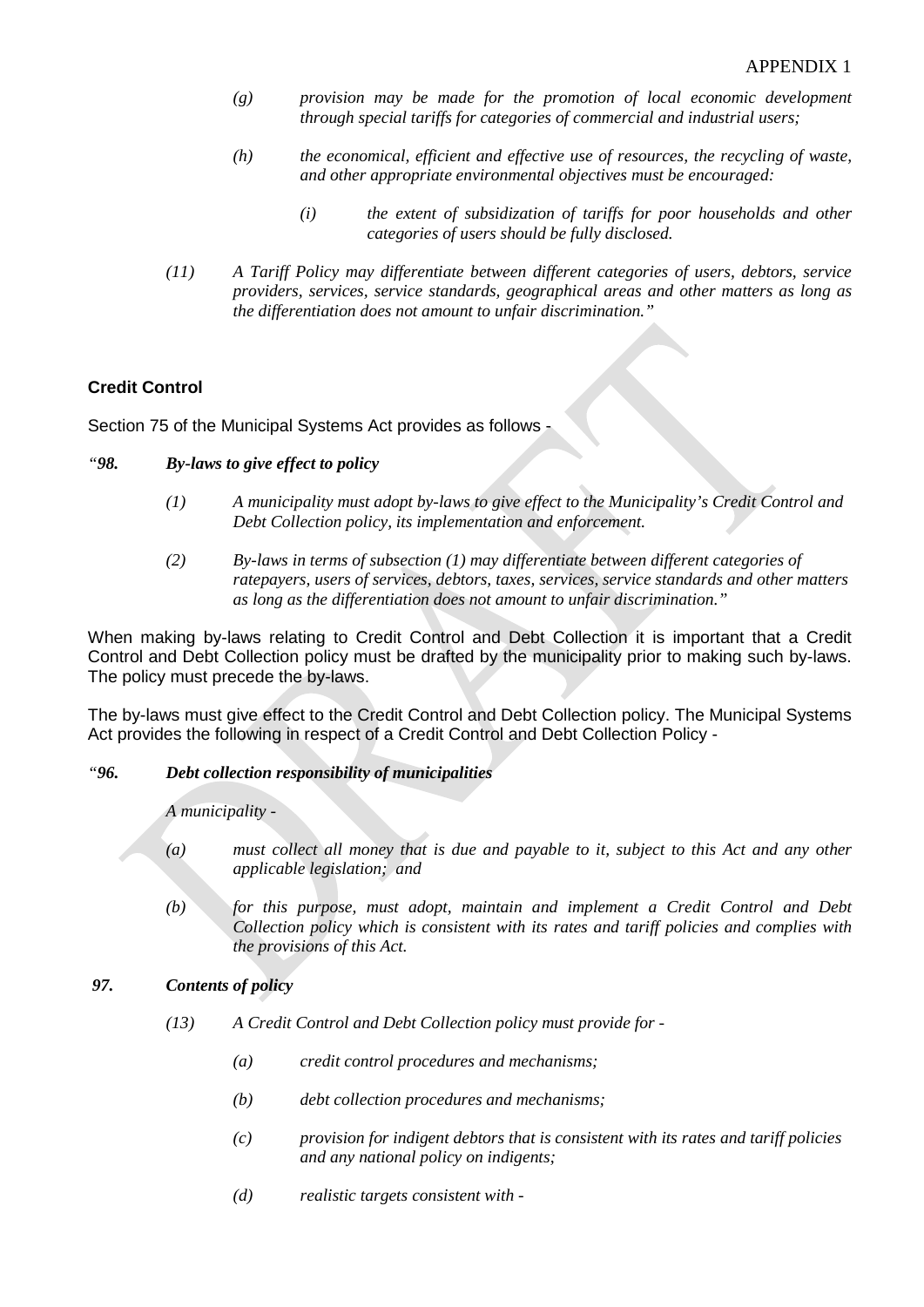*(g) provision may be made for the promotion of local economic development through special tariffs for categories of commercial and industrial users;*

*(h) the economical, efficient and effective use of resources, the recycling of waste, and other appropriate environmental objectives must be encouraged:*

> *(i) the extent of subsidization of tariffs for poor households and other categories of users should be fully disclosed.*

*(11) A Tariff Policy may differentiate between different categories of users, debtors, service providers, services, service standards, geographical areas and other matters as long as the differentiation does not amount to unfair discrimination."*

**Credit Control**

Section 75 of the Municipal Systems Act provides as follows -

*"98. **By-laws to give effect to policy***

*(1) A municipality must adopt by-laws to give effect to the Municipality's Credit Control and Debt Collection policy, its implementation and enforcement.*

*(2) By-laws in terms of subsection (1) may differentiate between different categories of ratepayers, users of services, debtors, taxes, services, service standards and other matters as long as the differentiation does not amount to unfair discrimination."*

When making by-laws relating to Credit Control and Debt Collection it is important that a Credit Control and Debt Collection policy must be drafted by the municipality prior to making such by-laws. The policy must precede the by-laws.

The by-laws must give effect to the Credit Control and Debt Collection policy. The Municipal Systems Act provides the following in respect of a Credit Control and Debt Collection Policy -

*"96. **Debt collection responsibility of municipalities***

*A municipality -*

*(a) must collect all money that is due and payable to it, subject to this Act and any other applicable legislation; and*

*(b) for this purpose, must adopt, maintain and implement a Credit Control and Debt Collection policy which is consistent with its rates and tariff policies and complies with the provisions of this Act.*

***97. Contents of policy***

*(13) A Credit Control and Debt Collection policy must provide for -*

*(a) credit control procedures and mechanisms;*

*(b) debt collection procedures and mechanisms;*

*(c) provision for indigent debtors that is consistent with its rates and tariff policies and any national policy on indigents;*

*(d) realistic targets consistent with -*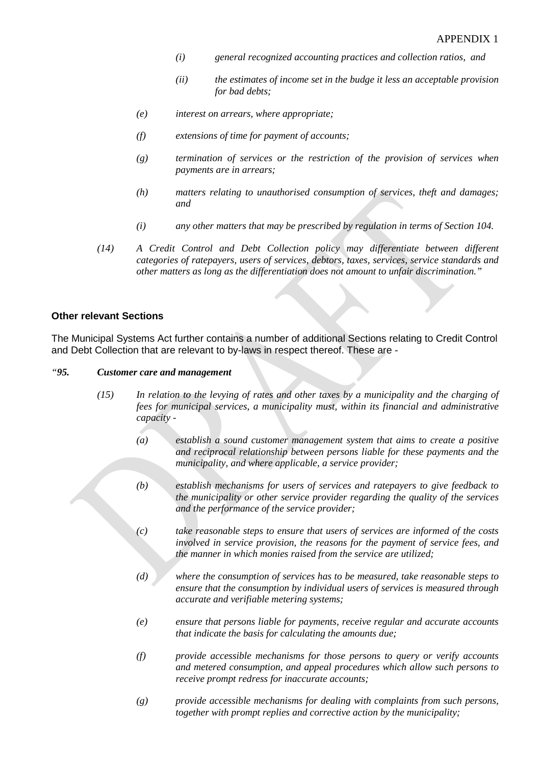*(i) general recognized accounting practices and collection ratios, and*

*(ii) the estimates of income set in the budge it less an acceptable provision for bad debts;*

*(e) interest on arrears, where appropriate;*

*(f) extensions of time for payment of accounts;*

*(g) termination of services or the restriction of the provision of services when payments are in arrears;*

*(h) matters relating to unauthorised consumption of services, theft and damages; and*

*(i) any other matters that may be prescribed by regulation in terms of Section 104.*

*(14) A Credit Control and Debt Collection policy may differentiate between different categories of ratepayers, users of services, debtors, taxes, services, service standards and other matters as long as the differentiation does not amount to unfair discrimination."*

**Other relevant Sections**

The Municipal Systems Act further contains a number of additional Sections relating to Credit Control and Debt Collection that are relevant to by-laws in respect thereof. These are -

***"95. Customer care and management***

*(15) In relation to the levying of rates and other taxes by a municipality and the charging of fees for municipal services, a municipality must, within its financial and administrative capacity -*

*(a) establish a sound customer management system that aims to create a positive and reciprocal relationship between persons liable for these payments and the municipality, and where applicable, a service provider;*

*(b) establish mechanisms for users of services and ratepayers to give feedback to the municipality or other service provider regarding the quality of the services and the performance of the service provider;*

*(c) take reasonable steps to ensure that users of services are informed of the costs involved in service provision, the reasons for the payment of service fees, and the manner in which monies raised from the service are utilized;*

*(d) where the consumption of services has to be measured, take reasonable steps to ensure that the consumption by individual users of services is measured through accurate and verifiable metering systems;*

*(e) ensure that persons liable for payments, receive regular and accurate accounts that indicate the basis for calculating the amounts due;*

*(f) provide accessible mechanisms for those persons to query or verify accounts and metered consumption, and appeal procedures which allow such persons to receive prompt redress for inaccurate accounts;*

*(g) provide accessible mechanisms for dealing with complaints from such persons, together with prompt replies and corrective action by the municipality;*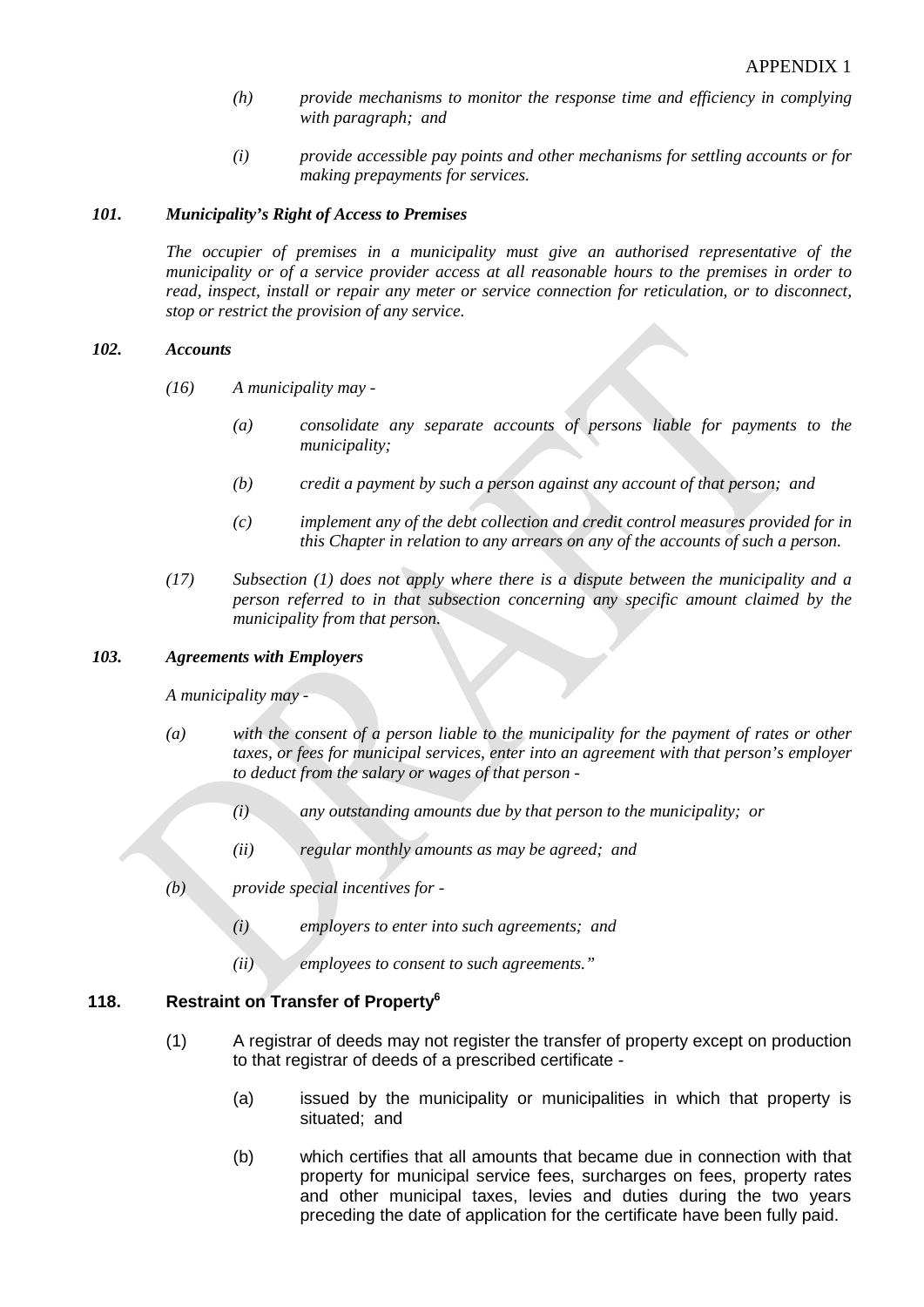*(h) provide mechanisms to monitor the response time and efficiency in complying with paragraph; and*

*(i) provide accessible pay points and other mechanisms for settling accounts or for making prepayments for services.*

### *101. Municipality's Right of Access to Premises*

*The occupier of premises in a municipality must give an authorised representative of the municipality or of a service provider access at all reasonable hours to the premises in order to read, inspect, install or repair any meter or service connection for reticulation, or to disconnect, stop or restrict the provision of any service.*

### *102. Accounts*

*(16) A municipality may -*

*(a) consolidate any separate accounts of persons liable for payments to the municipality;*

*(b) credit a payment by such a person against any account of that person; and*

*(c) implement any of the debt collection and credit control measures provided for in this Chapter in relation to any arrears on any of the accounts of such a person.*

*(17) Subsection (1) does not apply where there is a dispute between the municipality and a person referred to in that subsection concerning any specific amount claimed by the municipality from that person.*

### *103. Agreements with Employers*

*A municipality may -*

*(a) with the consent of a person liable to the municipality for the payment of rates or other taxes, or fees for municipal services, enter into an agreement with that person's employer to deduct from the salary or wages of that person -*

*(i) any outstanding amounts due by that person to the municipality; or*

*(ii) regular monthly amounts as may be agreed; and*

*(b) provide special incentives for -*

*(i) employers to enter into such agreements; and*

*(ii) employees to consent to such agreements."*

### 118. Restraint on Transfer of Property[6]

(1) A registrar of deeds may not register the transfer of property except on production to that registrar of deeds of a prescribed certificate -

(a) issued by the municipality or municipalities in which that property is situated; and

(b) which certifies that all amounts that became due in connection with that property for municipal service fees, surcharges on fees, property rates and other municipal taxes, levies and duties during the two years preceding the date of application for the certificate have been fully paid.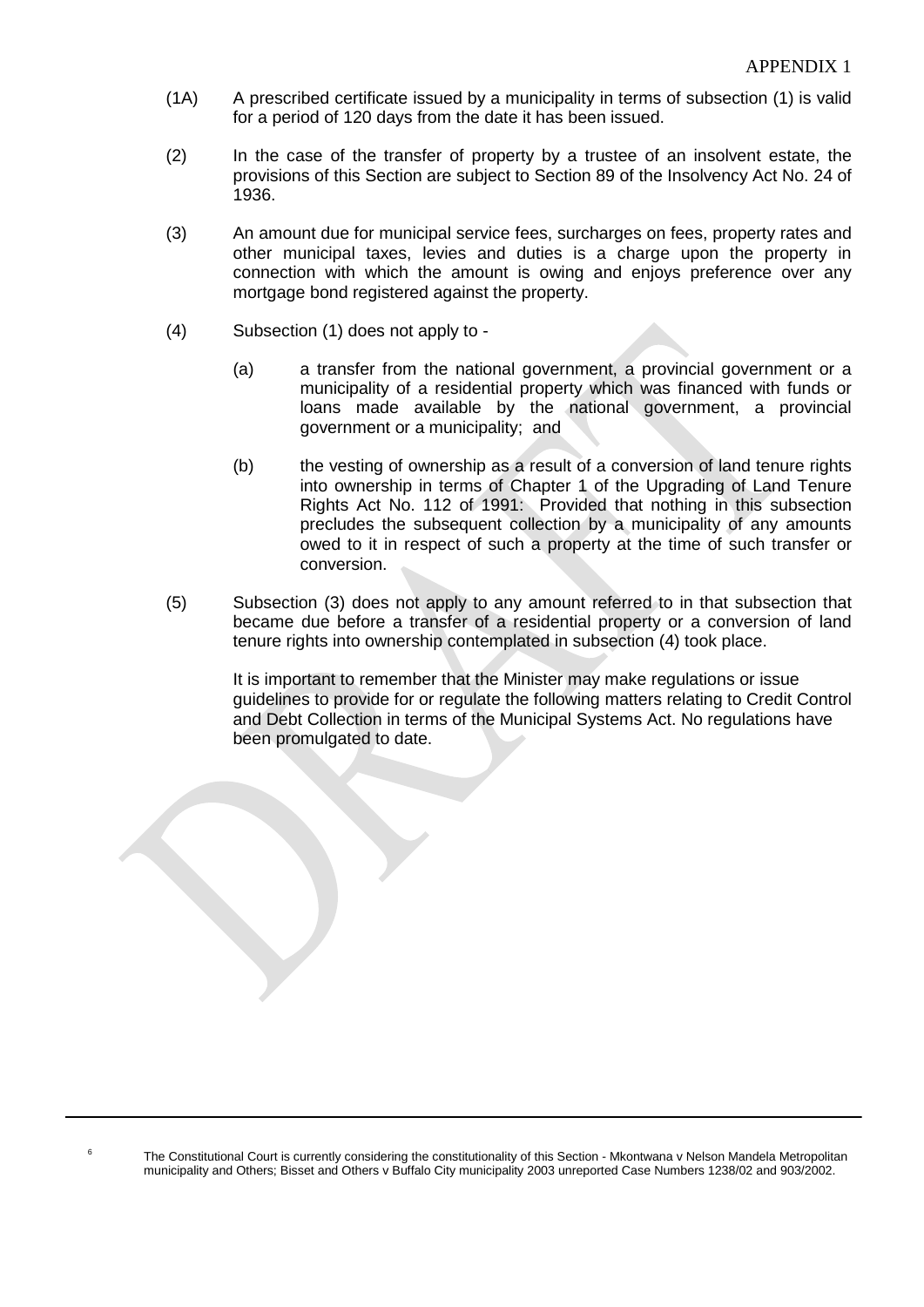(1A) A prescribed certificate issued by a municipality in terms of subsection (1) is valid for a period of 120 days from the date it has been issued.

(2) In the case of the transfer of property by a trustee of an insolvent estate, the provisions of this Section are subject to Section 89 of the Insolvency Act No. 24 of 1936.

(3) An amount due for municipal service fees, surcharges on fees, property rates and other municipal taxes, levies and duties is a charge upon the property in connection with which the amount is owing and enjoys preference over any mortgage bond registered against the property.

(4) Subsection (1) does not apply to -

(a) a transfer from the national government, a provincial government or a municipality of a residential property which was financed with funds or loans made available by the national government, a provincial government or a municipality; and

(b) the vesting of ownership as a result of a conversion of land tenure rights into ownership in terms of Chapter 1 of the Upgrading of Land Tenure Rights Act No. 112 of 1991: Provided that nothing in this subsection precludes the subsequent collection by a municipality of any amounts owed to it in respect of such a property at the time of such transfer or conversion.

(5) Subsection (3) does not apply to any amount referred to in that subsection that became due before a transfer of a residential property or a conversion of land tenure rights into ownership contemplated in subsection (4) took place.

It is important to remember that the Minister may make regulations or issue guidelines to provide for or regulate the following matters relating to Credit Control and Debt Collection in terms of the Municipal Systems Act. No regulations have been promulgated to date.

---

[6] The Constitutional Court is currently considering the constitutionality of this Section - Mkontwana v Nelson Mandela Metropolitan municipality and Others; Bisset and Others v Buffalo City municipality 2003 unreported Case Numbers 1238/02 and 903/2002.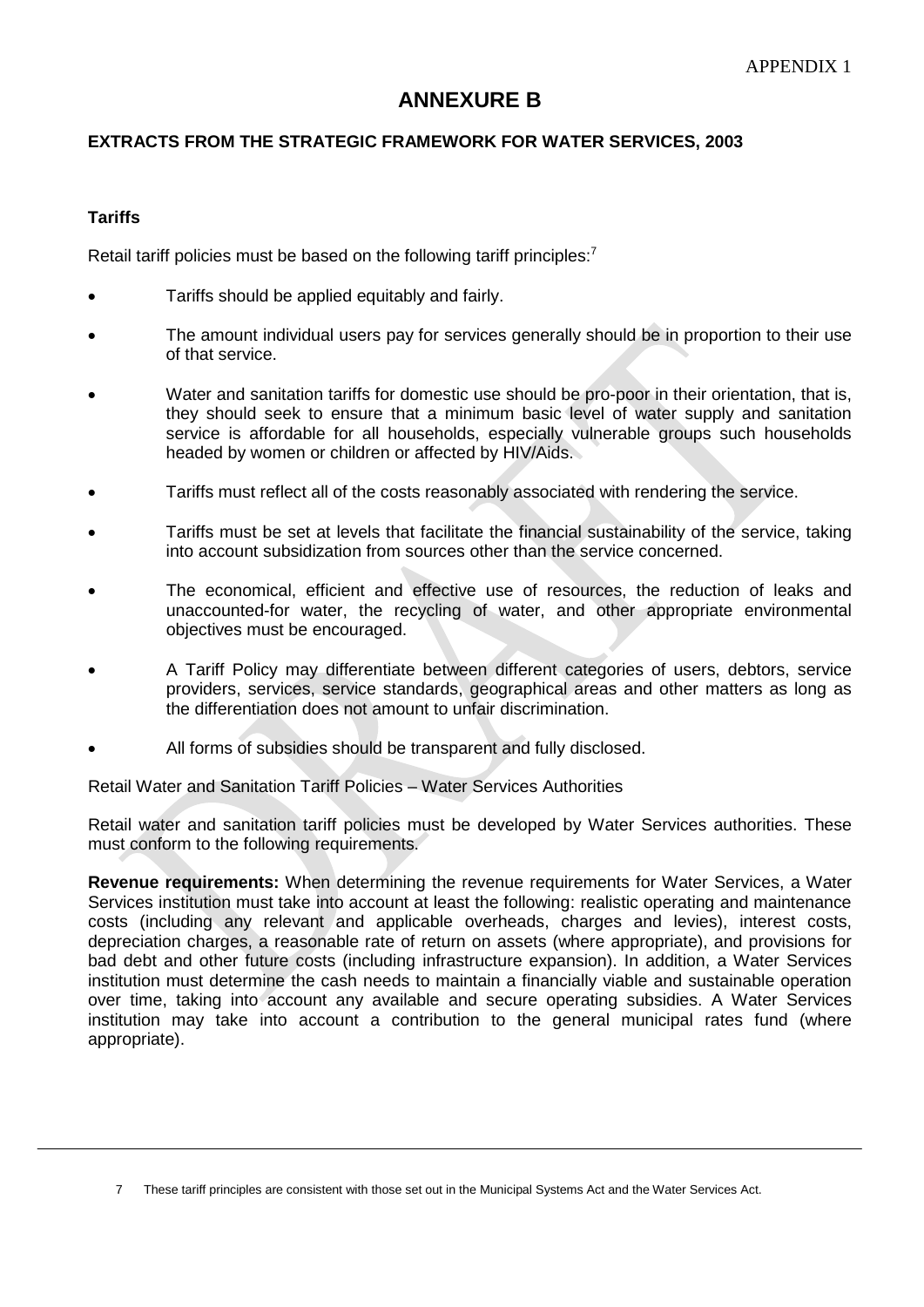APPENDIX 1

# ANNEXURE B

## EXTRACTS FROM THE STRATEGIC FRAMEWORK FOR WATER SERVICES, 2003

### Tariffs

Retail tariff policies must be based on the following tariff principles:[7]

- Tariffs should be applied equitably and fairly.
- The amount individual users pay for services generally should be in proportion to their use of that service.
- Water and sanitation tariffs for domestic use should be pro-poor in their orientation, that is, they should seek to ensure that a minimum basic level of water supply and sanitation service is affordable for all households, especially vulnerable groups such households headed by women or children or affected by HIV/Aids.
- Tariffs must reflect all of the costs reasonably associated with rendering the service.
- Tariffs must be set at levels that facilitate the financial sustainability of the service, taking into account subsidization from sources other than the service concerned.
- The economical, efficient and effective use of resources, the reduction of leaks and unaccounted-for water, the recycling of water, and other appropriate environmental objectives must be encouraged.
- A Tariff Policy may differentiate between different categories of users, debtors, service providers, services, service standards, geographical areas and other matters as long as the differentiation does not amount to unfair discrimination.
- All forms of subsidies should be transparent and fully disclosed.

Retail Water and Sanitation Tariff Policies – Water Services Authorities

Retail water and sanitation tariff policies must be developed by Water Services authorities. These must conform to the following requirements.

**Revenue requirements:** When determining the revenue requirements for Water Services, a Water Services institution must take into account at least the following: realistic operating and maintenance costs (including any relevant and applicable overheads, charges and levies), interest costs, depreciation charges, a reasonable rate of return on assets (where appropriate), and provisions for bad debt and other future costs (including infrastructure expansion). In addition, a Water Services institution must determine the cash needs to maintain a financially viable and sustainable operation over time, taking into account any available and secure operating subsidies. A Water Services institution may take into account a contribution to the general municipal rates fund (where appropriate).

---

7 These tariff principles are consistent with those set out in the Municipal Systems Act and the Water Services Act.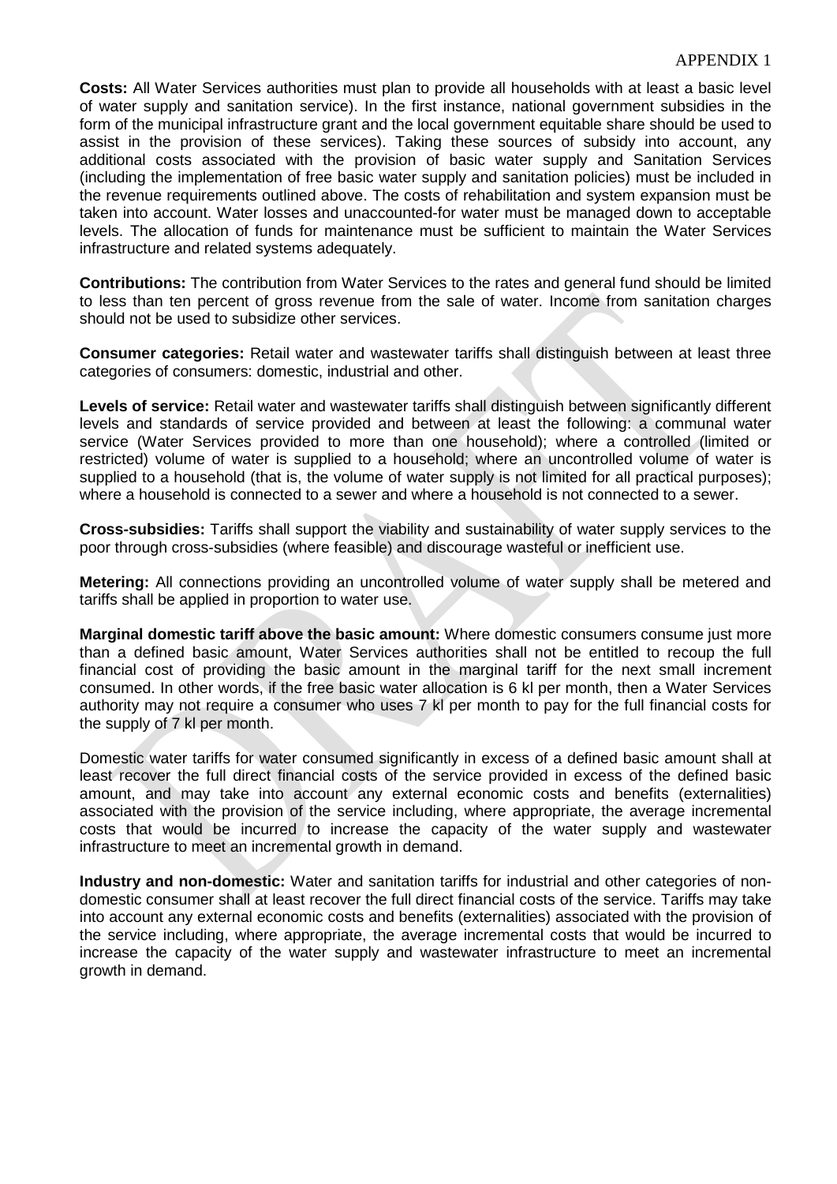APPENDIX 1

**Costs:** All Water Services authorities must plan to provide all households with at least a basic level of water supply and sanitation service). In the first instance, national government subsidies in the form of the municipal infrastructure grant and the local government equitable share should be used to assist in the provision of these services). Taking these sources of subsidy into account, any additional costs associated with the provision of basic water supply and Sanitation Services (including the implementation of free basic water supply and sanitation policies) must be included in the revenue requirements outlined above. The costs of rehabilitation and system expansion must be taken into account. Water losses and unaccounted-for water must be managed down to acceptable levels. The allocation of funds for maintenance must be sufficient to maintain the Water Services infrastructure and related systems adequately.

**Contributions:** The contribution from Water Services to the rates and general fund should be limited to less than ten percent of gross revenue from the sale of water. Income from sanitation charges should not be used to subsidize other services.

**Consumer categories:** Retail water and wastewater tariffs shall distinguish between at least three categories of consumers: domestic, industrial and other.

**Levels of service:** Retail water and wastewater tariffs shall distinguish between significantly different levels and standards of service provided and between at least the following: a communal water service (Water Services provided to more than one household); where a controlled (limited or restricted) volume of water is supplied to a household; where an uncontrolled volume of water is supplied to a household (that is, the volume of water supply is not limited for all practical purposes); where a household is connected to a sewer and where a household is not connected to a sewer.

**Cross-subsidies:** Tariffs shall support the viability and sustainability of water supply services to the poor through cross-subsidies (where feasible) and discourage wasteful or inefficient use.

**Metering:** All connections providing an uncontrolled volume of water supply shall be metered and tariffs shall be applied in proportion to water use.

**Marginal domestic tariff above the basic amount:** Where domestic consumers consume just more than a defined basic amount, Water Services authorities shall not be entitled to recoup the full financial cost of providing the basic amount in the marginal tariff for the next small increment consumed. In other words, if the free basic water allocation is 6 kl per month, then a Water Services authority may not require a consumer who uses 7 kl per month to pay for the full financial costs for the supply of 7 kl per month.

Domestic water tariffs for water consumed significantly in excess of a defined basic amount shall at least recover the full direct financial costs of the service provided in excess of the defined basic amount, and may take into account any external economic costs and benefits (externalities) associated with the provision of the service including, where appropriate, the average incremental costs that would be incurred to increase the capacity of the water supply and wastewater infrastructure to meet an incremental growth in demand.

**Industry and non-domestic:** Water and sanitation tariffs for industrial and other categories of non-domestic consumer shall at least recover the full direct financial costs of the service. Tariffs may take into account any external economic costs and benefits (externalities) associated with the provision of the service including, where appropriate, the average incremental costs that would be incurred to increase the capacity of the water supply and wastewater infrastructure to meet an incremental growth in demand.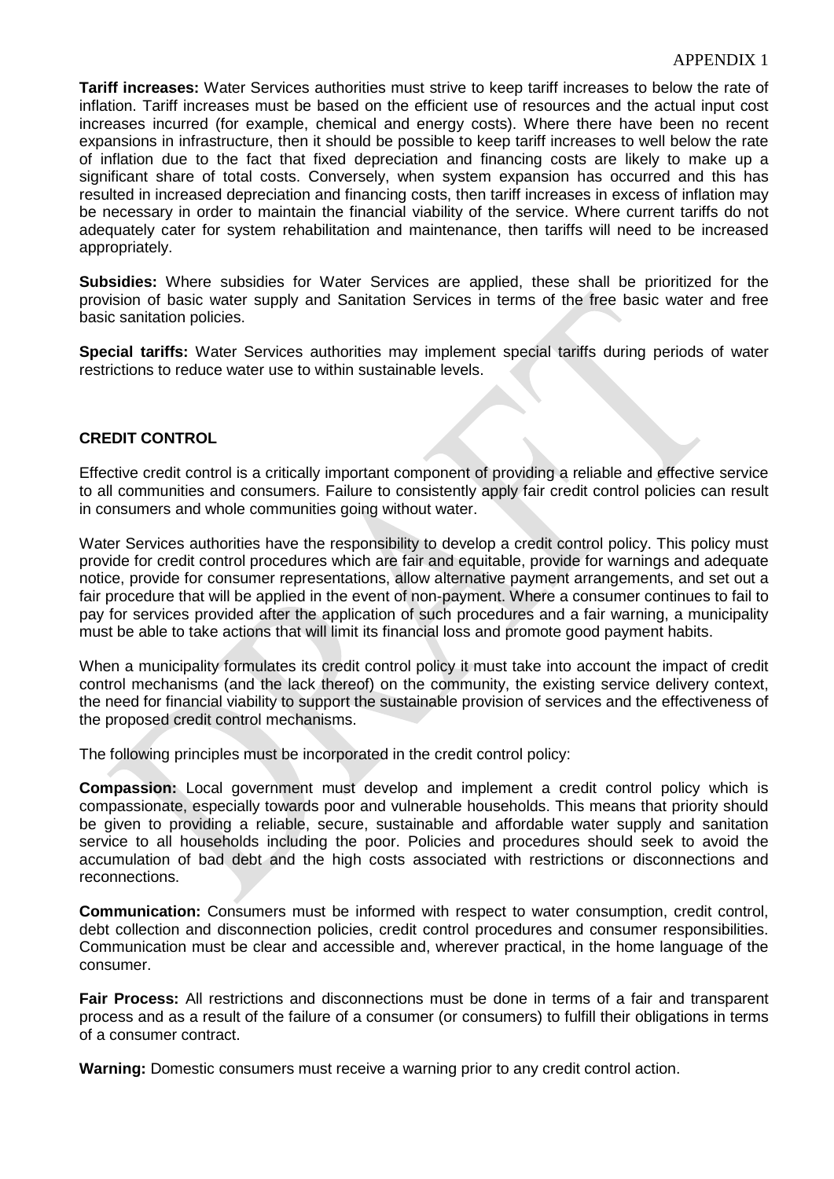APPENDIX 1

**Tariff increases:** Water Services authorities must strive to keep tariff increases to below the rate of inflation. Tariff increases must be based on the efficient use of resources and the actual input cost increases incurred (for example, chemical and energy costs). Where there have been no recent expansions in infrastructure, then it should be possible to keep tariff increases to well below the rate of inflation due to the fact that fixed depreciation and financing costs are likely to make up a significant share of total costs. Conversely, when system expansion has occurred and this has resulted in increased depreciation and financing costs, then tariff increases in excess of inflation may be necessary in order to maintain the financial viability of the service. Where current tariffs do not adequately cater for system rehabilitation and maintenance, then tariffs will need to be increased appropriately.

**Subsidies:** Where subsidies for Water Services are applied, these shall be prioritized for the provision of basic water supply and Sanitation Services in terms of the free basic water and free basic sanitation policies.

**Special tariffs:** Water Services authorities may implement special tariffs during periods of water restrictions to reduce water use to within sustainable levels.

**CREDIT CONTROL**

Effective credit control is a critically important component of providing a reliable and effective service to all communities and consumers. Failure to consistently apply fair credit control policies can result in consumers and whole communities going without water.

Water Services authorities have the responsibility to develop a credit control policy. This policy must provide for credit control procedures which are fair and equitable, provide for warnings and adequate notice, provide for consumer representations, allow alternative payment arrangements, and set out a fair procedure that will be applied in the event of non-payment. Where a consumer continues to fail to pay for services provided after the application of such procedures and a fair warning, a municipality must be able to take actions that will limit its financial loss and promote good payment habits.

When a municipality formulates its credit control policy it must take into account the impact of credit control mechanisms (and the lack thereof) on the community, the existing service delivery context, the need for financial viability to support the sustainable provision of services and the effectiveness of the proposed credit control mechanisms.

The following principles must be incorporated in the credit control policy:

**Compassion:** Local government must develop and implement a credit control policy which is compassionate, especially towards poor and vulnerable households. This means that priority should be given to providing a reliable, secure, sustainable and affordable water supply and sanitation service to all households including the poor. Policies and procedures should seek to avoid the accumulation of bad debt and the high costs associated with restrictions or disconnections and reconnections.

**Communication:** Consumers must be informed with respect to water consumption, credit control, debt collection and disconnection policies, credit control procedures and consumer responsibilities. Communication must be clear and accessible and, wherever practical, in the home language of the consumer.

**Fair Process:** All restrictions and disconnections must be done in terms of a fair and transparent process and as a result of the failure of a consumer (or consumers) to fulfill their obligations in terms of a consumer contract.

**Warning:** Domestic consumers must receive a warning prior to any credit control action.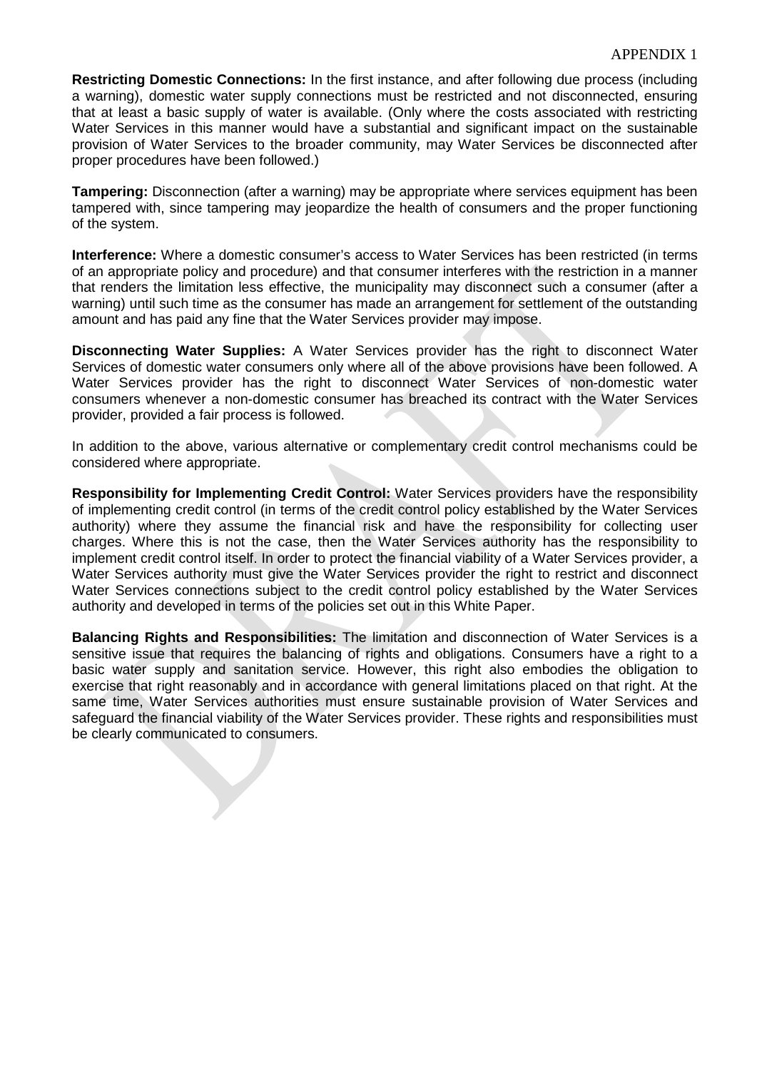APPENDIX 1

**Restricting Domestic Connections:** In the first instance, and after following due process (including a warning), domestic water supply connections must be restricted and not disconnected, ensuring that at least a basic supply of water is available. (Only where the costs associated with restricting Water Services in this manner would have a substantial and significant impact on the sustainable provision of Water Services to the broader community, may Water Services be disconnected after proper procedures have been followed.)

**Tampering:** Disconnection (after a warning) may be appropriate where services equipment has been tampered with, since tampering may jeopardize the health of consumers and the proper functioning of the system.

**Interference:** Where a domestic consumer's access to Water Services has been restricted (in terms of an appropriate policy and procedure) and that consumer interferes with the restriction in a manner that renders the limitation less effective, the municipality may disconnect such a consumer (after a warning) until such time as the consumer has made an arrangement for settlement of the outstanding amount and has paid any fine that the Water Services provider may impose.

**Disconnecting Water Supplies:** A Water Services provider has the right to disconnect Water Services of domestic water consumers only where all of the above provisions have been followed. A Water Services provider has the right to disconnect Water Services of non-domestic water consumers whenever a non-domestic consumer has breached its contract with the Water Services provider, provided a fair process is followed.

In addition to the above, various alternative or complementary credit control mechanisms could be considered where appropriate.

**Responsibility for Implementing Credit Control:** Water Services providers have the responsibility of implementing credit control (in terms of the credit control policy established by the Water Services authority) where they assume the financial risk and have the responsibility for collecting user charges. Where this is not the case, then the Water Services authority has the responsibility to implement credit control itself. In order to protect the financial viability of a Water Services provider, a Water Services authority must give the Water Services provider the right to restrict and disconnect Water Services connections subject to the credit control policy established by the Water Services authority and developed in terms of the policies set out in this White Paper.

**Balancing Rights and Responsibilities:** The limitation and disconnection of Water Services is a sensitive issue that requires the balancing of rights and obligations. Consumers have a right to a basic water supply and sanitation service. However, this right also embodies the obligation to exercise that right reasonably and in accordance with general limitations placed on that right. At the same time, Water Services authorities must ensure sustainable provision of Water Services and safeguard the financial viability of the Water Services provider. These rights and responsibilities must be clearly communicated to consumers.